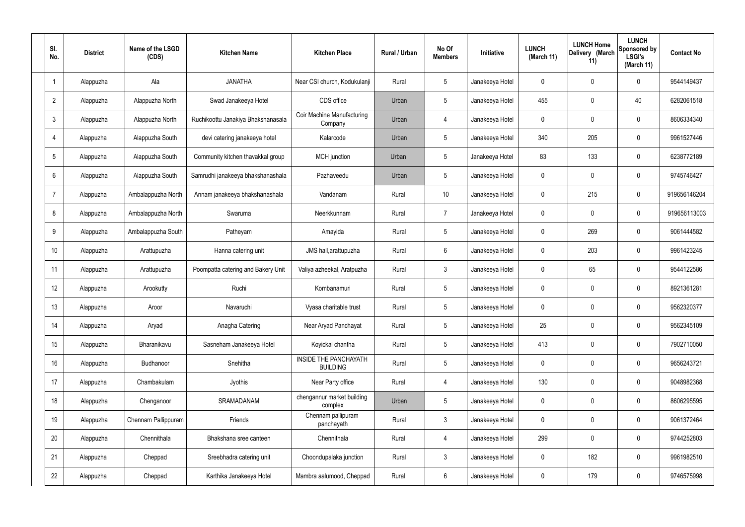| Sl. No. | District | Name of the LSGD (CDS) | Kitchen Name | Kitchen Place | Rural / Urban | No Of Members | Initiative | LUNCH (March 11) | LUNCH Home Delivery (March 11) | LUNCH Sponsored by LSGI's (March 11) | Contact No |
|---|---|---|---|---|---|---|---|---|---|---|---|
| 1 | Alappuzha | Ala | JANATHA | Near CSI church, Kodukulanji | Rural | 5 | Janakeeya Hotel | 0 | 0 | 0 | 9544149437 |
| 2 | Alappuzha | Alappuzha North | Swad Janakeeya Hotel | CDS office | Urban | 5 | Janakeeya Hotel | 455 | 0 | 40 | 6282061518 |
| 3 | Alappuzha | Alappuzha North | Ruchikoottu Janakiya Bhakshanasala | Coir Machine Manufacturing Company | Urban | 4 | Janakeeya Hotel | 0 | 0 | 0 | 8606334340 |
| 4 | Alappuzha | Alappuzha South | devi catering janakeeya hotel | Kalarcode | Urban | 5 | Janakeeya Hotel | 340 | 205 | 0 | 9961527446 |
| 5 | Alappuzha | Alappuzha South | Community kitchen thavakkal group | MCH junction | Urban | 5 | Janakeeya Hotel | 83 | 133 | 0 | 6238772189 |
| 6 | Alappuzha | Alappuzha South | Samrudhi janakeeya bhakshanashala | Pazhaveedu | Urban | 5 | Janakeeya Hotel | 0 | 0 | 0 | 9745746427 |
| 7 | Alappuzha | Ambalappuzha North | Annam janakeeya bhakshanashala | Vandanam | Rural | 10 | Janakeeya Hotel | 0 | 215 | 0 | 919656146204 |
| 8 | Alappuzha | Ambalappuzha North | Swaruma | Neerkkunnam | Rural | 7 | Janakeeya Hotel | 0 | 0 | 0 | 919656113003 |
| 9 | Alappuzha | Ambalappuzha South | Patheyam | Amayida | Rural | 5 | Janakeeya Hotel | 0 | 269 | 0 | 9061444582 |
| 10 | Alappuzha | Arattupuzha | Hanna catering unit | JMS hall,arattupuzha | Rural | 6 | Janakeeya Hotel | 0 | 203 | 0 | 9961423245 |
| 11 | Alappuzha | Arattupuzha | Poompatta catering and Bakery Unit | Valiya azheekal, Aratpuzha | Rural | 3 | Janakeeya Hotel | 0 | 65 | 0 | 9544122586 |
| 12 | Alappuzha | Arookutty | Ruchi | Kombanamuri | Rural | 5 | Janakeeya Hotel | 0 | 0 | 0 | 8921361281 |
| 13 | Alappuzha | Aroor | Navaruchi | Vyasa charitable trust | Rural | 5 | Janakeeya Hotel | 0 | 0 | 0 | 9562320377 |
| 14 | Alappuzha | Aryad | Anagha Catering | Near Aryad Panchayat | Rural | 5 | Janakeeya Hotel | 25 | 0 | 0 | 9562345109 |
| 15 | Alappuzha | Bharanikavu | Sasneham Janakeeya Hotel | Koyickal chantha | Rural | 5 | Janakeeya Hotel | 413 | 0 | 0 | 7902710050 |
| 16 | Alappuzha | Budhanoor | Snehitha | INSIDE THE PANCHAYATH BUILDING | Rural | 5 | Janakeeya Hotel | 0 | 0 | 0 | 9656243721 |
| 17 | Alappuzha | Chambakulam | Jyothis | Near Party office | Rural | 4 | Janakeeya Hotel | 130 | 0 | 0 | 9048982368 |
| 18 | Alappuzha | Chenganoor | SRAMADANAM | chengannur market building complex | Urban | 5 | Janakeeya Hotel | 0 | 0 | 0 | 8606295595 |
| 19 | Alappuzha | Chennam Pallippuram | Friends | Chennam pallipuram panchayath | Rural | 3 | Janakeeya Hotel | 0 | 0 | 0 | 9061372464 |
| 20 | Alappuzha | Chennithala | Bhakshana sree canteen | Chennithala | Rural | 4 | Janakeeya Hotel | 299 | 0 | 0 | 9744252803 |
| 21 | Alappuzha | Cheppad | Sreebhadra catering unit | Choondupalaka junction | Rural | 3 | Janakeeya Hotel | 0 | 182 | 0 | 9961982510 |
| 22 | Alappuzha | Cheppad | Karthika Janakeeya Hotel | Mambra aalumood, Cheppad | Rural | 6 | Janakeeya Hotel | 0 | 179 | 0 | 9746575998 |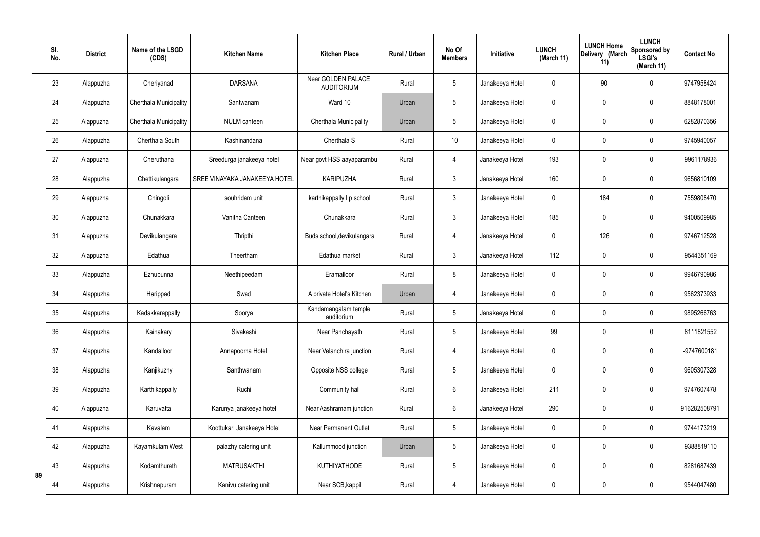| | Sl. No. | District | Name of the LSGD (CDS) | Kitchen Name | Kitchen Place | Rural / Urban | No Of Members | Initiative | LUNCH (March 11) | LUNCH Home Delivery (March 11) | LUNCH Sponsored by LSGI's (March 11) | Contact No |
|---|---|---|---|---|---|---|---|---|---|---|---|---|
| | 23 | Alappuzha | Cheriyanad | DARSANA | Near GOLDEN PALACE AUDITORIUM | Rural | 5 | Janakeeya Hotel | 0 | 90 | 0 | 9747958424 |
| | 24 | Alappuzha | Cherthala Municipality | Santwanam | Ward 10 | Urban | 5 | Janakeeya Hotel | 0 | 0 | 0 | 8848178001 |
| | 25 | Alappuzha | Cherthala Municipality | NULM canteen | Cherthala Municipality | Urban | 5 | Janakeeya Hotel | 0 | 0 | 0 | 6282870356 |
| | 26 | Alappuzha | Cherthala South | Kashinandana | Cherthala S | Rural | 10 | Janakeeya Hotel | 0 | 0 | 0 | 9745940057 |
| | 27 | Alappuzha | Cheruthana | Sreedurga janakeeya hotel | Near govt HSS aayaparambu | Rural | 4 | Janakeeya Hotel | 193 | 0 | 0 | 9961178936 |
| | 28 | Alappuzha | Chettikulangara | SREE VINAYAKA JANAKEEYA HOTEL | KARIPUZHA | Rural | 3 | Janakeeya Hotel | 160 | 0 | 0 | 9656810109 |
| | 29 | Alappuzha | Chingoli | souhridam unit | karthikappally l p school | Rural | 3 | Janakeeya Hotel | 0 | 184 | 0 | 7559808470 |
| | 30 | Alappuzha | Chunakkara | Vanitha Canteen | Chunakkara | Rural | 3 | Janakeeya Hotel | 185 | 0 | 0 | 9400509985 |
| | 31 | Alappuzha | Devikulangara | Thripthi | Buds school,devikulangara | Rural | 4 | Janakeeya Hotel | 0 | 126 | 0 | 9746712528 |
| | 32 | Alappuzha | Edathua | Theertham | Edathua market | Rural | 3 | Janakeeya Hotel | 112 | 0 | 0 | 9544351169 |
| | 33 | Alappuzha | Ezhupunna | Neethipeedam | Eramalloor | Rural | 8 | Janakeeya Hotel | 0 | 0 | 0 | 9946790986 |
| | 34 | Alappuzha | Harippad | Swad | A private Hotel's Kitchen | Urban | 4 | Janakeeya Hotel | 0 | 0 | 0 | 9562373933 |
| | 35 | Alappuzha | Kadakkarappally | Soorya | Kandamangalam temple auditorium | Rural | 5 | Janakeeya Hotel | 0 | 0 | 0 | 9895266763 |
| | 36 | Alappuzha | Kainakary | Sivakashi | Near Panchayath | Rural | 5 | Janakeeya Hotel | 99 | 0 | 0 | 8111821552 |
| | 37 | Alappuzha | Kandalloor | Annapoorna Hotel | Near Velanchira junction | Rural | 4 | Janakeeya Hotel | 0 | 0 | 0 | -9747600181 |
| | 38 | Alappuzha | Kanjikuzhy | Santhwanam | Opposite NSS college | Rural | 5 | Janakeeya Hotel | 0 | 0 | 0 | 9605307328 |
| | 39 | Alappuzha | Karthikappally | Ruchi | Community hall | Rural | 6 | Janakeeya Hotel | 211 | 0 | 0 | 9747607478 |
| | 40 | Alappuzha | Karuvatta | Karunya janakeeya hotel | Near Aashramam junction | Rural | 6 | Janakeeya Hotel | 290 | 0 | 0 | 916282508791 |
| | 41 | Alappuzha | Kavalam | Koottukari Janakeeya Hotel | Near Permanent Outlet | Rural | 5 | Janakeeya Hotel | 0 | 0 | 0 | 9744173219 |
| | 42 | Alappuzha | Kayamkulam West | palazhy catering unit | Kallummood junction | Urban | 5 | Janakeeya Hotel | 0 | 0 | 0 | 9388819110 |
| 89 | 43 | Alappuzha | Kodamthurath | MATRUSAKTHI | KUTHIYATHODE | Rural | 5 | Janakeeya Hotel | 0 | 0 | 0 | 8281687439 |
| | 44 | Alappuzha | Krishnapuram | Kanivu catering unit | Near SCB,kappil | Rural | 4 | Janakeeya Hotel | 0 | 0 | 0 | 9544047480 |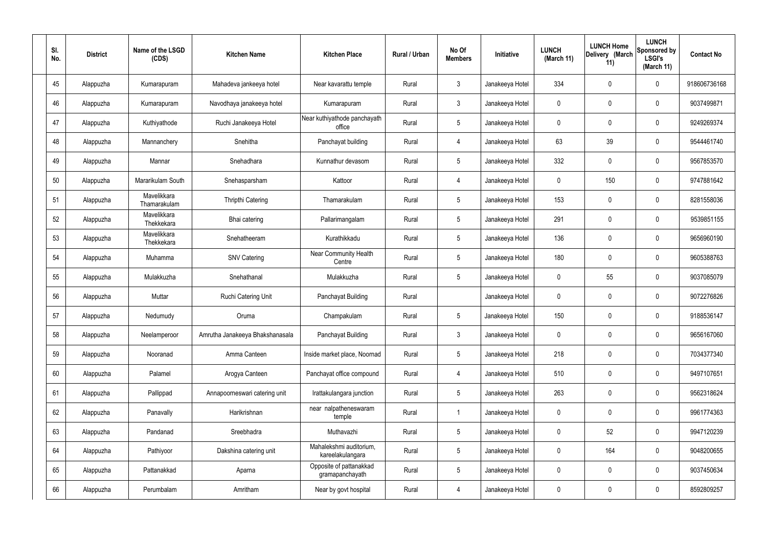| Sl. No. | District | Name of the LSGD (CDS) | Kitchen Name | Kitchen Place | Rural / Urban | No Of Members | Initiative | LUNCH (March 11) | LUNCH Home Delivery (March 11) | LUNCH Sponsored by LSGI's (March 11) | Contact No |
|---|---|---|---|---|---|---|---|---|---|---|---|
| 45 | Alappuzha | Kumarapuram | Mahadeva jankeeya hotel | Near kavarattu temple | Rural | 3 | Janakeeya Hotel | 334 | 0 | 0 | 918606736168 |
| 46 | Alappuzha | Kumarapuram | Navodhaya janakeeya hotel | Kumarapuram | Rural | 3 | Janakeeya Hotel | 0 | 0 | 0 | 9037499871 |
| 47 | Alappuzha | Kuthiyathode | Ruchi Janakeeya Hotel | Near kuthiyathode panchayath office | Rural | 5 | Janakeeya Hotel | 0 | 0 | 0 | 9249269374 |
| 48 | Alappuzha | Mannanchery | Snehitha | Panchayat building | Rural | 4 | Janakeeya Hotel | 63 | 39 | 0 | 9544461740 |
| 49 | Alappuzha | Mannar | Snehadhara | Kunnathur devasom | Rural | 5 | Janakeeya Hotel | 332 | 0 | 0 | 9567853570 |
| 50 | Alappuzha | Mararikulam South | Snehasparsham | Kattoor | Rural | 4 | Janakeeya Hotel | 0 | 150 | 0 | 9747881642 |
| 51 | Alappuzha | Mavelikkara Thamarakulam | Thripthi Catering | Thamarakulam | Rural | 5 | Janakeeya Hotel | 153 | 0 | 0 | 8281558036 |
| 52 | Alappuzha | Mavelikkara Thekkekara | Bhai catering | Pallarimangalam | Rural | 5 | Janakeeya Hotel | 291 | 0 | 0 | 9539851155 |
| 53 | Alappuzha | Mavelikkara Thekkekara | Snehatheeram | Kurathikkadu | Rural | 5 | Janakeeya Hotel | 136 | 0 | 0 | 9656960190 |
| 54 | Alappuzha | Muhamma | SNV Catering | Near Community Health Centre | Rural | 5 | Janakeeya Hotel | 180 | 0 | 0 | 9605388763 |
| 55 | Alappuzha | Mulakkuzha | Snehathanal | Mulakkuzha | Rural | 5 | Janakeeya Hotel | 0 | 55 | 0 | 9037085079 |
| 56 | Alappuzha | Muttar | Ruchi Catering Unit | Panchayat Building | Rural | | Janakeeya Hotel | 0 | 0 | 0 | 9072276826 |
| 57 | Alappuzha | Nedumudy | Oruma | Champakulam | Rural | 5 | Janakeeya Hotel | 150 | 0 | 0 | 9188536147 |
| 58 | Alappuzha | Neelamperoor | Amrutha Janakeeya Bhakshanasala | Panchayat Building | Rural | 3 | Janakeeya Hotel | 0 | 0 | 0 | 9656167060 |
| 59 | Alappuzha | Nooranad | Amma Canteen | Inside market place, Noornad | Rural | 5 | Janakeeya Hotel | 218 | 0 | 0 | 7034377340 |
| 60 | Alappuzha | Palamel | Arogya Canteen | Panchayat office compound | Rural | 4 | Janakeeya Hotel | 510 | 0 | 0 | 9497107651 |
| 61 | Alappuzha | Pallippad | Annapoorneswari catering unit | Irattakulangara junction | Rural | 5 | Janakeeya Hotel | 263 | 0 | 0 | 9562318624 |
| 62 | Alappuzha | Panavally | Harikrishnan | near nalpatheneswaram temple | Rural | 1 | Janakeeya Hotel | 0 | 0 | 0 | 9961774363 |
| 63 | Alappuzha | Pandanad | Sreebhadra | Muthavazhi | Rural | 5 | Janakeeya Hotel | 0 | 52 | 0 | 9947120239 |
| 64 | Alappuzha | Pathiyoor | Dakshina catering unit | Mahalekshmi auditorium, kareelakulangara | Rural | 5 | Janakeeya Hotel | 0 | 164 | 0 | 9048200655 |
| 65 | Alappuzha | Pattanakkad | Aparna | Opposite of pattanakkad gramapanchayath | Rural | 5 | Janakeeya Hotel | 0 | 0 | 0 | 9037450634 |
| 66 | Alappuzha | Perumbalam | Amritham | Near by govt hospital | Rural | 4 | Janakeeya Hotel | 0 | 0 | 0 | 8592809257 |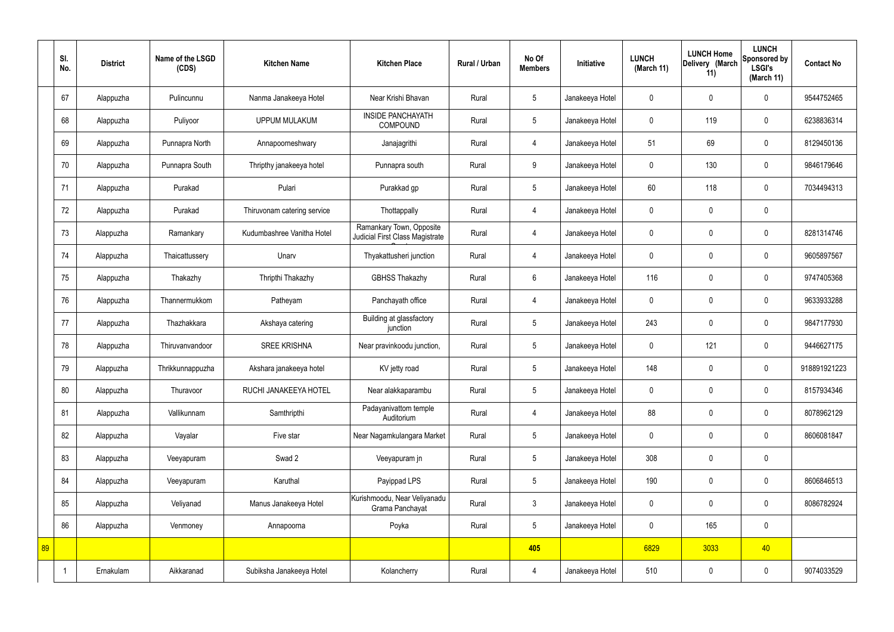|  | Sl. No. | District | Name of the LSGD (CDS) | Kitchen Name | Kitchen Place | Rural / Urban | No Of Members | Initiative | LUNCH (March 11) | LUNCH Home Delivery (March 11) | LUNCH Sponsored by LSGI's (March 11) | Contact No |
|---|---|---|---|---|---|---|---|---|---|---|---|---|
|  | 67 | Alappuzha | Pulincunnu | Nanma Janakeeya Hotel | Near Krishi Bhavan | Rural | 5 | Janakeeya Hotel | 0 | 0 | 0 | 9544752465 |
|  | 68 | Alappuzha | Puliyoor | UPPUM MULAKUM | INSIDE PANCHAYATH COMPOUND | Rural | 5 | Janakeeya Hotel | 0 | 119 | 0 | 6238836314 |
|  | 69 | Alappuzha | Punnapra North | Annapoorneshwary | Janajagrithi | Rural | 4 | Janakeeya Hotel | 51 | 69 | 0 | 8129450136 |
|  | 70 | Alappuzha | Punnapra South | Thripthy janakeeya hotel | Punnapra south | Rural | 9 | Janakeeya Hotel | 0 | 130 | 0 | 9846179646 |
|  | 71 | Alappuzha | Purakad | Pulari | Purakkad gp | Rural | 5 | Janakeeya Hotel | 60 | 118 | 0 | 7034494313 |
|  | 72 | Alappuzha | Purakad | Thiruvonam catering service | Thottappally | Rural | 4 | Janakeeya Hotel | 0 | 0 | 0 |  |
|  | 73 | Alappuzha | Ramankary | Kudumbashree Vanitha Hotel | Ramankary Town, Opposite Judicial First Class Magistrate Court | Rural | 4 | Janakeeya Hotel | 0 | 0 | 0 | 8281314746 |
|  | 74 | Alappuzha | Thaicattussery | Unarv | Thyakattusheri junction | Rural | 4 | Janakeeya Hotel | 0 | 0 | 0 | 9605897567 |
|  | 75 | Alappuzha | Thakazhy | Thripthi Thakazhy | GBHSS Thakazhy | Rural | 6 | Janakeeya Hotel | 116 | 0 | 0 | 9747405368 |
|  | 76 | Alappuzha | Thannermukkom | Patheyam | Panchayath office | Rural | 4 | Janakeeya Hotel | 0 | 0 | 0 | 9633933288 |
|  | 77 | Alappuzha | Thazhakkara | Akshaya catering | Building at glassfactory junction | Rural | 5 | Janakeeya Hotel | 243 | 0 | 0 | 9847177930 |
|  | 78 | Alappuzha | Thiruvanvandoor | SREE KRISHNA | Near pravinkoodu junction, | Rural | 5 | Janakeeya Hotel | 0 | 121 | 0 | 9446627175 |
|  | 79 | Alappuzha | Thrikkunnappuzha | Akshara janakeeya hotel | KV jetty road | Rural | 5 | Janakeeya Hotel | 148 | 0 | 0 | 918891921223 |
|  | 80 | Alappuzha | Thuravoor | RUCHI JANAKEEYA HOTEL | Near alakkaparambu | Rural | 5 | Janakeeya Hotel | 0 | 0 | 0 | 8157934346 |
|  | 81 | Alappuzha | Vallikunnam | Samthripthi | Padayanivattom temple Auditorium | Rural | 4 | Janakeeya Hotel | 88 | 0 | 0 | 8078962129 |
|  | 82 | Alappuzha | Vayalar | Five star | Near Nagamkulangara Market | Rural | 5 | Janakeeya Hotel | 0 | 0 | 0 | 8606081847 |
|  | 83 | Alappuzha | Veeyapuram | Swad 2 | Veeyapuram jn | Rural | 5 | Janakeeya Hotel | 308 | 0 | 0 |  |
|  | 84 | Alappuzha | Veeyapuram | Karuthal | Payippad LPS | Rural | 5 | Janakeeya Hotel | 190 | 0 | 0 | 8606846513 |
|  | 85 | Alappuzha | Veliyanad | Manus Janakeeya Hotel | Kurishmoodu, Near Veliyanadu Grama Panchayat | Rural | 3 | Janakeeya Hotel | 0 | 0 | 0 | 8086782924 |
|  | 86 | Alappuzha | Venmoney | Annapoorna | Poyka | Rural | 5 | Janakeeya Hotel | 0 | 165 | 0 |  |
| 89 |  |  |  |  |  |  | 405 |  | 6829 | 3033 | 40 |  |
|  | 1 | Ernakulam | Aikkaranad | Subiksha Janakeeya Hotel | Kolancherry | Rural | 4 | Janakeeya Hotel | 510 | 0 | 0 | 9074033529 |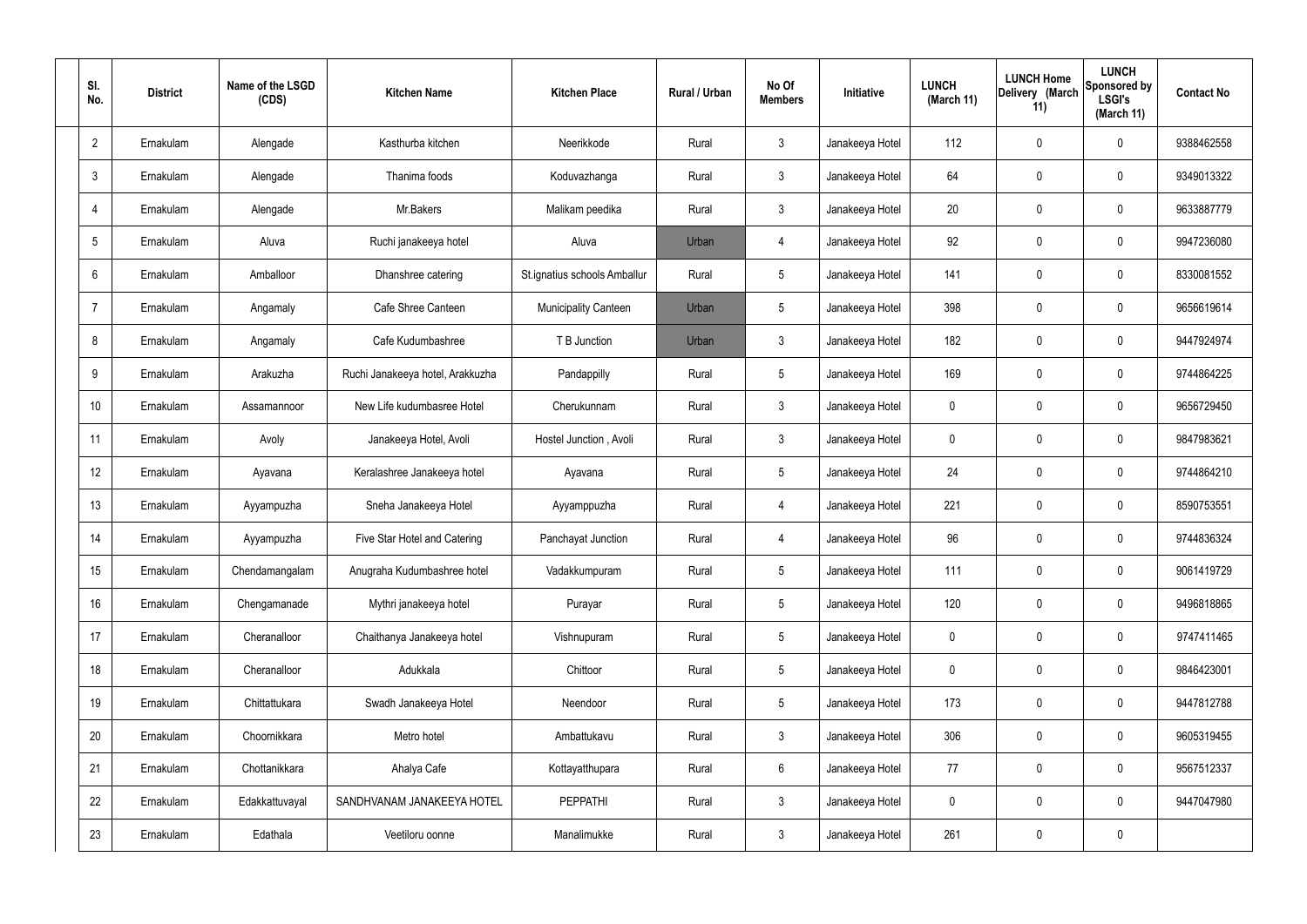| Sl. No. | District | Name of the LSGD (CDS) | Kitchen Name | Kitchen Place | Rural / Urban | No Of Members | Initiative | LUNCH (March 11) | LUNCH Home Delivery (March 11) | LUNCH Sponsored by LSGI's (March 11) | Contact No |
|---|---|---|---|---|---|---|---|---|---|---|---|
| 2 | Ernakulam | Alengade | Kasthurba kitchen | Neerikkode | Rural | 3 | Janakeeya Hotel | 112 | 0 | 0 | 9388462558 |
| 3 | Ernakulam | Alengade | Thanima foods | Koduvazhanga | Rural | 3 | Janakeeya Hotel | 64 | 0 | 0 | 9349013322 |
| 4 | Ernakulam | Alengade | Mr.Bakers | Malikam peedika | Rural | 3 | Janakeeya Hotel | 20 | 0 | 0 | 9633887779 |
| 5 | Ernakulam | Aluva | Ruchi janakeeya hotel | Aluva | Urban | 4 | Janakeeya Hotel | 92 | 0 | 0 | 9947236080 |
| 6 | Ernakulam | Amballoor | Dhanshree catering | St.ignatius schools Amballur | Rural | 5 | Janakeeya Hotel | 141 | 0 | 0 | 8330081552 |
| 7 | Ernakulam | Angamaly | Cafe Shree Canteen | Municipality Canteen | Urban | 5 | Janakeeya Hotel | 398 | 0 | 0 | 9656619614 |
| 8 | Ernakulam | Angamaly | Cafe Kudumbashree | T B Junction | Urban | 3 | Janakeeya Hotel | 182 | 0 | 0 | 9447924974 |
| 9 | Ernakulam | Arakuzha | Ruchi Janakeeya hotel, Arakkuzha | Pandappilly | Rural | 5 | Janakeeya Hotel | 169 | 0 | 0 | 9744864225 |
| 10 | Ernakulam | Assamannoor | New Life kudumbasree Hotel | Cherukunnam | Rural | 3 | Janakeeya Hotel | 0 | 0 | 0 | 9656729450 |
| 11 | Ernakulam | Avoly | Janakeeya Hotel, Avoli | Hostel Junction , Avoli | Rural | 3 | Janakeeya Hotel | 0 | 0 | 0 | 9847983621 |
| 12 | Ernakulam | Ayavana | Keralashree Janakeeya hotel | Ayavana | Rural | 5 | Janakeeya Hotel | 24 | 0 | 0 | 9744864210 |
| 13 | Ernakulam | Ayyampuzha | Sneha Janakeeya Hotel | Ayyamppuzha | Rural | 4 | Janakeeya Hotel | 221 | 0 | 0 | 8590753551 |
| 14 | Ernakulam | Ayyampuzha | Five Star Hotel and Catering | Panchayat Junction | Rural | 4 | Janakeeya Hotel | 96 | 0 | 0 | 9744836324 |
| 15 | Ernakulam | Chendamangalam | Anugraha Kudumbashree hotel | Vadakkumpuram | Rural | 5 | Janakeeya Hotel | 111 | 0 | 0 | 9061419729 |
| 16 | Ernakulam | Chengamanade | Mythri janakeeya hotel | Purayar | Rural | 5 | Janakeeya Hotel | 120 | 0 | 0 | 9496818865 |
| 17 | Ernakulam | Cheranalloor | Chaithanya Janakeeya hotel | Vishnupuram | Rural | 5 | Janakeeya Hotel | 0 | 0 | 0 | 9747411465 |
| 18 | Ernakulam | Cheranalloor | Adukkala | Chittoor | Rural | 5 | Janakeeya Hotel | 0 | 0 | 0 | 9846423001 |
| 19 | Ernakulam | Chittattukara | Swadh Janakeeya Hotel | Neendoor | Rural | 5 | Janakeeya Hotel | 173 | 0 | 0 | 9447812788 |
| 20 | Ernakulam | Choornikkara | Metro hotel | Ambattukavu | Rural | 3 | Janakeeya Hotel | 306 | 0 | 0 | 9605319455 |
| 21 | Ernakulam | Chottanikkara | Ahalya Cafe | Kottayatthupara | Rural | 6 | Janakeeya Hotel | 77 | 0 | 0 | 9567512337 |
| 22 | Ernakulam | Edakkattuvayal | SANDHVANAM JANAKEEYA HOTEL | PEPPATHI | Rural | 3 | Janakeeya Hotel | 0 | 0 | 0 | 9447047980 |
| 23 | Ernakulam | Edathala | Veetiloru oonne | Manalimukke | Rural | 3 | Janakeeya Hotel | 261 | 0 | 0 | |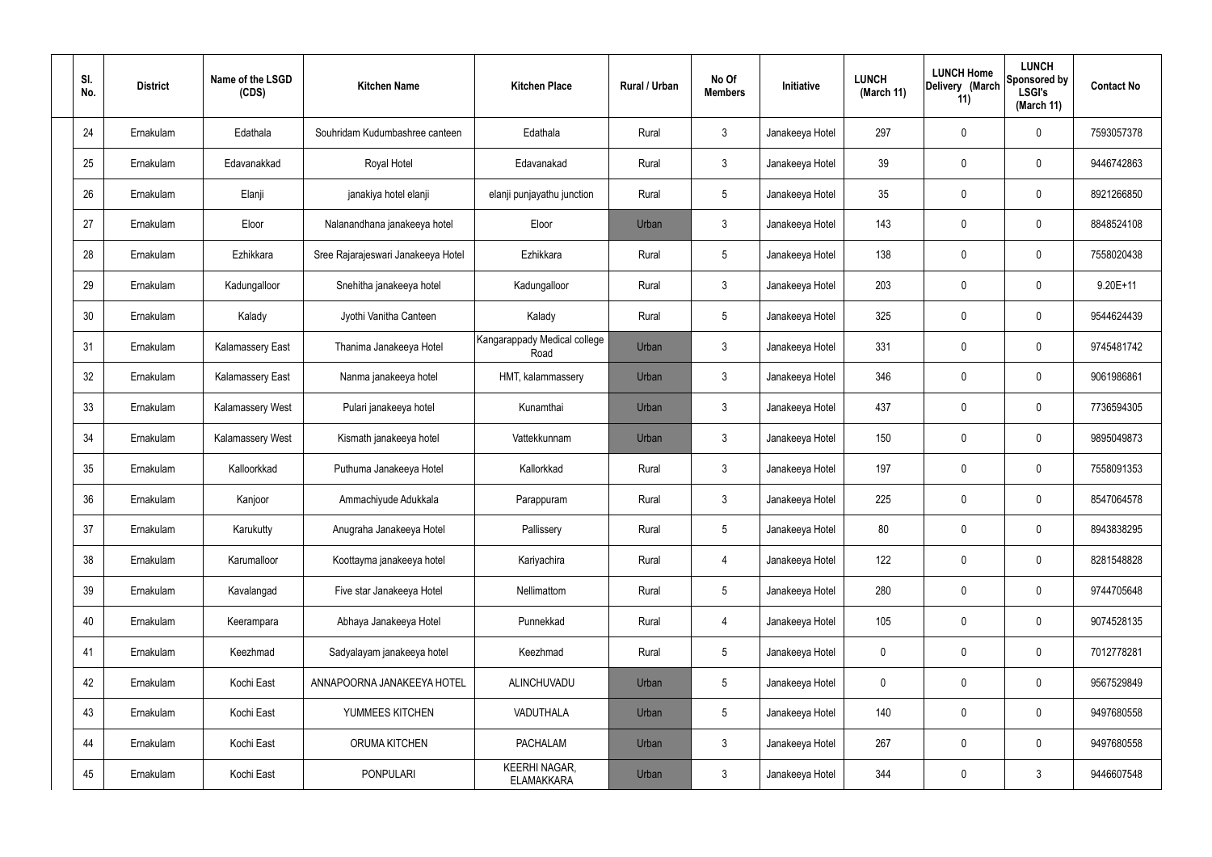| Sl. No. | District | Name of the LSGD (CDS) | Kitchen Name | Kitchen Place | Rural / Urban | No Of Members | Initiative | LUNCH (March 11) | LUNCH Home Delivery (March 11) | LUNCH Sponsored by LSGI's (March 11) | Contact No |
|---|---|---|---|---|---|---|---|---|---|---|---|
| 24 | Ernakulam | Edathala | Souhridam Kudumbashree canteen | Edathala | Rural | 3 | Janakeeya Hotel | 297 | 0 | 0 | 7593057378 |
| 25 | Ernakulam | Edavanakkad | Royal Hotel | Edavanakad | Rural | 3 | Janakeeya Hotel | 39 | 0 | 0 | 9446742863 |
| 26 | Ernakulam | Elanji | janakiya hotel elanji | elanji punjayathu junction | Rural | 5 | Janakeeya Hotel | 35 | 0 | 0 | 8921266850 |
| 27 | Ernakulam | Eloor | Nalanandhana janakeeya hotel | Eloor | Urban | 3 | Janakeeya Hotel | 143 | 0 | 0 | 8848524108 |
| 28 | Ernakulam | Ezhikkara | Sree Rajarajeswari Janakeeya Hotel | Ezhikkara | Rural | 5 | Janakeeya Hotel | 138 | 0 | 0 | 7558020438 |
| 29 | Ernakulam | Kadungalloor | Snehitha janakeeya hotel | Kadungalloor | Rural | 3 | Janakeeya Hotel | 203 | 0 | 0 | 9.20E+11 |
| 30 | Ernakulam | Kalady | Jyothi Vanitha Canteen | Kalady | Rural | 5 | Janakeeya Hotel | 325 | 0 | 0 | 9544624439 |
| 31 | Ernakulam | Kalamassery East | Thanima Janakeeya Hotel | Kangarappady Medical college Road | Urban | 3 | Janakeeya Hotel | 331 | 0 | 0 | 9745481742 |
| 32 | Ernakulam | Kalamassery East | Nanma janakeeya hotel | HMT, kalammassery | Urban | 3 | Janakeeya Hotel | 346 | 0 | 0 | 9061986861 |
| 33 | Ernakulam | Kalamassery West | Pulari janakeeya hotel | Kunamthai | Urban | 3 | Janakeeya Hotel | 437 | 0 | 0 | 7736594305 |
| 34 | Ernakulam | Kalamassery West | Kismath janakeeya hotel | Vattekkunnam | Urban | 3 | Janakeeya Hotel | 150 | 0 | 0 | 9895049873 |
| 35 | Ernakulam | Kalloorkkad | Puthuma Janakeeya Hotel | Kallorkkad | Rural | 3 | Janakeeya Hotel | 197 | 0 | 0 | 7558091353 |
| 36 | Ernakulam | Kanjoor | Ammachiyude Adukkala | Parappuram | Rural | 3 | Janakeeya Hotel | 225 | 0 | 0 | 8547064578 |
| 37 | Ernakulam | Karukutty | Anugraha Janakeeya Hotel | Pallissery | Rural | 5 | Janakeeya Hotel | 80 | 0 | 0 | 8943838295 |
| 38 | Ernakulam | Karumalloor | Koottayma janakeeya hotel | Kariyachira | Rural | 4 | Janakeeya Hotel | 122 | 0 | 0 | 8281548828 |
| 39 | Ernakulam | Kavalangad | Five star Janakeeya Hotel | Nellimattom | Rural | 5 | Janakeeya Hotel | 280 | 0 | 0 | 9744705648 |
| 40 | Ernakulam | Keerampara | Abhaya Janakeeya Hotel | Punnekkad | Rural | 4 | Janakeeya Hotel | 105 | 0 | 0 | 9074528135 |
| 41 | Ernakulam | Keezhmad | Sadyalayam janakeeya hotel | Keezhmad | Rural | 5 | Janakeeya Hotel | 0 | 0 | 0 | 7012778281 |
| 42 | Ernakulam | Kochi East | ANNAPOORNA JANAKEEYA HOTEL | ALINCHUVADU | Urban | 5 | Janakeeya Hotel | 0 | 0 | 0 | 9567529849 |
| 43 | Ernakulam | Kochi East | YUMMEES KITCHEN | VADUTHALA | Urban | 5 | Janakeeya Hotel | 140 | 0 | 0 | 9497680558 |
| 44 | Ernakulam | Kochi East | ORUMA KITCHEN | PACHALAM | Urban | 3 | Janakeeya Hotel | 267 | 0 | 0 | 9497680558 |
| 45 | Ernakulam | Kochi East | PONPULARI | KEERHI NAGAR, ELAMAKKARA | Urban | 3 | Janakeeya Hotel | 344 | 0 | 3 | 9446607548 |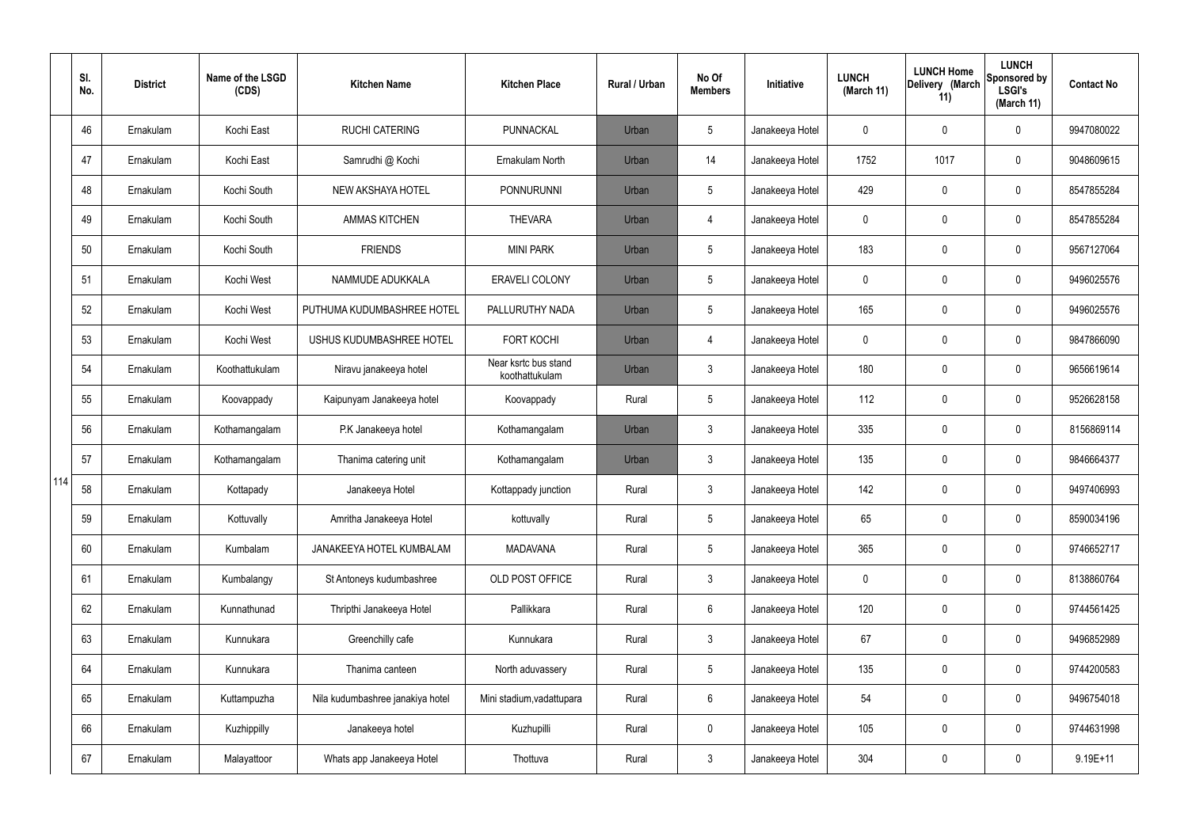|  | Sl. No. | District | Name of the LSGD (CDS) | Kitchen Name | Kitchen Place | Rural / Urban | No Of Members | Initiative | LUNCH (March 11) | LUNCH Home Delivery (March 11) | LUNCH Sponsored by LSGI's (March 11) | Contact No |
|---|---|---|---|---|---|---|---|---|---|---|---|---|
| 114 | 46 | Ernakulam | Kochi East | RUCHI CATERING | PUNNACKAL | Urban | 5 | Janakeeya Hotel | 0 | 0 | 0 | 9947080022 |
|  | 47 | Ernakulam | Kochi East | Samrudhi @ Kochi | Ernakulam North | Urban | 14 | Janakeeya Hotel | 1752 | 1017 | 0 | 9048609615 |
|  | 48 | Ernakulam | Kochi South | NEW AKSHAYA HOTEL | PONNURUNNI | Urban | 5 | Janakeeya Hotel | 429 | 0 | 0 | 8547855284 |
|  | 49 | Ernakulam | Kochi South | AMMAS KITCHEN | THEVARA | Urban | 4 | Janakeeya Hotel | 0 | 0 | 0 | 8547855284 |
|  | 50 | Ernakulam | Kochi South | FRIENDS | MINI PARK | Urban | 5 | Janakeeya Hotel | 183 | 0 | 0 | 9567127064 |
|  | 51 | Ernakulam | Kochi West | NAMMUDE ADUKKALA | ERAVELI COLONY | Urban | 5 | Janakeeya Hotel | 0 | 0 | 0 | 9496025576 |
|  | 52 | Ernakulam | Kochi West | PUTHUMA KUDUMBASHREE HOTEL | PALLURUTHY NADA | Urban | 5 | Janakeeya Hotel | 165 | 0 | 0 | 9496025576 |
|  | 53 | Ernakulam | Kochi West | USHUS KUDUMBASHREE HOTEL | FORT KOCHI | Urban | 4 | Janakeeya Hotel | 0 | 0 | 0 | 9847866090 |
|  | 54 | Ernakulam | Koothattukulam | Niravu janakeeya hotel | Near ksrtc bus stand koothattukulam | Urban | 3 | Janakeeya Hotel | 180 | 0 | 0 | 9656619614 |
|  | 55 | Ernakulam | Koovappady | Kaipunyam Janakeeya hotel | Koovappady | Rural | 5 | Janakeeya Hotel | 112 | 0 | 0 | 9526628158 |
|  | 56 | Ernakulam | Kothamangalam | P.K Janakeeya hotel | Kothamangalam | Urban | 3 | Janakeeya Hotel | 335 | 0 | 0 | 8156869114 |
|  | 57 | Ernakulam | Kothamangalam | Thanima catering unit | Kothamangalam | Urban | 3 | Janakeeya Hotel | 135 | 0 | 0 | 9846664377 |
|  | 58 | Ernakulam | Kottapady | Janakeeya Hotel | Kottappady junction | Rural | 3 | Janakeeya Hotel | 142 | 0 | 0 | 9497406993 |
|  | 59 | Ernakulam | Kottuvally | Amritha Janakeeya Hotel | kottuvally | Rural | 5 | Janakeeya Hotel | 65 | 0 | 0 | 8590034196 |
|  | 60 | Ernakulam | Kumbalam | JANAKEEYA HOTEL KUMBALAM | MADAVANA | Rural | 5 | Janakeeya Hotel | 365 | 0 | 0 | 9746652717 |
|  | 61 | Ernakulam | Kumbalangy | St Antoneys kudumbashree | OLD POST OFFICE | Rural | 3 | Janakeeya Hotel | 0 | 0 | 0 | 8138860764 |
|  | 62 | Ernakulam | Kunnathunad | Thripthi Janakeeya Hotel | Pallikkara | Rural | 6 | Janakeeya Hotel | 120 | 0 | 0 | 9744561425 |
|  | 63 | Ernakulam | Kunnukara | Greenchilly cafe | Kunnukara | Rural | 3 | Janakeeya Hotel | 67 | 0 | 0 | 9496852989 |
|  | 64 | Ernakulam | Kunnukara | Thanima canteen | North aduvassery | Rural | 5 | Janakeeya Hotel | 135 | 0 | 0 | 9744200583 |
|  | 65 | Ernakulam | Kuttampuzha | Nila kudumbashree janakiya hotel | Mini stadium,vadattupara | Rural | 6 | Janakeeya Hotel | 54 | 0 | 0 | 9496754018 |
|  | 66 | Ernakulam | Kuzhippilly | Janakeeya hotel | Kuzhupilli | Rural | 0 | Janakeeya Hotel | 105 | 0 | 0 | 9744631998 |
|  | 67 | Ernakulam | Malayattoor | Whats app Janakeeya Hotel | Thottuva | Rural | 3 | Janakeeya Hotel | 304 | 0 | 0 | 9.19E+11 |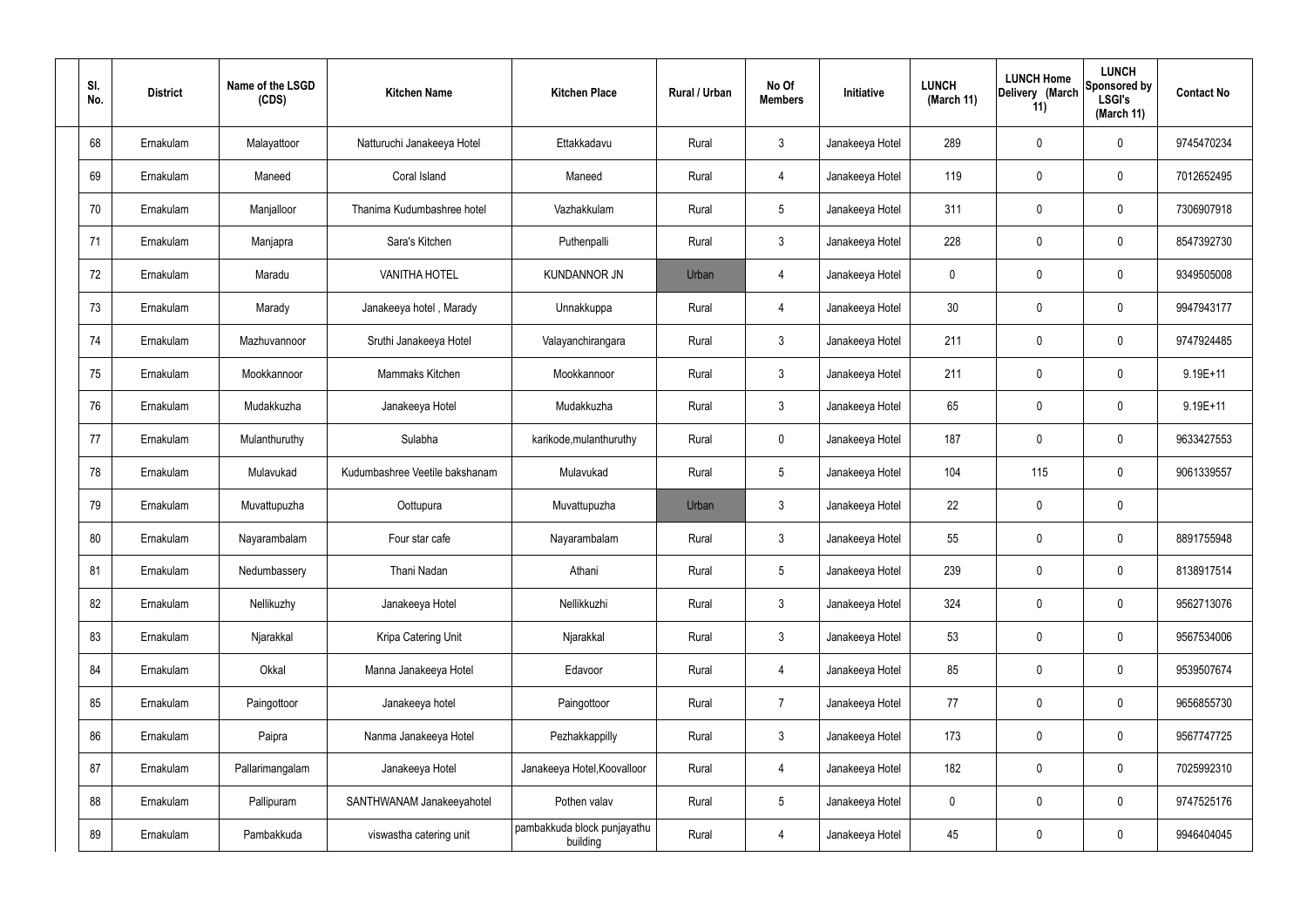| Sl. No. | District | Name of the LSGD (CDS) | Kitchen Name | Kitchen Place | Rural / Urban | No Of Members | Initiative | LUNCH (March 11) | LUNCH Home Delivery (March 11) | LUNCH Sponsored by LSGI's (March 11) | Contact No |
|---|---|---|---|---|---|---|---|---|---|---|---|
| 68 | Ernakulam | Malayattoor | Natturuchi Janakeeya Hotel | Ettakkadavu | Rural | 3 | Janakeeya Hotel | 289 | 0 | 0 | 9745470234 |
| 69 | Ernakulam | Maneed | Coral Island | Maneed | Rural | 4 | Janakeeya Hotel | 119 | 0 | 0 | 7012652495 |
| 70 | Ernakulam | Manjalloor | Thanima Kudumbashree hotel | Vazhakkulam | Rural | 5 | Janakeeya Hotel | 311 | 0 | 0 | 7306907918 |
| 71 | Ernakulam | Manjapra | Sara's Kitchen | Puthenpalli | Rural | 3 | Janakeeya Hotel | 228 | 0 | 0 | 8547392730 |
| 72 | Ernakulam | Maradu | VANITHA HOTEL | KUNDANNOR JN | Urban | 4 | Janakeeya Hotel | 0 | 0 | 0 | 9349505008 |
| 73 | Ernakulam | Marady | Janakeeya hotel , Marady | Unnakkuppa | Rural | 4 | Janakeeya Hotel | 30 | 0 | 0 | 9947943177 |
| 74 | Ernakulam | Mazhuvannoor | Sruthi Janakeeya Hotel | Valayanchirangara | Rural | 3 | Janakeeya Hotel | 211 | 0 | 0 | 9747924485 |
| 75 | Ernakulam | Mookkannoor | Mammaks Kitchen | Mookkannoor | Rural | 3 | Janakeeya Hotel | 211 | 0 | 0 | 9.19E+11 |
| 76 | Ernakulam | Mudakkuzha | Janakeeya Hotel | Mudakkuzha | Rural | 3 | Janakeeya Hotel | 65 | 0 | 0 | 9.19E+11 |
| 77 | Ernakulam | Mulanthuruthy | Sulabha | karikode,mulanthuruthy | Rural | 0 | Janakeeya Hotel | 187 | 0 | 0 | 9633427553 |
| 78 | Ernakulam | Mulavukad | Kudumbashree Veetile bakshanam | Mulavukad | Rural | 5 | Janakeeya Hotel | 104 | 115 | 0 | 9061339557 |
| 79 | Ernakulam | Muvattupuzha | Oottupura | Muvattupuzha | Urban | 3 | Janakeeya Hotel | 22 | 0 | 0 | |
| 80 | Ernakulam | Nayarambalam | Four star cafe | Nayarambalam | Rural | 3 | Janakeeya Hotel | 55 | 0 | 0 | 8891755948 |
| 81 | Ernakulam | Nedumbassery | Thani Nadan | Athani | Rural | 5 | Janakeeya Hotel | 239 | 0 | 0 | 8138917514 |
| 82 | Ernakulam | Nellikuzhy | Janakeeya Hotel | Nellikkuzhi | Rural | 3 | Janakeeya Hotel | 324 | 0 | 0 | 9562713076 |
| 83 | Ernakulam | Njarakkal | Kripa Catering Unit | Njarakkal | Rural | 3 | Janakeeya Hotel | 53 | 0 | 0 | 9567534006 |
| 84 | Ernakulam | Okkal | Manna Janakeeya Hotel | Edavoor | Rural | 4 | Janakeeya Hotel | 85 | 0 | 0 | 9539507674 |
| 85 | Ernakulam | Paingottoor | Janakeeya hotel | Paingottoor | Rural | 7 | Janakeeya Hotel | 77 | 0 | 0 | 9656855730 |
| 86 | Ernakulam | Paipra | Nanma Janakeeya Hotel | Pezhakkappilly | Rural | 3 | Janakeeya Hotel | 173 | 0 | 0 | 9567747725 |
| 87 | Ernakulam | Pallarimangalam | Janakeeya Hotel | Janakeeya Hotel,Koovalloor | Rural | 4 | Janakeeya Hotel | 182 | 0 | 0 | 7025992310 |
| 88 | Ernakulam | Pallipuram | SANTHWANAM Janakeeyahotel | Pothen valav | Rural | 5 | Janakeeya Hotel | 0 | 0 | 0 | 9747525176 |
| 89 | Ernakulam | Pambakkuda | viswastha catering unit | pambakkuda block punjayathu building | Rural | 4 | Janakeeya Hotel | 45 | 0 | 0 | 9946404045 |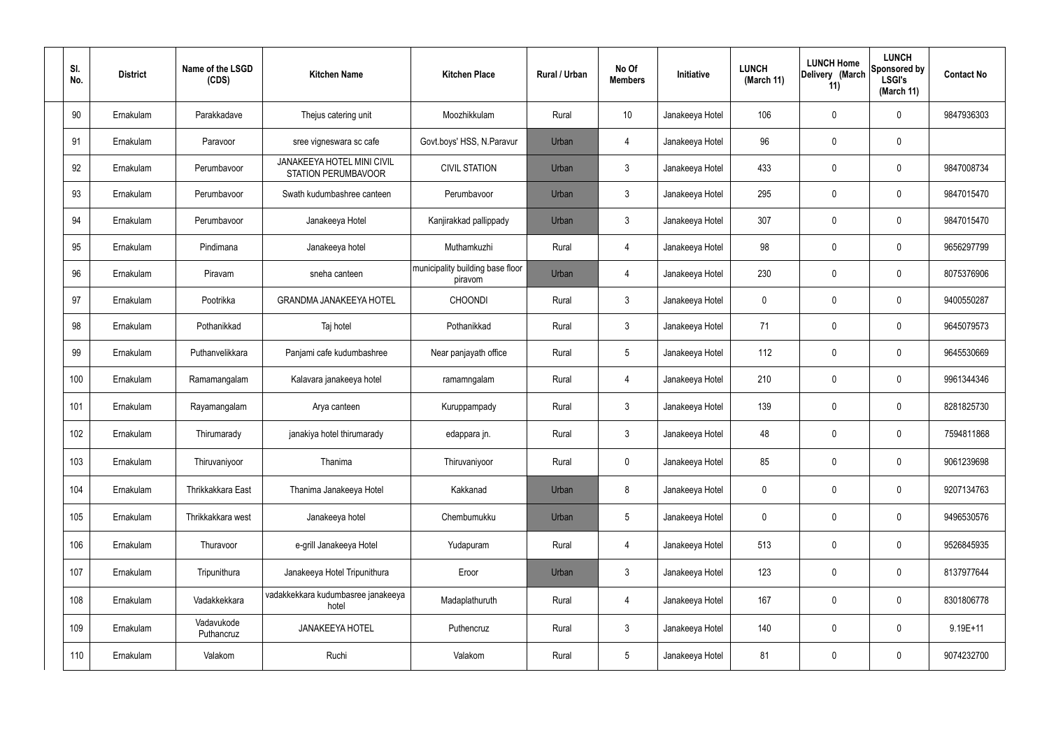| Sl. No. | District | Name of the LSGD (CDS) | Kitchen Name | Kitchen Place | Rural / Urban | No Of Members | Initiative | LUNCH (March 11) | LUNCH Home Delivery (March 11) | LUNCH Sponsored by LSGI's (March 11) | Contact No |
|---|---|---|---|---|---|---|---|---|---|---|---|
| 90 | Ernakulam | Parakkadave | Thejus catering unit | Moozhikkulam | Rural | 10 | Janakeeya Hotel | 106 | 0 | 0 | 9847936303 |
| 91 | Ernakulam | Paravoor | sree vigneswara sc cafe | Govt.boys' HSS, N.Paravur | Urban | 4 | Janakeeya Hotel | 96 | 0 | 0 | |
| 92 | Ernakulam | Perumbavoor | JANAKEEYA HOTEL MINI CIVIL STATION PERUMBAVOOR | CIVIL STATION | Urban | 3 | Janakeeya Hotel | 433 | 0 | 0 | 9847008734 |
| 93 | Ernakulam | Perumbavoor | Swath kudumbashree canteen | Perumbavoor | Urban | 3 | Janakeeya Hotel | 295 | 0 | 0 | 9847015470 |
| 94 | Ernakulam | Perumbavoor | Janakeeya Hotel | Kanjirakkad pallippady | Urban | 3 | Janakeeya Hotel | 307 | 0 | 0 | 9847015470 |
| 95 | Ernakulam | Pindimana | Janakeeya hotel | Muthamkuzhi | Rural | 4 | Janakeeya Hotel | 98 | 0 | 0 | 9656297799 |
| 96 | Ernakulam | Piravam | sneha canteen | municipality building base floor piravom | Urban | 4 | Janakeeya Hotel | 230 | 0 | 0 | 8075376906 |
| 97 | Ernakulam | Pootrikka | GRANDMA JANAKEEYA HOTEL | CHOONDI | Rural | 3 | Janakeeya Hotel | 0 | 0 | 0 | 9400550287 |
| 98 | Ernakulam | Pothanikkad | Taj hotel | Pothanikkad | Rural | 3 | Janakeeya Hotel | 71 | 0 | 0 | 9645079573 |
| 99 | Ernakulam | Puthanvelikkara | Panjami cafe kudumbashree | Near panjayath office | Rural | 5 | Janakeeya Hotel | 112 | 0 | 0 | 9645530669 |
| 100 | Ernakulam | Ramamangalam | Kalavara janakeeya hotel | ramamngalam | Rural | 4 | Janakeeya Hotel | 210 | 0 | 0 | 9961344346 |
| 101 | Ernakulam | Rayamangalam | Arya canteen | Kuruppampady | Rural | 3 | Janakeeya Hotel | 139 | 0 | 0 | 8281825730 |
| 102 | Ernakulam | Thirumarady | janakiya hotel thirumarady | edappara jn. | Rural | 3 | Janakeeya Hotel | 48 | 0 | 0 | 7594811868 |
| 103 | Ernakulam | Thiruvaniyoor | Thanima | Thiruvaniyoor | Rural | 0 | Janakeeya Hotel | 85 | 0 | 0 | 9061239698 |
| 104 | Ernakulam | Thrikkakkara East | Thanima Janakeeya Hotel | Kakkanad | Urban | 8 | Janakeeya Hotel | 0 | 0 | 0 | 9207134763 |
| 105 | Ernakulam | Thrikkakkara west | Janakeeya hotel | Chembumukku | Urban | 5 | Janakeeya Hotel | 0 | 0 | 0 | 9496530576 |
| 106 | Ernakulam | Thuravoor | e-grill Janakeeya Hotel | Yudapuram | Rural | 4 | Janakeeya Hotel | 513 | 0 | 0 | 9526845935 |
| 107 | Ernakulam | Tripunithura | Janakeeya Hotel Tripunithura | Eroor | Urban | 3 | Janakeeya Hotel | 123 | 0 | 0 | 8137977644 |
| 108 | Ernakulam | Vadakkekkara | vadakkekkara kudumbasree janakeeya hotel | Madaplathuruth | Rural | 4 | Janakeeya Hotel | 167 | 0 | 0 | 8301806778 |
| 109 | Ernakulam | Vadavukode Puthancruz | JANAKEEYA HOTEL | Puthencruz | Rural | 3 | Janakeeya Hotel | 140 | 0 | 0 | 9.19E+11 |
| 110 | Ernakulam | Valakom | Ruchi | Valakom | Rural | 5 | Janakeeya Hotel | 81 | 0 | 0 | 9074232700 |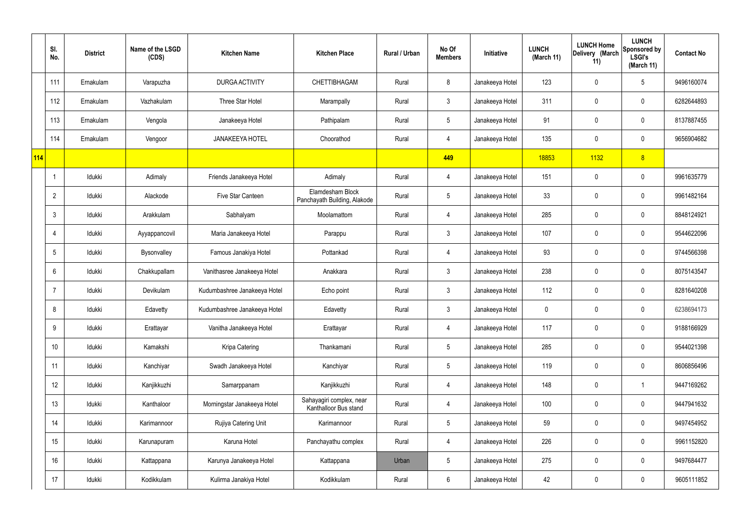| | Sl. No. | District | Name of the LSGD (CDS) | Kitchen Name | Kitchen Place | Rural / Urban | No Of Members | Initiative | LUNCH (March 11) | LUNCH Home Delivery (March 11) | LUNCH Sponsored by LSGI's (March 11) | Contact No |
|---|---|---|---|---|---|---|---|---|---|---|---|---|
| | 111 | Ernakulam | Varapuzha | DURGA ACTIVITY | CHETTIBHAGAM | Rural | 8 | Janakeeya Hotel | 123 | 0 | 5 | 9496160074 |
| | 112 | Ernakulam | Vazhakulam | Three Star Hotel | Marampally | Rural | 3 | Janakeeya Hotel | 311 | 0 | 0 | 6282644893 |
| | 113 | Ernakulam | Vengola | Janakeeya Hotel | Pathipalam | Rural | 5 | Janakeeya Hotel | 91 | 0 | 0 | 8137887455 |
| | 114 | Ernakulam | Vengoor | JANAKEEYA HOTEL | Choorathod | Rural | 4 | Janakeeya Hotel | 135 | 0 | 0 | 9656904682 |
| **114** | | | | | | | **449** | | 18853 | 1132 | 8 | |
| | 1 | Idukki | Adimaly | Friends Janakeeya Hotel | Adimaly | Rural | 4 | Janakeeya Hotel | 151 | 0 | 0 | 9961635779 |
| | 2 | Idukki | Alackode | Five Star Canteen | Elamdesham Block Panchayath Building, Alakode | Rural | 5 | Janakeeya Hotel | 33 | 0 | 0 | 9961482164 |
| | 3 | Idukki | Arakkulam | Sabhalyam | Moolamattom | Rural | 4 | Janakeeya Hotel | 285 | 0 | 0 | 8848124921 |
| | 4 | Idukki | Ayyappancovil | Maria Janakeeya Hotel | Parappu | Rural | 3 | Janakeeya Hotel | 107 | 0 | 0 | 9544622096 |
| | 5 | Idukki | Bysonvalley | Famous Janakiya Hotel | Pottankad | Rural | 4 | Janakeeya Hotel | 93 | 0 | 0 | 9744566398 |
| | 6 | Idukki | Chakkupallam | Vanithasree Janakeeya Hotel | Anakkara | Rural | 3 | Janakeeya Hotel | 238 | 0 | 0 | 8075143547 |
| | 7 | Idukki | Devikulam | Kudumbashree Janakeeya Hotel | Echo point | Rural | 3 | Janakeeya Hotel | 112 | 0 | 0 | 8281640208 |
| | 8 | Idukki | Edavetty | Kudumbashree Janakeeya Hotel | Edavetty | Rural | 3 | Janakeeya Hotel | 0 | 0 | 0 | 6238694173 |
| | 9 | Idukki | Erattayar | Vanitha Janakeeya Hotel | Erattayar | Rural | 4 | Janakeeya Hotel | 117 | 0 | 0 | 9188166929 |
| | 10 | Idukki | Kamakshi | Kripa Catering | Thankamani | Rural | 5 | Janakeeya Hotel | 285 | 0 | 0 | 9544021398 |
| | 11 | Idukki | Kanchiyar | Swadh Janakeeya Hotel | Kanchiyar | Rural | 5 | Janakeeya Hotel | 119 | 0 | 0 | 8606856496 |
| | 12 | Idukki | Kanjikkuzhi | Samarppanam | Kanjikkuzhi | Rural | 4 | Janakeeya Hotel | 148 | 0 | 1 | 9447169262 |
| | 13 | Idukki | Kanthaloor | Morningstar Janakeeya Hotel | Sahayagiri complex, near Kanthalloor Bus stand | Rural | 4 | Janakeeya Hotel | 100 | 0 | 0 | 9447941632 |
| | 14 | Idukki | Karimannoor | Rujiya Catering Unit | Karimannoor | Rural | 5 | Janakeeya Hotel | 59 | 0 | 0 | 9497454952 |
| | 15 | Idukki | Karunapuram | Karuna Hotel | Panchayathu complex | Rural | 4 | Janakeeya Hotel | 226 | 0 | 0 | 9961152820 |
| | 16 | Idukki | Kattappana | Karunya Janakeeya Hotel | Kattappana | Urban | 5 | Janakeeya Hotel | 275 | 0 | 0 | 9497684477 |
| | 17 | Idukki | Kodikkulam | Kulirma Janakiya Hotel | Kodikkulam | Rural | 6 | Janakeeya Hotel | 42 | 0 | 0 | 9605111852 |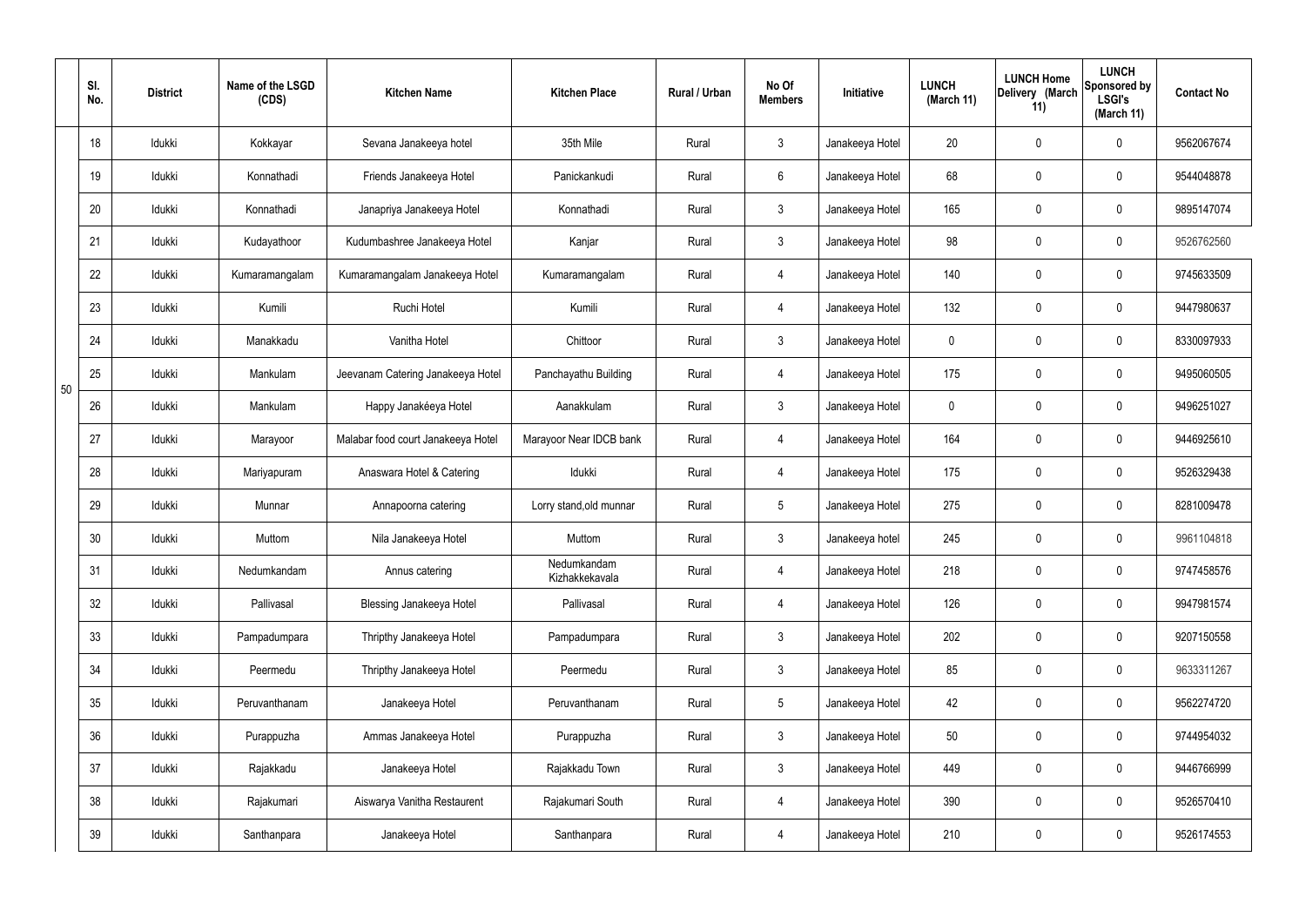|  | Sl. No. | District | Name of the LSGD (CDS) | Kitchen Name | Kitchen Place | Rural / Urban | No Of Members | Initiative | LUNCH (March 11) | LUNCH Home Delivery (March 11) | LUNCH Sponsored by LSGI's (March 11) | Contact No |
|---|---|---|---|---|---|---|---|---|---|---|---|---|
| 50 | 18 | Idukki | Kokkayar | Sevana Janakeeya hotel | 35th Mile | Rural | 3 | Janakeeya Hotel | 20 | 0 | 0 | 9562067674 |
|  | 19 | Idukki | Konnathadi | Friends Janakeeya Hotel | Panickankudi | Rural | 6 | Janakeeya Hotel | 68 | 0 | 0 | 9544048878 |
|  | 20 | Idukki | Konnathadi | Janapriya Janakeeya Hotel | Konnathadi | Rural | 3 | Janakeeya Hotel | 165 | 0 | 0 | 9895147074 |
|  | 21 | Idukki | Kudayathoor | Kudumbashree Janakeeya Hotel | Kanjar | Rural | 3 | Janakeeya Hotel | 98 | 0 | 0 | 9526762560 |
|  | 22 | Idukki | Kumaramangalam | Kumaramangalam Janakeeya Hotel | Kumaramangalam | Rural | 4 | Janakeeya Hotel | 140 | 0 | 0 | 9745633509 |
|  | 23 | Idukki | Kumili | Ruchi Hotel | Kumili | Rural | 4 | Janakeeya Hotel | 132 | 0 | 0 | 9447980637 |
|  | 24 | Idukki | Manakkadu | Vanitha Hotel | Chittoor | Rural | 3 | Janakeeya Hotel | 0 | 0 | 0 | 8330097933 |
|  | 25 | Idukki | Mankulam | Jeevanam Catering Janakeeya Hotel | Panchayathu Building | Rural | 4 | Janakeeya Hotel | 175 | 0 | 0 | 9495060505 |
|  | 26 | Idukki | Mankulam | Happy Janakéeya Hotel | Aanakkulam | Rural | 3 | Janakeeya Hotel | 0 | 0 | 0 | 9496251027 |
|  | 27 | Idukki | Marayoor | Malabar food court Janakeeya Hotel | Marayoor Near IDCB bank | Rural | 4 | Janakeeya Hotel | 164 | 0 | 0 | 9446925610 |
|  | 28 | Idukki | Mariyapuram | Anaswara Hotel & Catering | Idukki | Rural | 4 | Janakeeya Hotel | 175 | 0 | 0 | 9526329438 |
|  | 29 | Idukki | Munnar | Annapoorna catering | Lorry stand,old munnar | Rural | 5 | Janakeeya Hotel | 275 | 0 | 0 | 8281009478 |
|  | 30 | Idukki | Muttom | Nila Janakeeya Hotel | Muttom | Rural | 3 | Janakeeya hotel | 245 | 0 | 0 | 9961104818 |
|  | 31 | Idukki | Nedumkandam | Annus catering | Nedumkandam Kizhakkekavala | Rural | 4 | Janakeeya Hotel | 218 | 0 | 0 | 9747458576 |
|  | 32 | Idukki | Pallivasal | Blessing Janakeeya Hotel | Pallivasal | Rural | 4 | Janakeeya Hotel | 126 | 0 | 0 | 9947981574 |
|  | 33 | Idukki | Pampadumpara | Thripthy Janakeeya Hotel | Pampadumpara | Rural | 3 | Janakeeya Hotel | 202 | 0 | 0 | 9207150558 |
|  | 34 | Idukki | Peermedu | Thripthy Janakeeya Hotel | Peermedu | Rural | 3 | Janakeeya Hotel | 85 | 0 | 0 | 9633311267 |
|  | 35 | Idukki | Peruvanthanam | Janakeeya Hotel | Peruvanthanam | Rural | 5 | Janakeeya Hotel | 42 | 0 | 0 | 9562274720 |
|  | 36 | Idukki | Purappuzha | Ammas Janakeeya Hotel | Purappuzha | Rural | 3 | Janakeeya Hotel | 50 | 0 | 0 | 9744954032 |
|  | 37 | Idukki | Rajakkadu | Janakeeya Hotel | Rajakkadu Town | Rural | 3 | Janakeeya Hotel | 449 | 0 | 0 | 9446766999 |
|  | 38 | Idukki | Rajakumari | Aiswarya Vanitha Restaurent | Rajakumari South | Rural | 4 | Janakeeya Hotel | 390 | 0 | 0 | 9526570410 |
|  | 39 | Idukki | Santhanpara | Janakeeya Hotel | Santhanpara | Rural | 4 | Janakeeya Hotel | 210 | 0 | 0 | 9526174553 |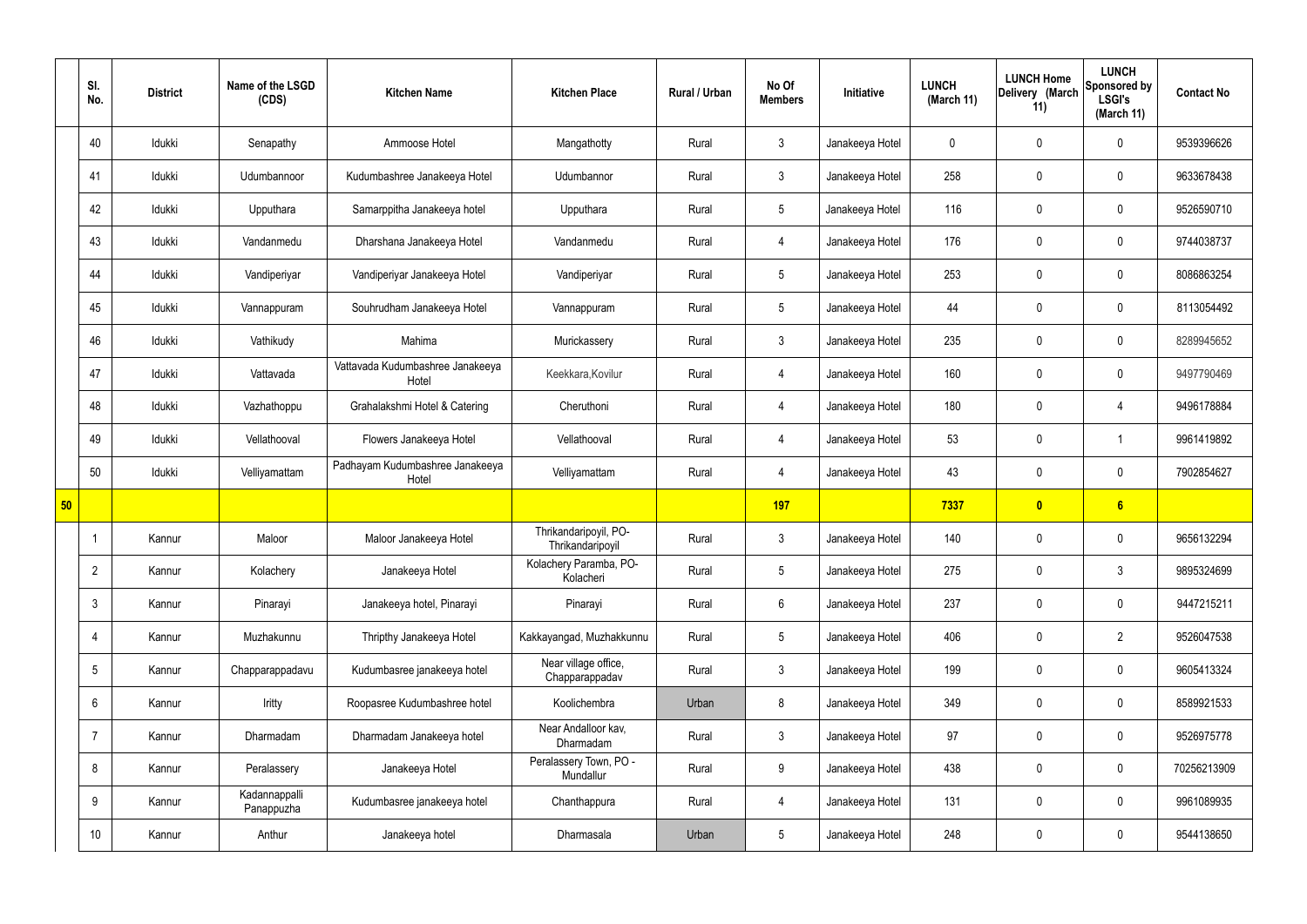|  | Sl. No. | District | Name of the LSGD (CDS) | Kitchen Name | Kitchen Place | Rural / Urban | No Of Members | Initiative | LUNCH (March 11) | LUNCH Home Delivery (March 11) | LUNCH Sponsored by LSGI's (March 11) | Contact No |
|---|---|---|---|---|---|---|---|---|---|---|---|---|
|  | 40 | Idukki | Senapathy | Ammoose Hotel | Mangathotty | Rural | 3 | Janakeeya Hotel | 0 | 0 | 0 | 9539396626 |
|  | 41 | Idukki | Udumbannoor | Kudumbashree Janakeeya Hotel | Udumbannor | Rural | 3 | Janakeeya Hotel | 258 | 0 | 0 | 9633678438 |
|  | 42 | Idukki | Upputhara | Samarppitha Janakeeya hotel | Upputhara | Rural | 5 | Janakeeya Hotel | 116 | 0 | 0 | 9526590710 |
|  | 43 | Idukki | Vandanmedu | Dharshana Janakeeya Hotel | Vandanmedu | Rural | 4 | Janakeeya Hotel | 176 | 0 | 0 | 9744038737 |
|  | 44 | Idukki | Vandiperiyar | Vandiperiyar Janakeeya Hotel | Vandiperiyar | Rural | 5 | Janakeeya Hotel | 253 | 0 | 0 | 8086863254 |
|  | 45 | Idukki | Vannappuram | Souhrudham Janakeeya Hotel | Vannappuram | Rural | 5 | Janakeeya Hotel | 44 | 0 | 0 | 8113054492 |
|  | 46 | Idukki | Vathikudy | Mahima | Murickassery | Rural | 3 | Janakeeya Hotel | 235 | 0 | 0 | 8289945652 |
|  | 47 | Idukki | Vattavada | Vattavada Kudumbashree Janakeeya Hotel | Keekkara,Kovilur | Rural | 4 | Janakeeya Hotel | 160 | 0 | 0 | 9497790469 |
|  | 48 | Idukki | Vazhathoppu | Grahalakshmi Hotel & Catering | Cheruthoni | Rural | 4 | Janakeeya Hotel | 180 | 0 | 4 | 9496178884 |
|  | 49 | Idukki | Vellathooval | Flowers Janakeeya Hotel | Vellathooval | Rural | 4 | Janakeeya Hotel | 53 | 0 | 1 | 9961419892 |
|  | 50 | Idukki | Velliyamattam | Padhayam Kudumbashree Janakeeya Hotel | Velliyamattam | Rural | 4 | Janakeeya Hotel | 43 | 0 | 0 | 7902854627 |
| **50** |  |  |  |  |  |  | **197** |  | **7337** | **0** | **6** |  |
|  | 1 | Kannur | Maloor | Maloor Janakeeya Hotel | Thrikandaripoyil, PO-Thrikandaripoyil | Rural | 3 | Janakeeya Hotel | 140 | 0 | 0 | 9656132294 |
|  | 2 | Kannur | Kolachery | Janakeeya Hotel | Kolachery Paramba, PO-Kolacheri | Rural | 5 | Janakeeya Hotel | 275 | 0 | 3 | 9895324699 |
|  | 3 | Kannur | Pinarayi | Janakeeya hotel, Pinarayi | Pinarayi | Rural | 6 | Janakeeya Hotel | 237 | 0 | 0 | 9447215211 |
|  | 4 | Kannur | Muzhakunnu | Thripthy Janakeeya Hotel | Kakkayangad, Muzhakkunnu | Rural | 5 | Janakeeya Hotel | 406 | 0 | 2 | 9526047538 |
|  | 5 | Kannur | Chapparappadavu | Kudumbasree janakeeya hotel | Near village office, Chapparappadav | Rural | 3 | Janakeeya Hotel | 199 | 0 | 0 | 9605413324 |
|  | 6 | Kannur | Iritty | Roopasree Kudumbashree hotel | Koolichembra | Urban | 8 | Janakeeya Hotel | 349 | 0 | 0 | 8589921533 |
|  | 7 | Kannur | Dharmadam | Dharmadam Janakeeya hotel | Near Andalloor kav, Dharmadam | Rural | 3 | Janakeeya Hotel | 97 | 0 | 0 | 9526975778 |
|  | 8 | Kannur | Peralassery | Janakeeya Hotel | Peralassery Town, PO - Mundallur | Rural | 9 | Janakeeya Hotel | 438 | 0 | 0 | 70256213909 |
|  | 9 | Kannur | Kadannappalli Panappuzha | Kudumbasree janakeeya hotel | Chanthappura | Rural | 4 | Janakeeya Hotel | 131 | 0 | 0 | 9961089935 |
|  | 10 | Kannur | Anthur | Janakeeya hotel | Dharmasala | Urban | 5 | Janakeeya Hotel | 248 | 0 | 0 | 9544138650 |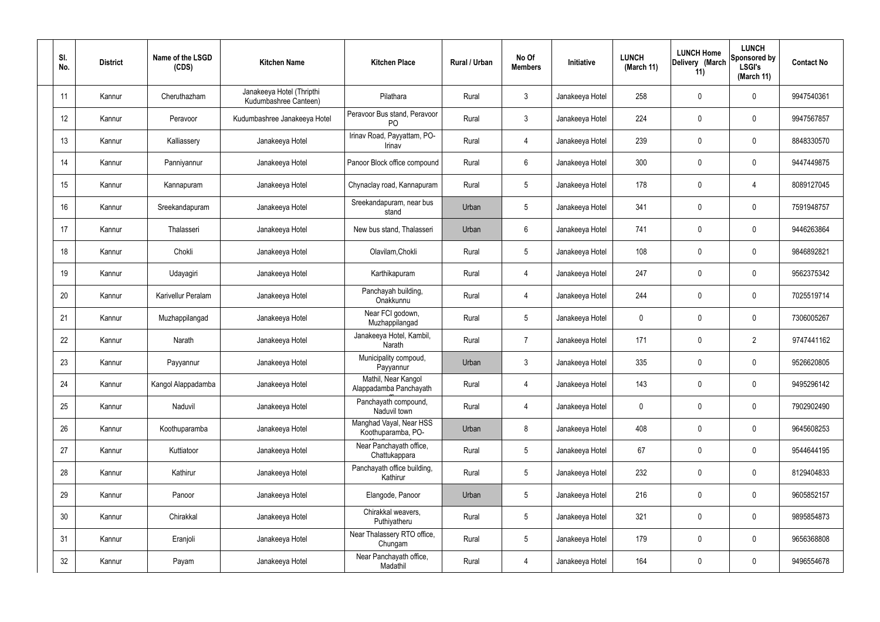| Sl. No. | District | Name of the LSGD (CDS) | Kitchen Name | Kitchen Place | Rural / Urban | No Of Members | Initiative | LUNCH (March 11) | LUNCH Home Delivery (March 11) | LUNCH Sponsored by LSGI's (March 11) | Contact No |
|---|---|---|---|---|---|---|---|---|---|---|---|
| 11 | Kannur | Cheruthazham | Janakeeya Hotel (Thripthi Kudumbashree Canteen) | Pilathara | Rural | 3 | Janakeeya Hotel | 258 | 0 | 0 | 9947540361 |
| 12 | Kannur | Peravoor | Kudumbashree Janakeeya Hotel | Peravoor Bus stand, Peravoor PO | Rural | 3 | Janakeeya Hotel | 224 | 0 | 0 | 9947567857 |
| 13 | Kannur | Kalliassery | Janakeeya Hotel | Irinav Road, Payyattam, PO-Irinav | Rural | 4 | Janakeeya Hotel | 239 | 0 | 0 | 8848330570 |
| 14 | Kannur | Panniyannur | Janakeeya Hotel | Panoor Block office compound | Rural | 6 | Janakeeya Hotel | 300 | 0 | 0 | 9447449875 |
| 15 | Kannur | Kannapuram | Janakeeya Hotel | Chynaclay road, Kannapuram | Rural | 5 | Janakeeya Hotel | 178 | 0 | 4 | 8089127045 |
| 16 | Kannur | Sreekandapuram | Janakeeya Hotel | Sreekandapuram, near bus stand | Urban | 5 | Janakeeya Hotel | 341 | 0 | 0 | 7591948757 |
| 17 | Kannur | Thalasseri | Janakeeya Hotel | New bus stand, Thalasseri | Urban | 6 | Janakeeya Hotel | 741 | 0 | 0 | 9446263864 |
| 18 | Kannur | Chokli | Janakeeya Hotel | Olavilam,Chokli | Rural | 5 | Janakeeya Hotel | 108 | 0 | 0 | 9846892821 |
| 19 | Kannur | Udayagiri | Janakeeya Hotel | Karthikapuram | Rural | 4 | Janakeeya Hotel | 247 | 0 | 0 | 9562375342 |
| 20 | Kannur | Karivellur Peralam | Janakeeya Hotel | Panchayah building, Onakkunnu | Rural | 4 | Janakeeya Hotel | 244 | 0 | 0 | 7025519714 |
| 21 | Kannur | Muzhappilangad | Janakeeya Hotel | Near FCI godown, Muzhappilangad | Rural | 5 | Janakeeya Hotel | 0 | 0 | 0 | 7306005267 |
| 22 | Kannur | Narath | Janakeeya Hotel | Janakeeya Hotel, Kambil, Narath | Rural | 7 | Janakeeya Hotel | 171 | 0 | 2 | 9747441162 |
| 23 | Kannur | Payyannur | Janakeeya Hotel | Municipality compoud, Payyannur | Urban | 3 | Janakeeya Hotel | 335 | 0 | 0 | 9526620805 |
| 24 | Kannur | Kangol Alappadamba | Janakeeya Hotel | Mathil, Near Kangol Alappadamba Panchayath | Rural | 4 | Janakeeya Hotel | 143 | 0 | 0 | 9495296142 |
| 25 | Kannur | Naduvil | Janakeeya Hotel | Panchayath compound, Naduvil town | Rural | 4 | Janakeeya Hotel | 0 | 0 | 0 | 7902902490 |
| 26 | Kannur | Koothuparamba | Janakeeya Hotel | Manghad Vayal, Near HSS Koothuparamba, PO- | Urban | 8 | Janakeeya Hotel | 408 | 0 | 0 | 9645608253 |
| 27 | Kannur | Kuttiatoor | Janakeeya Hotel | Near Panchayath office, Chattukappara | Rural | 5 | Janakeeya Hotel | 67 | 0 | 0 | 9544644195 |
| 28 | Kannur | Kathirur | Janakeeya Hotel | Panchayath office building, Kathirur | Rural | 5 | Janakeeya Hotel | 232 | 0 | 0 | 8129404833 |
| 29 | Kannur | Panoor | Janakeeya Hotel | Elangode, Panoor | Urban | 5 | Janakeeya Hotel | 216 | 0 | 0 | 9605852157 |
| 30 | Kannur | Chirakkal | Janakeeya Hotel | Chirakkal weavers, Puthiyatheru | Rural | 5 | Janakeeya Hotel | 321 | 0 | 0 | 9895854873 |
| 31 | Kannur | Eranjoli | Janakeeya Hotel | Near Thalassery RTO office, Chungam | Rural | 5 | Janakeeya Hotel | 179 | 0 | 0 | 9656368808 |
| 32 | Kannur | Payam | Janakeeya Hotel | Near Panchayath office, Madathil | Rural | 4 | Janakeeya Hotel | 164 | 0 | 0 | 9496554678 |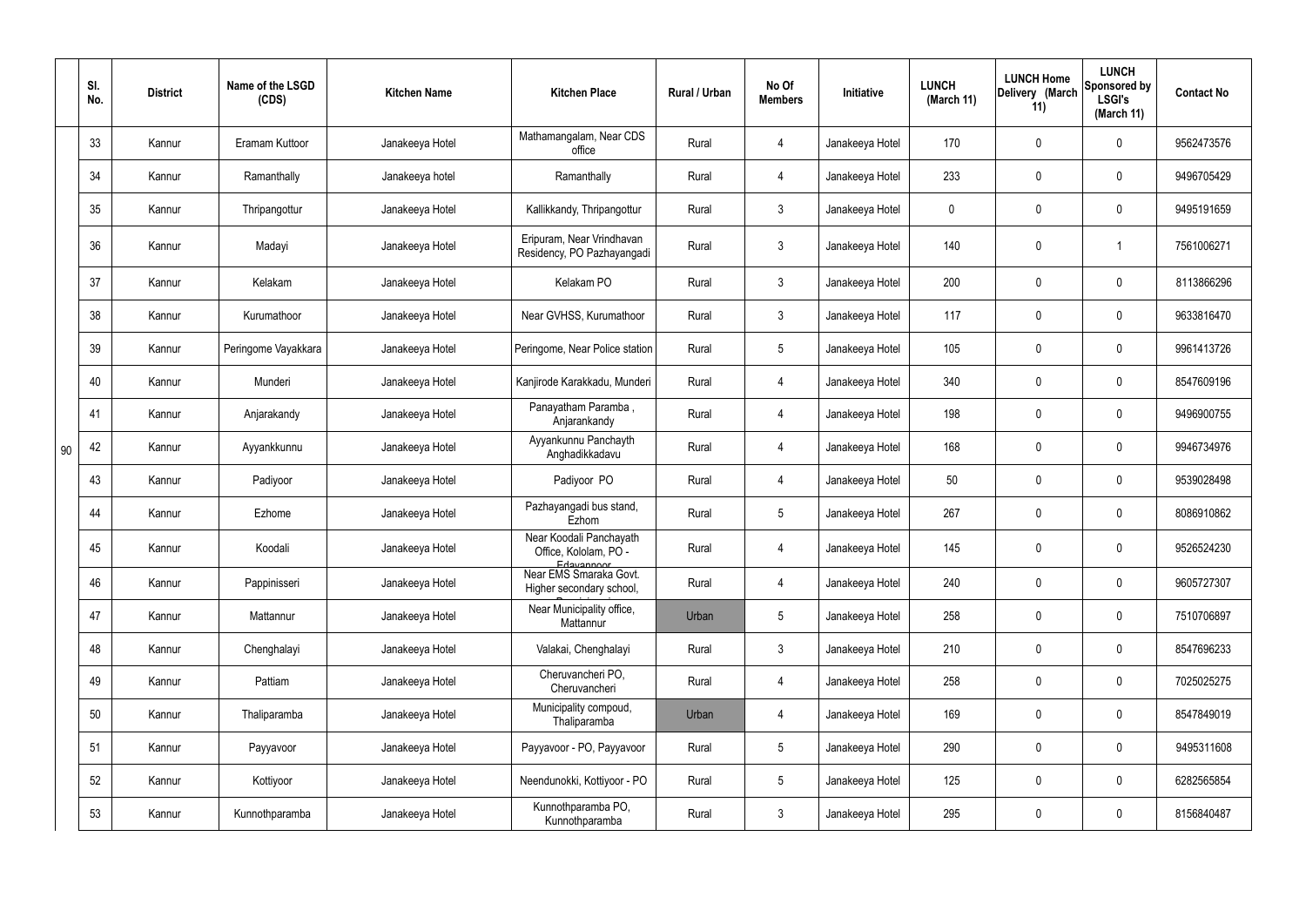| | Sl. No. | District | Name of the LSGD (CDS) | Kitchen Name | Kitchen Place | Rural / Urban | No Of Members | Initiative | LUNCH (March 11) | LUNCH Home Delivery (March 11) | LUNCH Sponsored by LSGI's (March 11) | Contact No |
|---|---|---|---|---|---|---|---|---|---|---|---|---|
| 90 | 33 | Kannur | Eramam Kuttoor | Janakeeya Hotel | Mathamangalam, Near CDS office | Rural | 4 | Janakeeya Hotel | 170 | 0 | 0 | 9562473576 |
| | 34 | Kannur | Ramanthally | Janakeeya hotel | Ramanthally | Rural | 4 | Janakeeya Hotel | 233 | 0 | 0 | 9496705429 |
| | 35 | Kannur | Thripangottur | Janakeeya Hotel | Kallikkandy, Thripangottur | Rural | 3 | Janakeeya Hotel | 0 | 0 | 0 | 9495191659 |
| | 36 | Kannur | Madayi | Janakeeya Hotel | Eripuram, Near Vrindhavan Residency, PO Pazhayangadi | Rural | 3 | Janakeeya Hotel | 140 | 0 | 1 | 7561006271 |
| | 37 | Kannur | Kelakam | Janakeeya Hotel | Kelakam PO | Rural | 3 | Janakeeya Hotel | 200 | 0 | 0 | 8113866296 |
| | 38 | Kannur | Kurumathoor | Janakeeya Hotel | Near GVHSS, Kurumathoor | Rural | 3 | Janakeeya Hotel | 117 | 0 | 0 | 9633816470 |
| | 39 | Kannur | Peringome Vayakkara | Janakeeya Hotel | Peringome, Near Police station | Rural | 5 | Janakeeya Hotel | 105 | 0 | 0 | 9961413726 |
| | 40 | Kannur | Munderi | Janakeeya Hotel | Kanjirode Karakkadu, Munderi | Rural | 4 | Janakeeya Hotel | 340 | 0 | 0 | 8547609196 |
| | 41 | Kannur | Anjarakandy | Janakeeya Hotel | Panayatham Paramba , Anjarankandy | Rural | 4 | Janakeeya Hotel | 198 | 0 | 0 | 9496900755 |
| | 42 | Kannur | Ayyankkunnu | Janakeeya Hotel | Ayyankunnu Panchayth Anghadikkadavu | Rural | 4 | Janakeeya Hotel | 168 | 0 | 0 | 9946734976 |
| | 43 | Kannur | Padiyoor | Janakeeya Hotel | Padiyoor PO | Rural | 4 | Janakeeya Hotel | 50 | 0 | 0 | 9539028498 |
| | 44 | Kannur | Ezhome | Janakeeya Hotel | Pazhayangadi bus stand, Ezhom | Rural | 5 | Janakeeya Hotel | 267 | 0 | 0 | 8086910862 |
| | 45 | Kannur | Koodali | Janakeeya Hotel | Near Koodali Panchayath Office, Kololam, PO - Edavannoor | Rural | 4 | Janakeeya Hotel | 145 | 0 | 0 | 9526524230 |
| | 46 | Kannur | Pappinisseri | Janakeeya Hotel | Near EMS Smaraka Govt. Higher secondary school, | Rural | 4 | Janakeeya Hotel | 240 | 0 | 0 | 9605727307 |
| | 47 | Kannur | Mattannur | Janakeeya Hotel | Near Municipality office, Mattannur | Urban | 5 | Janakeeya Hotel | 258 | 0 | 0 | 7510706897 |
| | 48 | Kannur | Chenghalayi | Janakeeya Hotel | Valakai, Chenghalayi | Rural | 3 | Janakeeya Hotel | 210 | 0 | 0 | 8547696233 |
| | 49 | Kannur | Pattiam | Janakeeya Hotel | Cheruvancheri PO, Cheruvancheri | Rural | 4 | Janakeeya Hotel | 258 | 0 | 0 | 7025025275 |
| | 50 | Kannur | Thaliparamba | Janakeeya Hotel | Municipality compoud, Thaliparamba | Urban | 4 | Janakeeya Hotel | 169 | 0 | 0 | 8547849019 |
| | 51 | Kannur | Payyavoor | Janakeeya Hotel | Payyavoor - PO, Payyavoor | Rural | 5 | Janakeeya Hotel | 290 | 0 | 0 | 9495311608 |
| | 52 | Kannur | Kottiyoor | Janakeeya Hotel | Neendunokki, Kottiyoor - PO | Rural | 5 | Janakeeya Hotel | 125 | 0 | 0 | 6282565854 |
| | 53 | Kannur | Kunnothparamba | Janakeeya Hotel | Kunnothparamba PO, Kunnothparamba | Rural | 3 | Janakeeya Hotel | 295 | 0 | 0 | 8156840487 |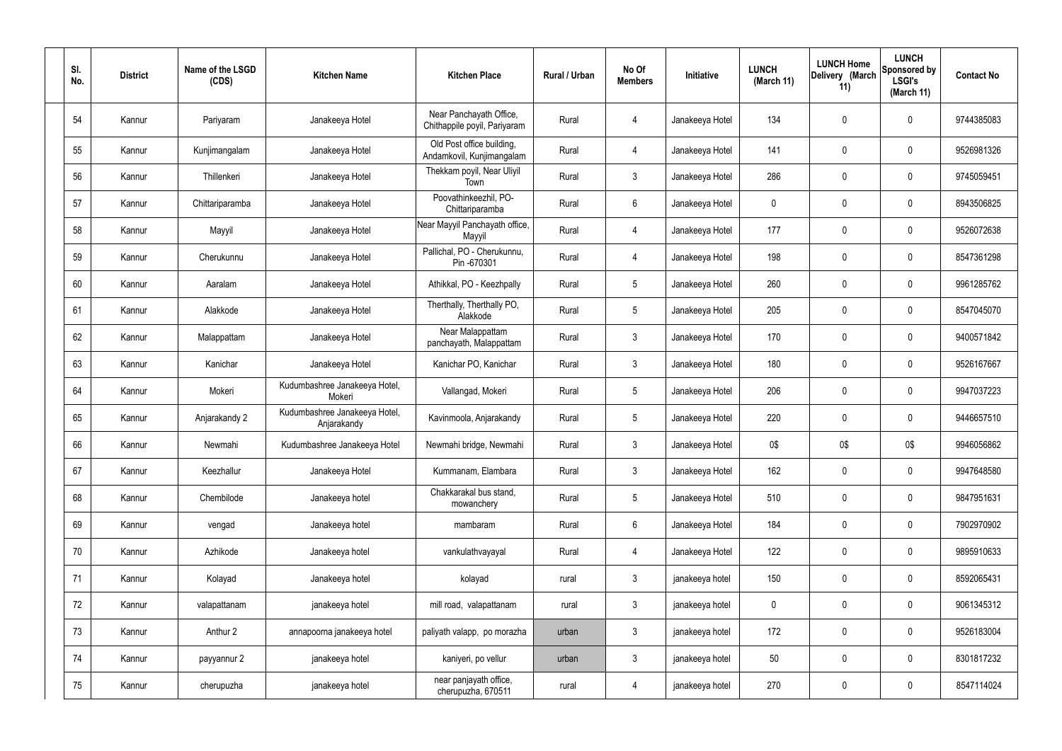| Sl. No. | District | Name of the LSGD (CDS) | Kitchen Name | Kitchen Place | Rural / Urban | No Of Members | Initiative | LUNCH (March 11) | LUNCH Home Delivery (March 11) | LUNCH Sponsored by LSGI's (March 11) | Contact No |
|---|---|---|---|---|---|---|---|---|---|---|---|
| 54 | Kannur | Pariyaram | Janakeeya Hotel | Near Panchayath Office, Chithappile poyil, Pariyaram | Rural | 4 | Janakeeya Hotel | 134 | 0 | 0 | 9744385083 |
| 55 | Kannur | Kunjimangalam | Janakeeya Hotel | Old Post office building, Andamkovil, Kunjimangalam | Rural | 4 | Janakeeya Hotel | 141 | 0 | 0 | 9526981326 |
| 56 | Kannur | Thillenkeri | Janakeeya Hotel | Thekkam poyil, Near Uliyil Town | Rural | 3 | Janakeeya Hotel | 286 | 0 | 0 | 9745059451 |
| 57 | Kannur | Chittariparamba | Janakeeya Hotel | Poovathinkeezhil, PO-Chittariparamba | Rural | 6 | Janakeeya Hotel | 0 | 0 | 0 | 8943506825 |
| 58 | Kannur | Mayyil | Janakeeya Hotel | Near Mayyil Panchayath office, Mayyil | Rural | 4 | Janakeeya Hotel | 177 | 0 | 0 | 9526072638 |
| 59 | Kannur | Cherukunnu | Janakeeya Hotel | Pallichal, PO - Cherukunnu, Pin -670301 | Rural | 4 | Janakeeya Hotel | 198 | 0 | 0 | 8547361298 |
| 60 | Kannur | Aaralam | Janakeeya Hotel | Athikkal, PO - Keezhpally | Rural | 5 | Janakeeya Hotel | 260 | 0 | 0 | 9961285762 |
| 61 | Kannur | Alakkode | Janakeeya Hotel | Therthally, Therthally PO, Alakkode | Rural | 5 | Janakeeya Hotel | 205 | 0 | 0 | 8547045070 |
| 62 | Kannur | Malappattam | Janakeeya Hotel | Near Malappattam panchayath, Malappattam | Rural | 3 | Janakeeya Hotel | 170 | 0 | 0 | 9400571842 |
| 63 | Kannur | Kanichar | Janakeeya Hotel | Kanichar PO, Kanichar | Rural | 3 | Janakeeya Hotel | 180 | 0 | 0 | 9526167667 |
| 64 | Kannur | Mokeri | Kudumbashree Janakeeya Hotel, Mokeri | Vallangad, Mokeri | Rural | 5 | Janakeeya Hotel | 206 | 0 | 0 | 9947037223 |
| 65 | Kannur | Anjarakandy 2 | Kudumbashree Janakeeya Hotel, Anjarakandy | Kavinmoola, Anjarakandy | Rural | 5 | Janakeeya Hotel | 220 | 0 | 0 | 9446657510 |
| 66 | Kannur | Newmahi | Kudumbashree Janakeeya Hotel | Newmahi bridge, Newmahi | Rural | 3 | Janakeeya Hotel | 0$ | 0$ | 0$ | 9946056862 |
| 67 | Kannur | Keezhallur | Janakeeya Hotel | Kummanam, Elambara | Rural | 3 | Janakeeya Hotel | 162 | 0 | 0 | 9947648580 |
| 68 | Kannur | Chembilode | Janakeeya hotel | Chakkarakal bus stand, mowanchery | Rural | 5 | Janakeeya Hotel | 510 | 0 | 0 | 9847951631 |
| 69 | Kannur | vengad | Janakeeya hotel | mambaram | Rural | 6 | Janakeeya Hotel | 184 | 0 | 0 | 7902970902 |
| 70 | Kannur | Azhikode | Janakeeya hotel | vankulathvayayal | Rural | 4 | Janakeeya Hotel | 122 | 0 | 0 | 9895910633 |
| 71 | Kannur | Kolayad | Janakeeya hotel | kolayad | rural | 3 | janakeeya hotel | 150 | 0 | 0 | 8592065431 |
| 72 | Kannur | valapattanam | janakeeya hotel | mill road, valapattanam | rural | 3 | janakeeya hotel | 0 | 0 | 0 | 9061345312 |
| 73 | Kannur | Anthur 2 | annapoorna janakeeya hotel | paliyath valapp, po morazha | urban | 3 | janakeeya hotel | 172 | 0 | 0 | 9526183004 |
| 74 | Kannur | payyannur 2 | janakeeya hotel | kaniyeri, po vellur | urban | 3 | janakeeya hotel | 50 | 0 | 0 | 8301817232 |
| 75 | Kannur | cherupuzha | janakeeya hotel | near panjayath office, cherupuzha, 670511 | rural | 4 | janakeeya hotel | 270 | 0 | 0 | 8547114024 |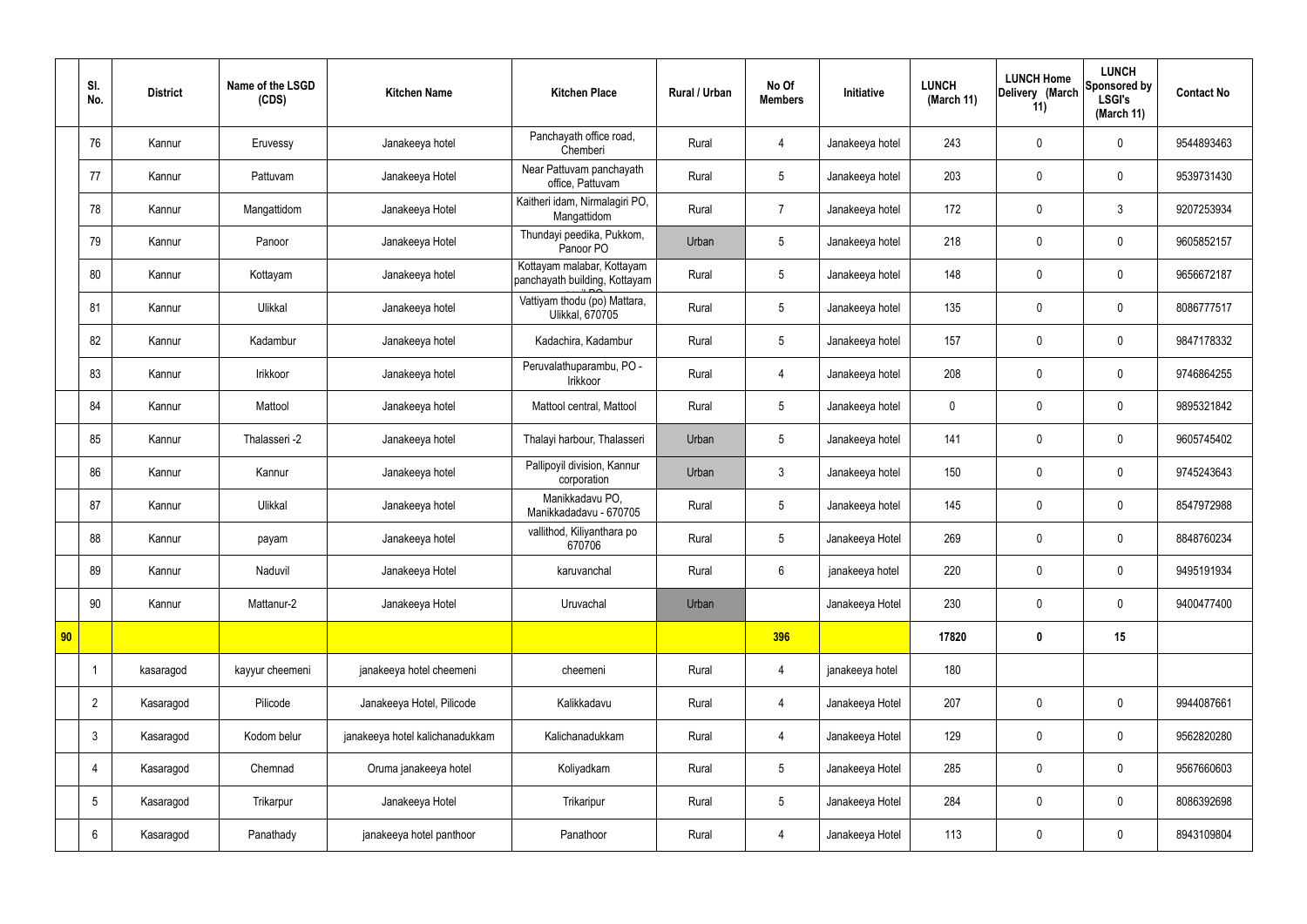|  | Sl. No. | District | Name of the LSGD (CDS) | Kitchen Name | Kitchen Place | Rural / Urban | No Of Members | Initiative | LUNCH (March 11) | LUNCH Home Delivery (March 11) | LUNCH Sponsored by LSGI's (March 11) | Contact No |
|---|---|---|---|---|---|---|---|---|---|---|---|---|
|  | 76 | Kannur | Eruvessy | Janakeeya hotel | Panchayath office road, Chemberi | Rural | 4 | Janakeeya hotel | 243 | 0 | 0 | 9544893463 |
|  | 77 | Kannur | Pattuvam | Janakeeya Hotel | Near Pattuvam panchayath office, Pattuvam | Rural | 5 | Janakeeya hotel | 203 | 0 | 0 | 9539731430 |
|  | 78 | Kannur | Mangattidom | Janakeeya Hotel | Kaitheri idam, Nirmalagiri PO, Mangattidom | Rural | 7 | Janakeeya hotel | 172 | 0 | 3 | 9207253934 |
|  | 79 | Kannur | Panoor | Janakeeya Hotel | Thundayi peedika, Pukkom, Panoor PO | Urban | 5 | Janakeeya hotel | 218 | 0 | 0 | 9605852157 |
|  | 80 | Kannur | Kottayam | Janakeeya hotel | Kottayam malabar, Kottayam panchayath building, Kottayam | Rural | 5 | Janakeeya hotel | 148 | 0 | 0 | 9656672187 |
|  | 81 | Kannur | Ulikkal | Janakeeya hotel | Vattiyam thodu (po) Mattara, Ulikkal, 670705 | Rural | 5 | Janakeeya hotel | 135 | 0 | 0 | 8086777517 |
|  | 82 | Kannur | Kadambur | Janakeeya hotel | Kadachira, Kadambur | Rural | 5 | Janakeeya hotel | 157 | 0 | 0 | 9847178332 |
|  | 83 | Kannur | Irikkoor | Janakeeya hotel | Peruvalathuparambu, PO - Irikkoor | Rural | 4 | Janakeeya hotel | 208 | 0 | 0 | 9746864255 |
|  | 84 | Kannur | Mattool | Janakeeya hotel | Mattool central, Mattool | Rural | 5 | Janakeeya hotel | 0 | 0 | 0 | 9895321842 |
|  | 85 | Kannur | Thalasseri -2 | Janakeeya hotel | Thalayi harbour, Thalasseri | Urban | 5 | Janakeeya hotel | 141 | 0 | 0 | 9605745402 |
|  | 86 | Kannur | Kannur | Janakeeya hotel | Pallipoyil division, Kannur corporation | Urban | 3 | Janakeeya hotel | 150 | 0 | 0 | 9745243643 |
|  | 87 | Kannur | Ulikkal | Janakeeya hotel | Manikkadavu PO, Manikkadadavu - 670705 | Rural | 5 | Janakeeya hotel | 145 | 0 | 0 | 8547972988 |
|  | 88 | Kannur | payam | Janakeeya hotel | vallithod, Kiliyanthara po 670706 | Rural | 5 | Janakeeya Hotel | 269 | 0 | 0 | 8848760234 |
|  | 89 | Kannur | Naduvil | Janakeeya Hotel | karuvanchal | Rural | 6 | janakeeya hotel | 220 | 0 | 0 | 9495191934 |
|  | 90 | Kannur | Mattanur-2 | Janakeeya Hotel | Uruvachal | Urban |  | Janakeeya Hotel | 230 | 0 | 0 | 9400477400 |
| **90** |  |  |  |  |  |  | **396** |  | **17820** | **0** | **15** |  |
|  | 1 | kasaragod | kayyur cheemeni | janakeeya hotel cheemeni | cheemeni | Rural | 4 | janakeeya hotel | 180 |  |  |  |
|  | 2 | Kasaragod | Pilicode | Janakeeya Hotel, Pilicode | Kalikkadavu | Rural | 4 | Janakeeya Hotel | 207 | 0 | 0 | 9944087661 |
|  | 3 | Kasaragod | Kodom belur | janakeeya hotel kalichanadukkam | Kalichanadukkam | Rural | 4 | Janakeeya Hotel | 129 | 0 | 0 | 9562820280 |
|  | 4 | Kasaragod | Chemnad | Oruma janakeeya hotel | Koliyadkam | Rural | 5 | Janakeeya Hotel | 285 | 0 | 0 | 9567660603 |
|  | 5 | Kasaragod | Trikarpur | Janakeeya Hotel | Trikaripur | Rural | 5 | Janakeeya Hotel | 284 | 0 | 0 | 8086392698 |
|  | 6 | Kasaragod | Panathady | janakeeya hotel panthoor | Panathoor | Rural | 4 | Janakeeya Hotel | 113 | 0 | 0 | 8943109804 |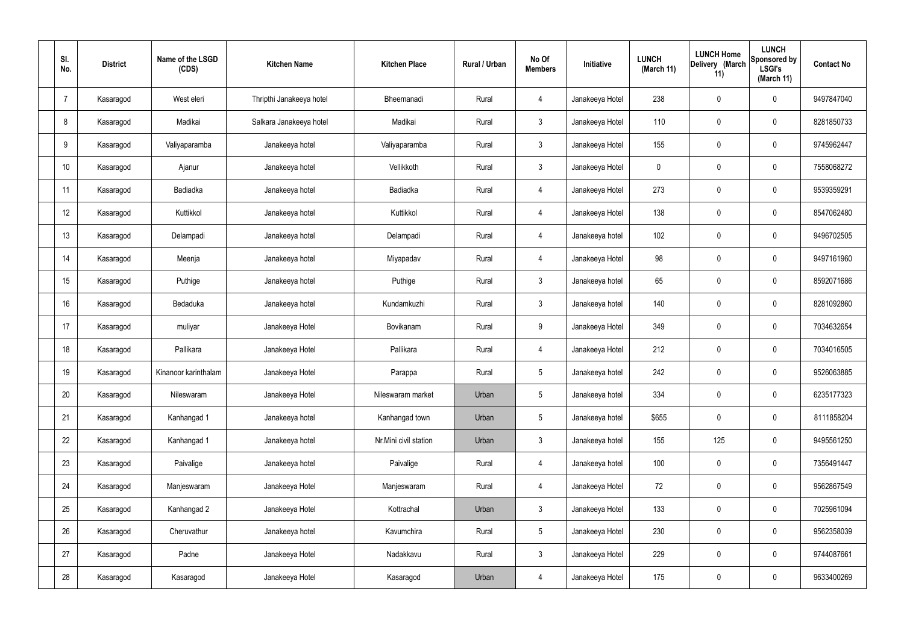| Sl. No. | District | Name of the LSGD (CDS) | Kitchen Name | Kitchen Place | Rural / Urban | No Of Members | Initiative | LUNCH (March 11) | LUNCH Home Delivery (March 11) | LUNCH Sponsored by LSGI's (March 11) | Contact No |
|---|---|---|---|---|---|---|---|---|---|---|---|
| 7 | Kasaragod | West eleri | Thripthi Janakeeya hotel | Bheemanadi | Rural | 4 | Janakeeya Hotel | 238 | 0 | 0 | 9497847040 |
| 8 | Kasaragod | Madikai | Salkara Janakeeya hotel | Madikai | Rural | 3 | Janakeeya Hotel | 110 | 0 | 0 | 8281850733 |
| 9 | Kasaragod | Valiyaparamba | Janakeeya hotel | Valiyaparamba | Rural | 3 | Janakeeya Hotel | 155 | 0 | 0 | 9745962447 |
| 10 | Kasaragod | Ajanur | Janakeeya hotel | Vellikkoth | Rural | 3 | Janakeeya Hotel | 0 | 0 | 0 | 7558068272 |
| 11 | Kasaragod | Badiadka | Janakeeya hotel | Badiadka | Rural | 4 | Janakeeya Hotel | 273 | 0 | 0 | 9539359291 |
| 12 | Kasaragod | Kuttikkol | Janakeeya hotel | Kuttikkol | Rural | 4 | Janakeeya Hotel | 138 | 0 | 0 | 8547062480 |
| 13 | Kasaragod | Delampadi | Janakeeya hotel | Delampadi | Rural | 4 | Janakeeya hotel | 102 | 0 | 0 | 9496702505 |
| 14 | Kasaragod | Meenja | Janakeeya hotel | Miyapadav | Rural | 4 | Janakeeya Hotel | 98 | 0 | 0 | 9497161960 |
| 15 | Kasaragod | Puthige | Janakeeya hotel | Puthige | Rural | 3 | Janakeeya hotel | 65 | 0 | 0 | 8592071686 |
| 16 | Kasaragod | Bedaduka | Janakeeya hotel | Kundamkuzhi | Rural | 3 | Janakeeya hotel | 140 | 0 | 0 | 8281092860 |
| 17 | Kasaragod | muliyar | Janakeeya Hotel | Bovikanam | Rural | 9 | Janakeeya Hotel | 349 | 0 | 0 | 7034632654 |
| 18 | Kasaragod | Pallikara | Janakeeya Hotel | Pallikara | Rural | 4 | Janakeeya Hotel | 212 | 0 | 0 | 7034016505 |
| 19 | Kasaragod | Kinanoor karinthalam | Janakeeya Hotel | Parappa | Rural | 5 | Janakeeya hotel | 242 | 0 | 0 | 9526063885 |
| 20 | Kasaragod | Nileswaram | Janakeeya Hotel | Nileswaram market | Urban | 5 | Janakeeya hotel | 334 | 0 | 0 | 6235177323 |
| 21 | Kasaragod | Kanhangad 1 | Janakeeya hotel | Kanhangad town | Urban | 5 | Janakeeya hotel | $655 | 0 | 0 | 8111858204 |
| 22 | Kasaragod | Kanhangad 1 | Janakeeya hotel | Nr.Mini civil station | Urban | 3 | Janakeeya hotel | 155 | 125 | 0 | 9495561250 |
| 23 | Kasaragod | Paivalige | Janakeeya hotel | Paivalige | Rural | 4 | Janakeeya hotel | 100 | 0 | 0 | 7356491447 |
| 24 | Kasaragod | Manjeswaram | Janakeeya Hotel | Manjeswaram | Rural | 4 | Janakeeya Hotel | 72 | 0 | 0 | 9562867549 |
| 25 | Kasaragod | Kanhangad 2 | Janakeeya Hotel | Kottrachal | Urban | 3 | Janakeeya Hotel | 133 | 0 | 0 | 7025961094 |
| 26 | Kasaragod | Cheruvathur | Janakeeya hotel | Kavumchira | Rural | 5 | Janakeeya Hotel | 230 | 0 | 0 | 9562358039 |
| 27 | Kasaragod | Padne | Janakeeya Hotel | Nadakkavu | Rural | 3 | Janakeeya Hotel | 229 | 0 | 0 | 9744087661 |
| 28 | Kasaragod | Kasaragod | Janakeeya Hotel | Kasaragod | Urban | 4 | Janakeeya Hotel | 175 | 0 | 0 | 9633400269 |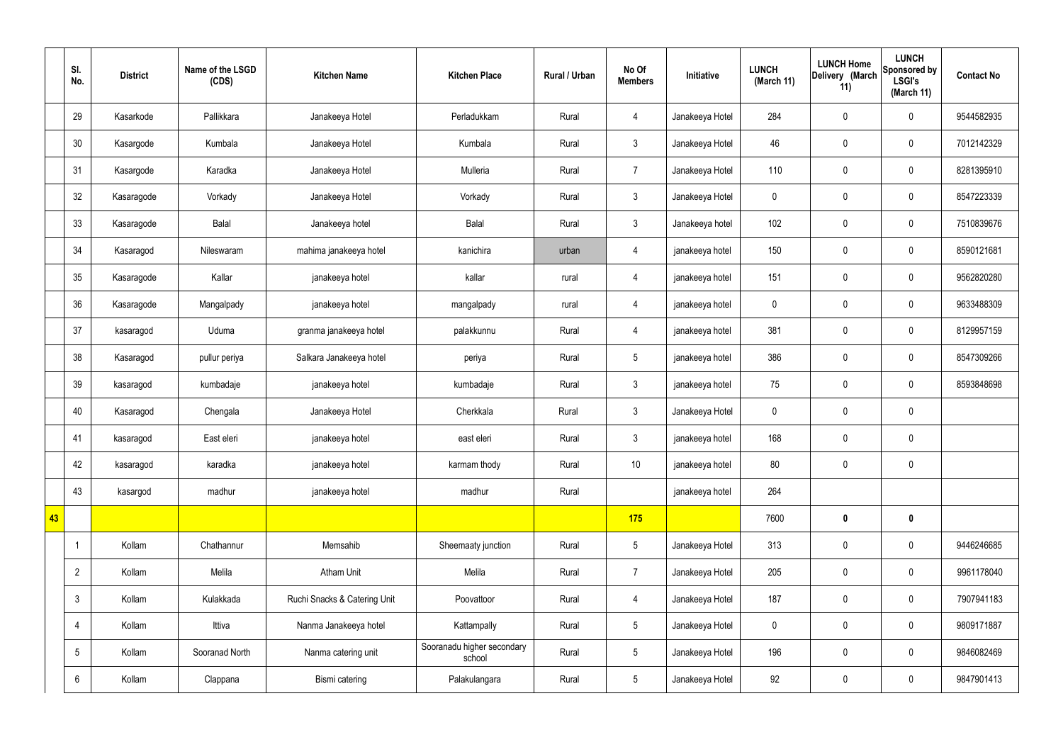| | Sl. No. | District | Name of the LSGD (CDS) | Kitchen Name | Kitchen Place | Rural / Urban | No Of Members | Initiative | LUNCH (March 11) | LUNCH Home Delivery (March 11) | LUNCH Sponsored by LSGI's (March 11) | Contact No |
|---|---|---|---|---|---|---|---|---|---|---|---|---|
| | 29 | Kasarkode | Pallikkara | Janakeeya Hotel | Perladukkam | Rural | 4 | Janakeeya Hotel | 284 | 0 | 0 | 9544582935 |
| | 30 | Kasargode | Kumbala | Janakeeya Hotel | Kumbala | Rural | 3 | Janakeeya Hotel | 46 | 0 | 0 | 7012142329 |
| | 31 | Kasargode | Karadka | Janakeeya Hotel | Mulleria | Rural | 7 | Janakeeya Hotel | 110 | 0 | 0 | 8281395910 |
| | 32 | Kasaragode | Vorkady | Janakeeya Hotel | Vorkady | Rural | 3 | Janakeeya Hotel | 0 | 0 | 0 | 8547223339 |
| | 33 | Kasaragode | Balal | Janakeeya hotel | Balal | Rural | 3 | Janakeeya hotel | 102 | 0 | 0 | 7510839676 |
| | 34 | Kasaragod | Nileswaram | mahima janakeeya hotel | kanichira | urban | 4 | janakeeya hotel | 150 | 0 | 0 | 8590121681 |
| | 35 | Kasaragode | Kallar | janakeeya hotel | kallar | rural | 4 | janakeeya hotel | 151 | 0 | 0 | 9562820280 |
| | 36 | Kasaragode | Mangalpady | janakeeya hotel | mangalpady | rural | 4 | janakeeya hotel | 0 | 0 | 0 | 9633488309 |
| | 37 | kasaragod | Uduma | granma janakeeya hotel | palakkunnu | Rural | 4 | janakeeya hotel | 381 | 0 | 0 | 8129957159 |
| | 38 | Kasaragod | pullur periya | Salkara Janakeeya hotel | periya | Rural | 5 | janakeeya hotel | 386 | 0 | 0 | 8547309266 |
| | 39 | kasaragod | kumbadaje | janakeeya hotel | kumbadaje | Rural | 3 | janakeeya hotel | 75 | 0 | 0 | 8593848698 |
| | 40 | Kasaragod | Chengala | Janakeeya Hotel | Cherkkala | Rural | 3 | Janakeeya Hotel | 0 | 0 | 0 | |
| | 41 | kasaragod | East eleri | janakeeya hotel | east eleri | Rural | 3 | janakeeya hotel | 168 | 0 | 0 | |
| | 42 | kasaragod | karadka | janakeeya hotel | karmam thody | Rural | 10 | janakeeya hotel | 80 | 0 | 0 | |
| | 43 | kasargod | madhur | janakeeya hotel | madhur | Rural | | janakeeya hotel | 264 | | | |
| **43** | | | | | | | **175** | | 7600 | **0** | **0** | |
| | 1 | Kollam | Chathannur | Memsahib | Sheemaaty junction | Rural | 5 | Janakeeya Hotel | 313 | 0 | 0 | 9446246685 |
| | 2 | Kollam | Melila | Atham Unit | Melila | Rural | 7 | Janakeeya Hotel | 205 | 0 | 0 | 9961178040 |
| | 3 | Kollam | Kulakkada | Ruchi Snacks & Catering Unit | Poovattoor | Rural | 4 | Janakeeya Hotel | 187 | 0 | 0 | 7907941183 |
| | 4 | Kollam | Ittiva | Nanma Janakeeya hotel | Kattampally | Rural | 5 | Janakeeya Hotel | 0 | 0 | 0 | 9809171887 |
| | 5 | Kollam | Sooranad North | Nanma catering unit | Sooranadu higher secondary school | Rural | 5 | Janakeeya Hotel | 196 | 0 | 0 | 9846082469 |
| | 6 | Kollam | Clappana | Bismi catering | Palakulangara | Rural | 5 | Janakeeya Hotel | 92 | 0 | 0 | 9847901413 |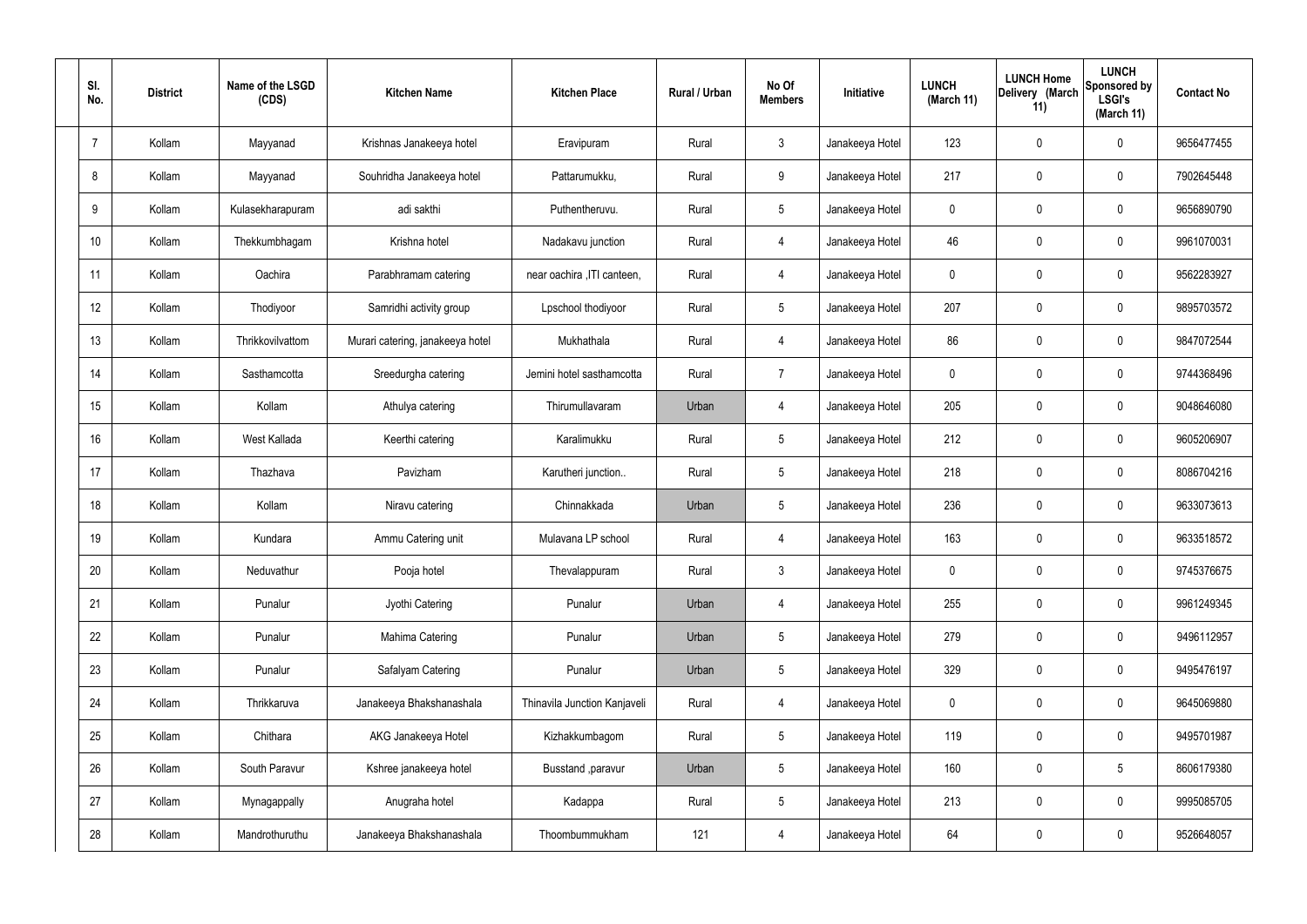| Sl. No. | District | Name of the LSGD (CDS) | Kitchen Name | Kitchen Place | Rural / Urban | No Of Members | Initiative | LUNCH (March 11) | LUNCH Home Delivery (March 11) | LUNCH Sponsored by LSGI's (March 11) | Contact No |
|---|---|---|---|---|---|---|---|---|---|---|---|
| 7 | Kollam | Mayyanad | Krishnas Janakeeya hotel | Eravipuram | Rural | 3 | Janakeeya Hotel | 123 | 0 | 0 | 9656477455 |
| 8 | Kollam | Mayyanad | Souhridha Janakeeya hotel | Pattarumukku, | Rural | 9 | Janakeeya Hotel | 217 | 0 | 0 | 7902645448 |
| 9 | Kollam | Kulasekharapuram | adi sakthi | Puthentheruvu. | Rural | 5 | Janakeeya Hotel | 0 | 0 | 0 | 9656890790 |
| 10 | Kollam | Thekkumbhagam | Krishna hotel | Nadakavu junction | Rural | 4 | Janakeeya Hotel | 46 | 0 | 0 | 9961070031 |
| 11 | Kollam | Oachira | Parabhramam catering | near oachira ,ITI canteen, | Rural | 4 | Janakeeya Hotel | 0 | 0 | 0 | 9562283927 |
| 12 | Kollam | Thodiyoor | Samridhi activity group | Lpschool thodiyoor | Rural | 5 | Janakeeya Hotel | 207 | 0 | 0 | 9895703572 |
| 13 | Kollam | Thrikkovilvattom | Murari catering, janakeeya hotel | Mukhathala | Rural | 4 | Janakeeya Hotel | 86 | 0 | 0 | 9847072544 |
| 14 | Kollam | Sasthamcotta | Sreedurgha catering | Jemini hotel sasthamcotta | Rural | 7 | Janakeeya Hotel | 0 | 0 | 0 | 9744368496 |
| 15 | Kollam | Kollam | Athulya catering | Thirumullavaram | Urban | 4 | Janakeeya Hotel | 205 | 0 | 0 | 9048646080 |
| 16 | Kollam | West Kallada | Keerthi catering | Karalimukku | Rural | 5 | Janakeeya Hotel | 212 | 0 | 0 | 9605206907 |
| 17 | Kollam | Thazhava | Pavizham | Karutheri junction.. | Rural | 5 | Janakeeya Hotel | 218 | 0 | 0 | 8086704216 |
| 18 | Kollam | Kollam | Niravu catering | Chinnakkada | Urban | 5 | Janakeeya Hotel | 236 | 0 | 0 | 9633073613 |
| 19 | Kollam | Kundara | Ammu Catering unit | Mulavana LP school | Rural | 4 | Janakeeya Hotel | 163 | 0 | 0 | 9633518572 |
| 20 | Kollam | Neduvathur | Pooja hotel | Thevalappuram | Rural | 3 | Janakeeya Hotel | 0 | 0 | 0 | 9745376675 |
| 21 | Kollam | Punalur | Jyothi Catering | Punalur | Urban | 4 | Janakeeya Hotel | 255 | 0 | 0 | 9961249345 |
| 22 | Kollam | Punalur | Mahima Catering | Punalur | Urban | 5 | Janakeeya Hotel | 279 | 0 | 0 | 9496112957 |
| 23 | Kollam | Punalur | Safalyam Catering | Punalur | Urban | 5 | Janakeeya Hotel | 329 | 0 | 0 | 9495476197 |
| 24 | Kollam | Thrikkaruva | Janakeeya Bhakshanashala | Thinavila Junction Kanjaveli | Rural | 4 | Janakeeya Hotel | 0 | 0 | 0 | 9645069880 |
| 25 | Kollam | Chithara | AKG Janakeeya Hotel | Kizhakkumbagom | Rural | 5 | Janakeeya Hotel | 119 | 0 | 0 | 9495701987 |
| 26 | Kollam | South Paravur | Kshree janakeeya hotel | Busstand ,paravur | Urban | 5 | Janakeeya Hotel | 160 | 0 | 5 | 8606179380 |
| 27 | Kollam | Mynagappally | Anugraha hotel | Kadappa | Rural | 5 | Janakeeya Hotel | 213 | 0 | 0 | 9995085705 |
| 28 | Kollam | Mandrothuruthu | Janakeeya Bhakshanashala | Thoombummukham | 121 | 4 | Janakeeya Hotel | 64 | 0 | 0 | 9526648057 |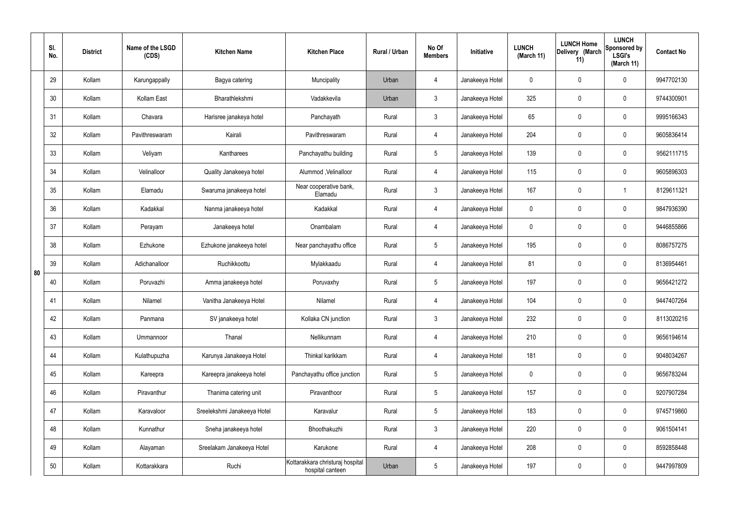|  | Sl. No. | District | Name of the LSGD (CDS) | Kitchen Name | Kitchen Place | Rural / Urban | No Of Members | Initiative | LUNCH (March 11) | LUNCH Home Delivery (March 11) | LUNCH Sponsored by LSGI's (March 11) | Contact No |
|---|---|---|---|---|---|---|---|---|---|---|---|---|
| 80 | 29 | Kollam | Karungappally | Bagya catering | Muncipality | Urban | 4 | Janakeeya Hotel | 0 | 0 | 0 | 9947702130 |
|  | 30 | Kollam | Kollam East | Bharathlekshmi | Vadakkevila | Urban | 3 | Janakeeya Hotel | 325 | 0 | 0 | 9744300901 |
|  | 31 | Kollam | Chavara | Harisree janakeya hotel | Panchayath | Rural | 3 | Janakeeya Hotel | 65 | 0 | 0 | 9995166343 |
|  | 32 | Kollam | Pavithreswaram | Kairali | Pavithreswaram | Rural | 4 | Janakeeya Hotel | 204 | 0 | 0 | 9605836414 |
|  | 33 | Kollam | Veliyam | Kantharees | Panchayathu building | Rural | 5 | Janakeeya Hotel | 139 | 0 | 0 | 9562111715 |
|  | 34 | Kollam | Velinalloor | Quality Janakeeya hotel | Alummod ,Velinalloor | Rural | 4 | Janakeeya Hotel | 115 | 0 | 0 | 9605896303 |
|  | 35 | Kollam | Elamadu | Swaruma janakeeya hotel | Near cooperative bank, Elamadu | Rural | 3 | Janakeeya Hotel | 167 | 0 | 1 | 8129611321 |
|  | 36 | Kollam | Kadakkal | Nanma janakeeya hotel | Kadakkal | Rural | 4 | Janakeeya Hotel | 0 | 0 | 0 | 9847936390 |
|  | 37 | Kollam | Perayam | Janakeeya hotel | Onambalam | Rural | 4 | Janakeeya Hotel | 0 | 0 | 0 | 9446855866 |
|  | 38 | Kollam | Ezhukone | Ezhukone janakeeya hotel | Near panchayathu office | Rural | 5 | Janakeeya Hotel | 195 | 0 | 0 | 8086757275 |
|  | 39 | Kollam | Adichanalloor | Ruchikkoottu | Mylakkaadu | Rural | 4 | Janakeeya Hotel | 81 | 0 | 0 | 8136954461 |
|  | 40 | Kollam | Poruvazhi | Amma janakeeya hotel | Poruvaxhy | Rural | 5 | Janakeeya Hotel | 197 | 0 | 0 | 9656421272 |
|  | 41 | Kollam | Nilamel | Vanitha Janakeeya Hotel | Nilamel | Rural | 4 | Janakeeya Hotel | 104 | 0 | 0 | 9447407264 |
|  | 42 | Kollam | Panmana | SV janakeeya hotel | Kollaka CN junction | Rural | 3 | Janakeeya Hotel | 232 | 0 | 0 | 8113020216 |
|  | 43 | Kollam | Ummannoor | Thanal | Nellikunnam | Rural | 4 | Janakeeya Hotel | 210 | 0 | 0 | 9656194614 |
|  | 44 | Kollam | Kulathupuzha | Karunya Janakeeya Hotel | Thinkal karikkam | Rural | 4 | Janakeeya Hotel | 181 | 0 | 0 | 9048034267 |
|  | 45 | Kollam | Kareepra | Kareepra janakeeya hotel | Panchayathu office junction | Rural | 5 | Janakeeya Hotel | 0 | 0 | 0 | 9656783244 |
|  | 46 | Kollam | Piravanthur | Thanima catering unit | Piravanthoor | Rural | 5 | Janakeeya Hotel | 157 | 0 | 0 | 9207907284 |
|  | 47 | Kollam | Karavaloor | Sreelekshmi Janakeeya Hotel | Karavalur | Rural | 5 | Janakeeya Hotel | 183 | 0 | 0 | 9745719860 |
|  | 48 | Kollam | Kunnathur | Sneha janakeeya hotel | Bhoothakuzhi | Rural | 3 | Janakeeya Hotel | 220 | 0 | 0 | 9061504141 |
|  | 49 | Kollam | Alayaman | Sreelakam Janakeeya Hotel | Karukone | Rural | 4 | Janakeeya Hotel | 208 | 0 | 0 | 8592858448 |
|  | 50 | Kollam | Kottarakkara | Ruchi | Kottarakkara christuraj hospital hospital canteen | Urban | 5 | Janakeeya Hotel | 197 | 0 | 0 | 9447997809 |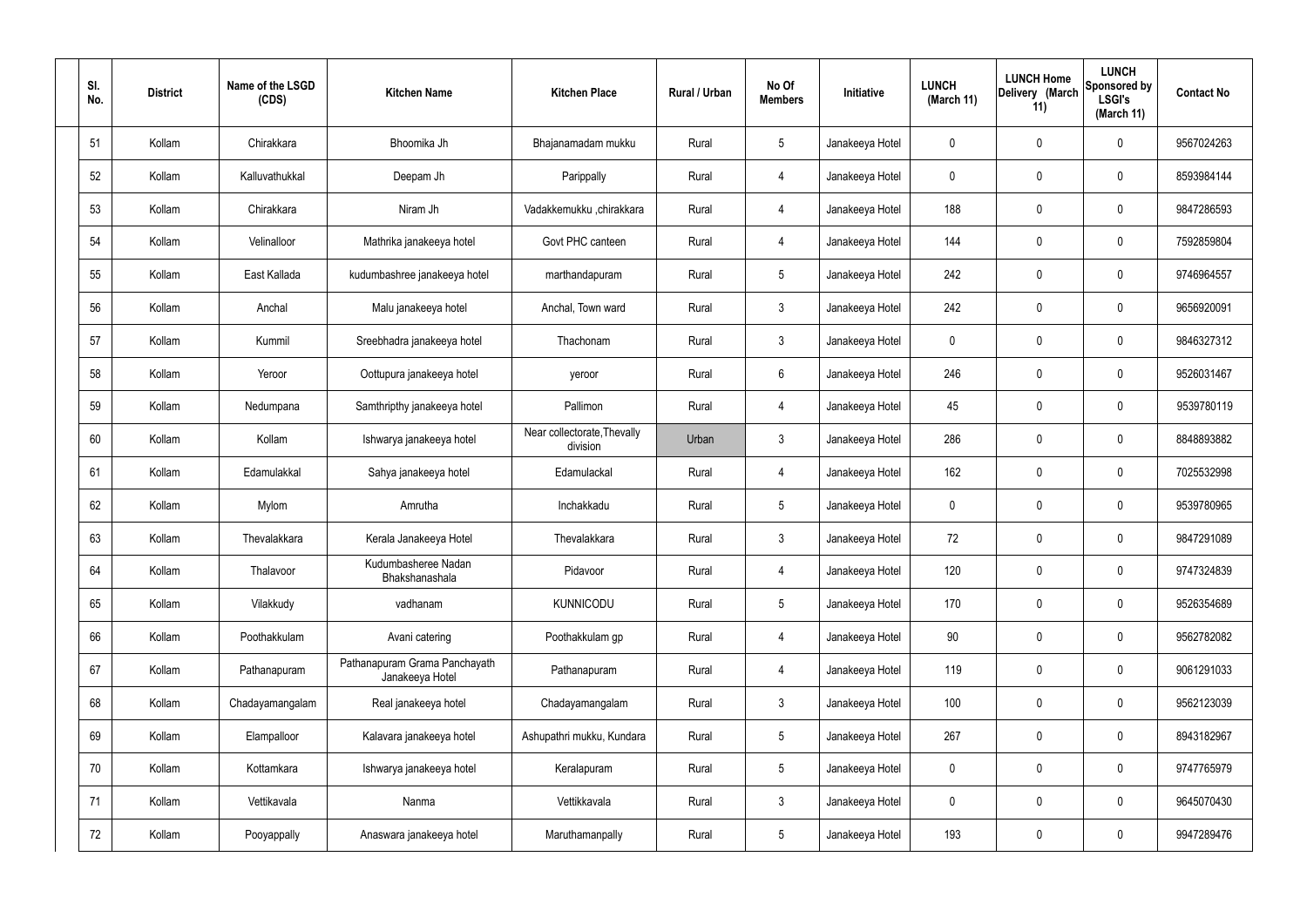| Sl. No. | District | Name of the LSGD (CDS) | Kitchen Name | Kitchen Place | Rural / Urban | No Of Members | Initiative | LUNCH (March 11) | LUNCH Home Delivery (March 11) | LUNCH Sponsored by LSGI's (March 11) | Contact No |
|---|---|---|---|---|---|---|---|---|---|---|---|
| 51 | Kollam | Chirakkara | Bhoomika Jh | Bhajanamadam mukku | Rural | 5 | Janakeeya Hotel | 0 | 0 | 0 | 9567024263 |
| 52 | Kollam | Kalluvathukkal | Deepam Jh | Parippally | Rural | 4 | Janakeeya Hotel | 0 | 0 | 0 | 8593984144 |
| 53 | Kollam | Chirakkara | Niram Jh | Vadakkemukku ,chirakkara | Rural | 4 | Janakeeya Hotel | 188 | 0 | 0 | 9847286593 |
| 54 | Kollam | Velinalloor | Mathrika janakeeya hotel | Govt PHC canteen | Rural | 4 | Janakeeya Hotel | 144 | 0 | 0 | 7592859804 |
| 55 | Kollam | East Kallada | kudumbashree janakeeya hotel | marthandapuram | Rural | 5 | Janakeeya Hotel | 242 | 0 | 0 | 9746964557 |
| 56 | Kollam | Anchal | Malu janakeeya hotel | Anchal, Town ward | Rural | 3 | Janakeeya Hotel | 242 | 0 | 0 | 9656920091 |
| 57 | Kollam | Kummil | Sreebhadra janakeeya hotel | Thachonam | Rural | 3 | Janakeeya Hotel | 0 | 0 | 0 | 9846327312 |
| 58 | Kollam | Yeroor | Oottupura janakeeya hotel | yeroor | Rural | 6 | Janakeeya Hotel | 246 | 0 | 0 | 9526031467 |
| 59 | Kollam | Nedumpana | Samthripthy janakeeya hotel | Pallimon | Rural | 4 | Janakeeya Hotel | 45 | 0 | 0 | 9539780119 |
| 60 | Kollam | Kollam | Ishwarya janakeeya hotel | Near collectorate,Thevally division | Urban | 3 | Janakeeya Hotel | 286 | 0 | 0 | 8848893882 |
| 61 | Kollam | Edamulakkal | Sahya janakeeya hotel | Edamulackal | Rural | 4 | Janakeeya Hotel | 162 | 0 | 0 | 7025532998 |
| 62 | Kollam | Mylom | Amrutha | Inchakkadu | Rural | 5 | Janakeeya Hotel | 0 | 0 | 0 | 9539780965 |
| 63 | Kollam | Thevalakkara | Kerala Janakeeya Hotel | Thevalakkara | Rural | 3 | Janakeeya Hotel | 72 | 0 | 0 | 9847291089 |
| 64 | Kollam | Thalavoor | Kudumbasheree Nadan Bhakshanashala | Pidavoor | Rural | 4 | Janakeeya Hotel | 120 | 0 | 0 | 9747324839 |
| 65 | Kollam | Vilakkudy | vadhanam | KUNNICODU | Rural | 5 | Janakeeya Hotel | 170 | 0 | 0 | 9526354689 |
| 66 | Kollam | Poothakkulam | Avani catering | Poothakkulam gp | Rural | 4 | Janakeeya Hotel | 90 | 0 | 0 | 9562782082 |
| 67 | Kollam | Pathanapuram | Pathanapuram Grama Panchayath Janakeeya Hotel | Pathanapuram | Rural | 4 | Janakeeya Hotel | 119 | 0 | 0 | 9061291033 |
| 68 | Kollam | Chadayamangalam | Real janakeeya hotel | Chadayamangalam | Rural | 3 | Janakeeya Hotel | 100 | 0 | 0 | 9562123039 |
| 69 | Kollam | Elampalloor | Kalavara janakeeya hotel | Ashupathri mukku, Kundara | Rural | 5 | Janakeeya Hotel | 267 | 0 | 0 | 8943182967 |
| 70 | Kollam | Kottamkara | Ishwarya janakeeya hotel | Keralapuram | Rural | 5 | Janakeeya Hotel | 0 | 0 | 0 | 9747765979 |
| 71 | Kollam | Vettikavala | Nanma | Vettikkavala | Rural | 3 | Janakeeya Hotel | 0 | 0 | 0 | 9645070430 |
| 72 | Kollam | Pooyappally | Anaswara janakeeya hotel | Maruthamanpally | Rural | 5 | Janakeeya Hotel | 193 | 0 | 0 | 9947289476 |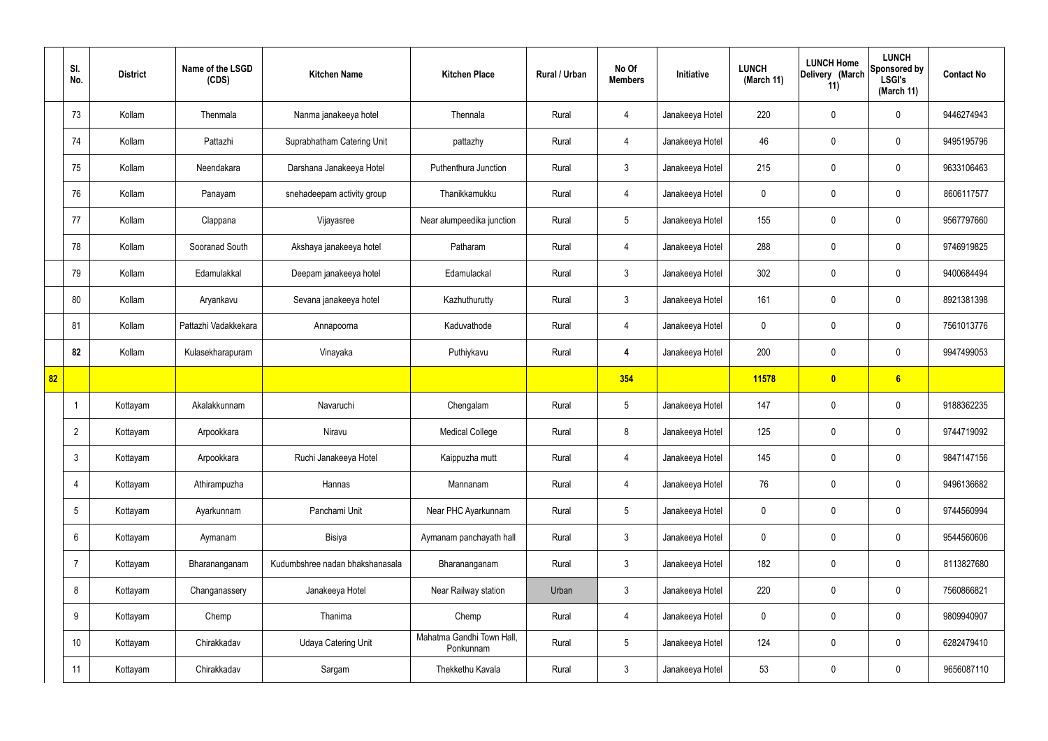|  | Sl. No. | District | Name of the LSGD (CDS) | Kitchen Name | Kitchen Place | Rural / Urban | No Of Members | Initiative | LUNCH (March 11) | LUNCH Home Delivery (March 11) | LUNCH Sponsored by LSGI's (March 11) | Contact No |
|---|---|---|---|---|---|---|---|---|---|---|---|---|
|  | 73 | Kollam | Thenmala | Nanma janakeeya hotel | Thennala | Rural | 4 | Janakeeya Hotel | 220 | 0 | 0 | 9446274943 |
|  | 74 | Kollam | Pattazhi | Suprabhatham Catering Unit | pattazhy | Rural | 4 | Janakeeya Hotel | 46 | 0 | 0 | 9495195796 |
|  | 75 | Kollam | Neendakara | Darshana Janakeeya Hotel | Puthenthura Junction | Rural | 3 | Janakeeya Hotel | 215 | 0 | 0 | 9633106463 |
|  | 76 | Kollam | Panayam | snehadeepam activity group | Thanikkamukku | Rural | 4 | Janakeeya Hotel | 0 | 0 | 0 | 8606117577 |
|  | 77 | Kollam | Clappana | Vijayasree | Near alumpeedika junction | Rural | 5 | Janakeeya Hotel | 155 | 0 | 0 | 9567797660 |
|  | 78 | Kollam | Sooranad South | Akshaya janakeeya hotel | Patharam | Rural | 4 | Janakeeya Hotel | 288 | 0 | 0 | 9746919825 |
|  | 79 | Kollam | Edamulakkal | Deepam janakeeya hotel | Edamulackal | Rural | 3 | Janakeeya Hotel | 302 | 0 | 0 | 9400684494 |
|  | 80 | Kollam | Aryankavu | Sevana janakeeya hotel | Kazhuthurutty | Rural | 3 | Janakeeya Hotel | 161 | 0 | 0 | 8921381398 |
|  | 81 | Kollam | Pattazhi Vadakkekara | Annapoorna | Kaduvathode | Rural | 4 | Janakeeya Hotel | 0 | 0 | 0 | 7561013776 |
|  | **82** | Kollam | Kulasekharapuram | Vinayaka | Puthiykavu | Rural | **4** | Janakeeya Hotel | 200 | 0 | 0 | 9947499053 |
| **82** |  |  |  |  |  |  | **354** |  | **11578** | **0** | **6** |  |
|  | 1 | Kottayam | Akalakkunnam | Navaruchi | Chengalam | Rural | 5 | Janakeeya Hotel | 147 | 0 | 0 | 9188362235 |
|  | 2 | Kottayam | Arpookkara | Niravu | Medical College | Rural | 8 | Janakeeya Hotel | 125 | 0 | 0 | 9744719092 |
|  | 3 | Kottayam | Arpookkara | Ruchi Janakeeya Hotel | Kaippuzha mutt | Rural | 4 | Janakeeya Hotel | 145 | 0 | 0 | 9847147156 |
|  | 4 | Kottayam | Athirampuzha | Hannas | Mannanam | Rural | 4 | Janakeeya Hotel | 76 | 0 | 0 | 9496136682 |
|  | 5 | Kottayam | Ayarkunnam | Panchami Unit | Near PHC Ayarkunnam | Rural | 5 | Janakeeya Hotel | 0 | 0 | 0 | 9744560994 |
|  | 6 | Kottayam | Aymanam | Bisiya | Aymanam panchayath hall | Rural | 3 | Janakeeya Hotel | 0 | 0 | 0 | 9544560606 |
|  | 7 | Kottayam | Bharananganam | Kudumbshree nadan bhakshanasala | Bharananganam | Rural | 3 | Janakeeya Hotel | 182 | 0 | 0 | 8113827680 |
|  | 8 | Kottayam | Changanassery | Janakeeya Hotel | Near Railway station | Urban | 3 | Janakeeya Hotel | 220 | 0 | 0 | 7560866821 |
|  | 9 | Kottayam | Chemp | Thanima | Chemp | Rural | 4 | Janakeeya Hotel | 0 | 0 | 0 | 9809940907 |
|  | 10 | Kottayam | Chirakkadav | Udaya Catering Unit | Mahatma Gandhi Town Hall, Ponkunnam | Rural | 5 | Janakeeya Hotel | 124 | 0 | 0 | 6282479410 |
|  | 11 | Kottayam | Chirakkadav | Sargam | Thekkethu Kavala | Rural | 3 | Janakeeya Hotel | 53 | 0 | 0 | 9656087110 |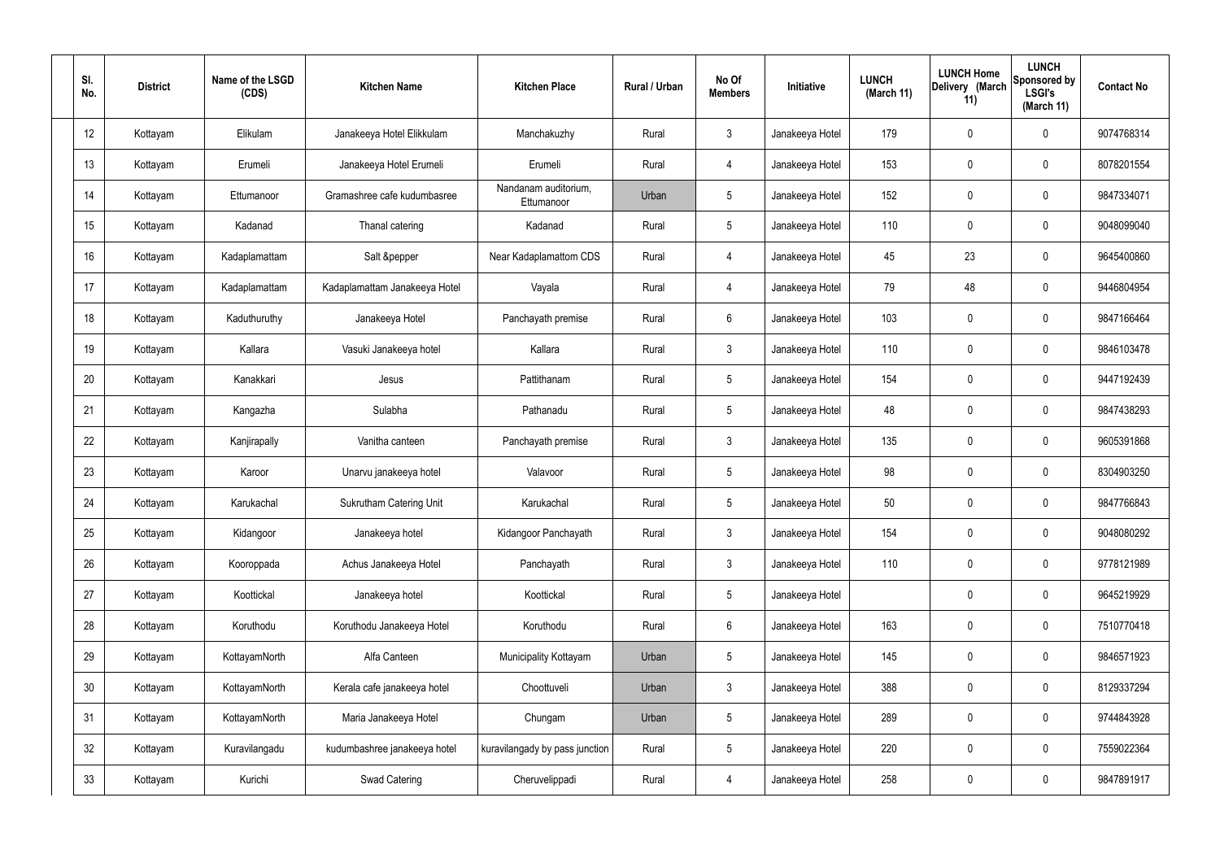| Sl. No. | District | Name of the LSGD (CDS) | Kitchen Name | Kitchen Place | Rural / Urban | No Of Members | Initiative | LUNCH (March 11) | LUNCH Home Delivery (March 11) | LUNCH Sponsored by LSGI's (March 11) | Contact No |
|---|---|---|---|---|---|---|---|---|---|---|---|
| 12 | Kottayam | Elikulam | Janakeeya Hotel Elikkulam | Manchakuzhy | Rural | 3 | Janakeeya Hotel | 179 | 0 | 0 | 9074768314 |
| 13 | Kottayam | Erumeli | Janakeeya Hotel Erumeli | Erumeli | Rural | 4 | Janakeeya Hotel | 153 | 0 | 0 | 8078201554 |
| 14 | Kottayam | Ettumanoor | Gramashree cafe kudumbasree | Nandanam auditorium, Ettumanoor | Urban | 5 | Janakeeya Hotel | 152 | 0 | 0 | 9847334071 |
| 15 | Kottayam | Kadanad | Thanal catering | Kadanad | Rural | 5 | Janakeeya Hotel | 110 | 0 | 0 | 9048099040 |
| 16 | Kottayam | Kadaplamattam | Salt &pepper | Near Kadaplamattom CDS | Rural | 4 | Janakeeya Hotel | 45 | 23 | 0 | 9645400860 |
| 17 | Kottayam | Kadaplamattam | Kadaplamattam Janakeeya Hotel | Vayala | Rural | 4 | Janakeeya Hotel | 79 | 48 | 0 | 9446804954 |
| 18 | Kottayam | Kaduthuruthy | Janakeeya Hotel | Panchayath premise | Rural | 6 | Janakeeya Hotel | 103 | 0 | 0 | 9847166464 |
| 19 | Kottayam | Kallara | Vasuki Janakeeya hotel | Kallara | Rural | 3 | Janakeeya Hotel | 110 | 0 | 0 | 9846103478 |
| 20 | Kottayam | Kanakkari | Jesus | Pattithanam | Rural | 5 | Janakeeya Hotel | 154 | 0 | 0 | 9447192439 |
| 21 | Kottayam | Kangazha | Sulabha | Pathanadu | Rural | 5 | Janakeeya Hotel | 48 | 0 | 0 | 9847438293 |
| 22 | Kottayam | Kanjirapally | Vanitha canteen | Panchayath premise | Rural | 3 | Janakeeya Hotel | 135 | 0 | 0 | 9605391868 |
| 23 | Kottayam | Karoor | Unarvu janakeeya hotel | Valavoor | Rural | 5 | Janakeeya Hotel | 98 | 0 | 0 | 8304903250 |
| 24 | Kottayam | Karukachal | Sukrutham Catering Unit | Karukachal | Rural | 5 | Janakeeya Hotel | 50 | 0 | 0 | 9847766843 |
| 25 | Kottayam | Kidangoor | Janakeeya hotel | Kidangoor Panchayath | Rural | 3 | Janakeeya Hotel | 154 | 0 | 0 | 9048080292 |
| 26 | Kottayam | Kooroppada | Achus Janakeeya Hotel | Panchayath | Rural | 3 | Janakeeya Hotel | 110 | 0 | 0 | 9778121989 |
| 27 | Kottayam | Koottickal | Janakeeya hotel | Koottickal | Rural | 5 | Janakeeya Hotel | | 0 | 0 | 9645219929 |
| 28 | Kottayam | Koruthodu | Koruthodu Janakeeya Hotel | Koruthodu | Rural | 6 | Janakeeya Hotel | 163 | 0 | 0 | 7510770418 |
| 29 | Kottayam | KottayamNorth | Alfa Canteen | Municipality Kottayam | Urban | 5 | Janakeeya Hotel | 145 | 0 | 0 | 9846571923 |
| 30 | Kottayam | KottayamNorth | Kerala cafe janakeeya hotel | Choottuveli | Urban | 3 | Janakeeya Hotel | 388 | 0 | 0 | 8129337294 |
| 31 | Kottayam | KottayamNorth | Maria Janakeeya Hotel | Chungam | Urban | 5 | Janakeeya Hotel | 289 | 0 | 0 | 9744843928 |
| 32 | Kottayam | Kuravilangadu | kudumbashree janakeeya hotel | kuravilangady by pass junction | Rural | 5 | Janakeeya Hotel | 220 | 0 | 0 | 7559022364 |
| 33 | Kottayam | Kurichi | Swad Catering | Cheruvelippadi | Rural | 4 | Janakeeya Hotel | 258 | 0 | 0 | 9847891917 |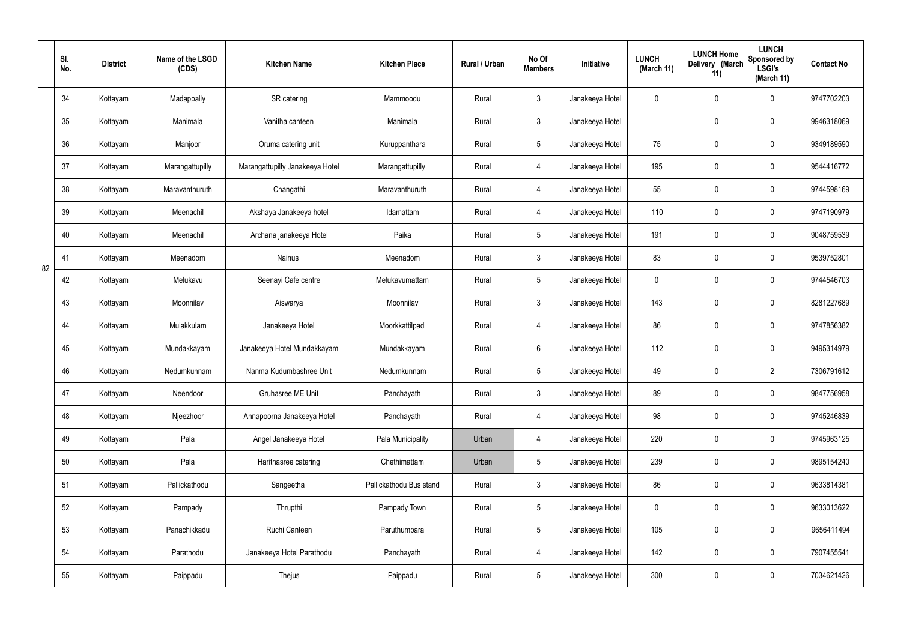|  | Sl. No. | District | Name of the LSGD (CDS) | Kitchen Name | Kitchen Place | Rural / Urban | No Of Members | Initiative | LUNCH (March 11) | LUNCH Home Delivery (March 11) | LUNCH Sponsored by LSGI's (March 11) | Contact No |
|---|---|---|---|---|---|---|---|---|---|---|---|---|
| 82 | 34 | Kottayam | Madappally | SR catering | Mammoodu | Rural | 3 | Janakeeya Hotel | 0 | 0 | 0 | 9747702203 |
|  | 35 | Kottayam | Manimala | Vanitha canteen | Manimala | Rural | 3 | Janakeeya Hotel |  | 0 | 0 | 9946318069 |
|  | 36 | Kottayam | Manjoor | Oruma catering unit | Kuruppanthara | Rural | 5 | Janakeeya Hotel | 75 | 0 | 0 | 9349189590 |
|  | 37 | Kottayam | Marangattupilly | Marangattupilly Janakeeya Hotel | Marangattupilly | Rural | 4 | Janakeeya Hotel | 195 | 0 | 0 | 9544416772 |
|  | 38 | Kottayam | Maravanthuruth | Changathi | Maravanthuruth | Rural | 4 | Janakeeya Hotel | 55 | 0 | 0 | 9744598169 |
|  | 39 | Kottayam | Meenachil | Akshaya Janakeeya hotel | Idamattam | Rural | 4 | Janakeeya Hotel | 110 | 0 | 0 | 9747190979 |
|  | 40 | Kottayam | Meenachil | Archana janakeeya Hotel | Paika | Rural | 5 | Janakeeya Hotel | 191 | 0 | 0 | 9048759539 |
|  | 41 | Kottayam | Meenadom | Nainus | Meenadom | Rural | 3 | Janakeeya Hotel | 83 | 0 | 0 | 9539752801 |
|  | 42 | Kottayam | Melukavu | Seenayi Cafe centre | Melukavumattam | Rural | 5 | Janakeeya Hotel | 0 | 0 | 0 | 9744546703 |
|  | 43 | Kottayam | Moonnilav | Aiswarya | Moonnilav | Rural | 3 | Janakeeya Hotel | 143 | 0 | 0 | 8281227689 |
|  | 44 | Kottayam | Mulakkulam | Janakeeya Hotel | Moorkkattilpadi | Rural | 4 | Janakeeya Hotel | 86 | 0 | 0 | 9747856382 |
|  | 45 | Kottayam | Mundakkayam | Janakeeya Hotel Mundakkayam | Mundakkayam | Rural | 6 | Janakeeya Hotel | 112 | 0 | 0 | 9495314979 |
|  | 46 | Kottayam | Nedumkunnam | Nanma Kudumbashree Unit | Nedumkunnam | Rural | 5 | Janakeeya Hotel | 49 | 0 | 2 | 7306791612 |
|  | 47 | Kottayam | Neendoor | Gruhasree ME Unit | Panchayath | Rural | 3 | Janakeeya Hotel | 89 | 0 | 0 | 9847756958 |
|  | 48 | Kottayam | Njeezhoor | Annapoorna Janakeeya Hotel | Panchayath | Rural | 4 | Janakeeya Hotel | 98 | 0 | 0 | 9745246839 |
|  | 49 | Kottayam | Pala | Angel Janakeeya Hotel | Pala Municipality | Urban | 4 | Janakeeya Hotel | 220 | 0 | 0 | 9745963125 |
|  | 50 | Kottayam | Pala | Harithasree catering | Chethimattam | Urban | 5 | Janakeeya Hotel | 239 | 0 | 0 | 9895154240 |
|  | 51 | Kottayam | Pallickathodu | Sangeetha | Pallickathodu Bus stand | Rural | 3 | Janakeeya Hotel | 86 | 0 | 0 | 9633814381 |
|  | 52 | Kottayam | Pampady | Thrupthi | Pampady Town | Rural | 5 | Janakeeya Hotel | 0 | 0 | 0 | 9633013622 |
|  | 53 | Kottayam | Panachikkadu | Ruchi Canteen | Paruthumpara | Rural | 5 | Janakeeya Hotel | 105 | 0 | 0 | 9656411494 |
|  | 54 | Kottayam | Parathodu | Janakeeya Hotel Parathodu | Panchayath | Rural | 4 | Janakeeya Hotel | 142 | 0 | 0 | 7907455541 |
|  | 55 | Kottayam | Paippadu | Thejus | Paippadu | Rural | 5 | Janakeeya Hotel | 300 | 0 | 0 | 7034621426 |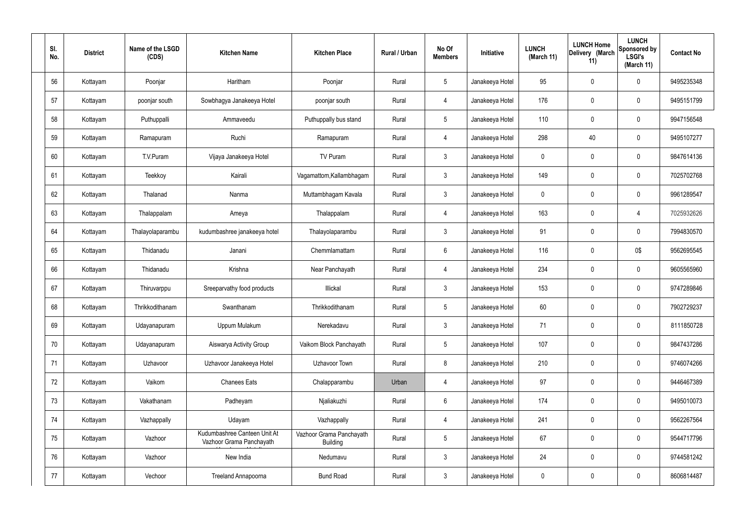| Sl. No. | District | Name of the LSGD (CDS) | Kitchen Name | Kitchen Place | Rural / Urban | No Of Members | Initiative | LUNCH (March 11) | LUNCH Home Delivery (March 11) | LUNCH Sponsored by LSGI's (March 11) | Contact No |
|---|---|---|---|---|---|---|---|---|---|---|---|
| 56 | Kottayam | Poonjar | Haritham | Poonjar | Rural | 5 | Janakeeya Hotel | 95 | 0 | 0 | 9495235348 |
| 57 | Kottayam | poonjar south | Sowbhagya Janakeeya Hotel | poonjar south | Rural | 4 | Janakeeya Hotel | 176 | 0 | 0 | 9495151799 |
| 58 | Kottayam | Puthuppalli | Ammaveedu | Puthuppally bus stand | Rural | 5 | Janakeeya Hotel | 110 | 0 | 0 | 9947156548 |
| 59 | Kottayam | Ramapuram | Ruchi | Ramapuram | Rural | 4 | Janakeeya Hotel | 298 | 40 | 0 | 9495107277 |
| 60 | Kottayam | T.V.Puram | Vijaya Janakeeya Hotel | TV Puram | Rural | 3 | Janakeeya Hotel | 0 | 0 | 0 | 9847614136 |
| 61 | Kottayam | Teekkoy | Kairali | Vagamattom,Kallambhagam | Rural | 3 | Janakeeya Hotel | 149 | 0 | 0 | 7025702768 |
| 62 | Kottayam | Thalanad | Nanma | Muttambhagam Kavala | Rural | 3 | Janakeeya Hotel | 0 | 0 | 0 | 9961289547 |
| 63 | Kottayam | Thalappalam | Ameya | Thalappalam | Rural | 4 | Janakeeya Hotel | 163 | 0 | 4 | 7025932626 |
| 64 | Kottayam | Thalayolaparambu | kudumbashree janakeeya hotel | Thalayolaparambu | Rural | 3 | Janakeeya Hotel | 91 | 0 | 0 | 7994830570 |
| 65 | Kottayam | Thidanadu | Janani | Chemmlamattam | Rural | 6 | Janakeeya Hotel | 116 | 0 | 0$ | 9562695545 |
| 66 | Kottayam | Thidanadu | Krishna | Near Panchayath | Rural | 4 | Janakeeya Hotel | 234 | 0 | 0 | 9605565960 |
| 67 | Kottayam | Thiruvarppu | Sreeparvathy food products | Illickal | Rural | 3 | Janakeeya Hotel | 153 | 0 | 0 | 9747289846 |
| 68 | Kottayam | Thrikkodithanam | Swanthanam | Thrikkodithanam | Rural | 5 | Janakeeya Hotel | 60 | 0 | 0 | 7902729237 |
| 69 | Kottayam | Udayanapuram | Uppum Mulakum | Nerekadavu | Rural | 3 | Janakeeya Hotel | 71 | 0 | 0 | 8111850728 |
| 70 | Kottayam | Udayanapuram | Aiswarya Activity Group | Vaikom Block Panchayath | Rural | 5 | Janakeeya Hotel | 107 | 0 | 0 | 9847437286 |
| 71 | Kottayam | Uzhavoor | Uzhavoor Janakeeya Hotel | Uzhavoor Town | Rural | 8 | Janakeeya Hotel | 210 | 0 | 0 | 9746074266 |
| 72 | Kottayam | Vaikom | Chanees Eats | Chalapparambu | Urban | 4 | Janakeeya Hotel | 97 | 0 | 0 | 9446467389 |
| 73 | Kottayam | Vakathanam | Padheyam | Njaliakuzhi | Rural | 6 | Janakeeya Hotel | 174 | 0 | 0 | 9495010073 |
| 74 | Kottayam | Vazhappally | Udayam | Vazhappally | Rural | 4 | Janakeeya Hotel | 241 | 0 | 0 | 9562267564 |
| 75 | Kottayam | Vazhoor | Kudumbashree Canteen Unit At Vazhoor Grama Panchayath | Vazhoor Grama Panchayath Building | Rural | 5 | Janakeeya Hotel | 67 | 0 | 0 | 9544717796 |
| 76 | Kottayam | Vazhoor | New India | Nedumavu | Rural | 3 | Janakeeya Hotel | 24 | 0 | 0 | 9744581242 |
| 77 | Kottayam | Vechoor | Treeland Annapoorna | Bund Road | Rural | 3 | Janakeeya Hotel | 0 | 0 | 0 | 8606814487 |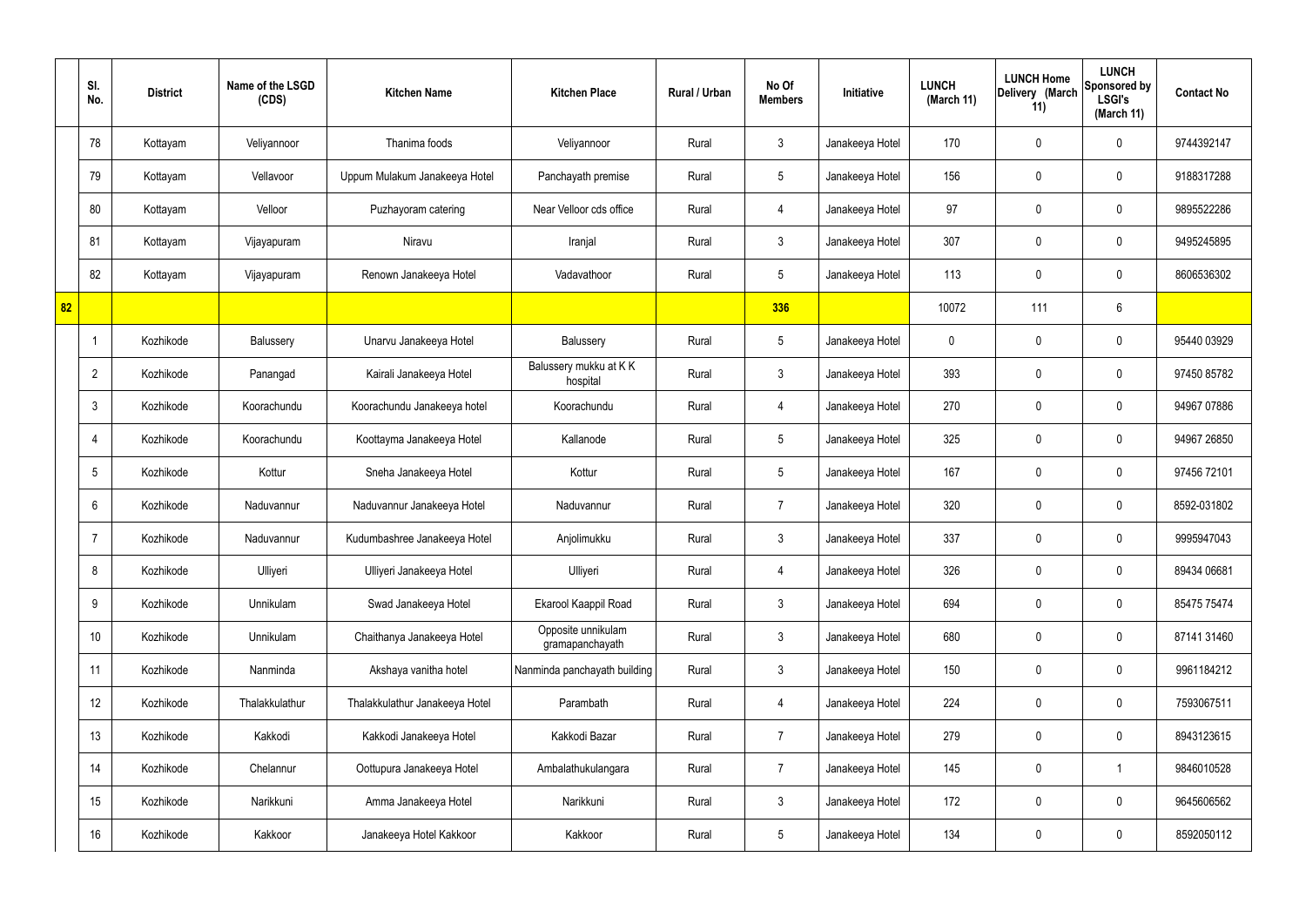| | Sl. No. | District | Name of the LSGD (CDS) | Kitchen Name | Kitchen Place | Rural / Urban | No Of Members | Initiative | LUNCH (March 11) | LUNCH Home Delivery (March 11) | LUNCH Sponsored by LSGI's (March 11) | Contact No |
|---|---|---|---|---|---|---|---|---|---|---|---|---|
| | 78 | Kottayam | Veliyannoor | Thanima foods | Veliyannoor | Rural | 3 | Janakeeya Hotel | 170 | 0 | 0 | 9744392147 |
| | 79 | Kottayam | Vellavoor | Uppum Mulakum Janakeeya Hotel | Panchayath premise | Rural | 5 | Janakeeya Hotel | 156 | 0 | 0 | 9188317288 |
| | 80 | Kottayam | Velloor | Puzhayoram catering | Near Velloor cds office | Rural | 4 | Janakeeya Hotel | 97 | 0 | 0 | 9895522286 |
| | 81 | Kottayam | Vijayapuram | Niravu | Iranjal | Rural | 3 | Janakeeya Hotel | 307 | 0 | 0 | 9495245895 |
| | 82 | Kottayam | Vijayapuram | Renown Janakeeya Hotel | Vadavathoor | Rural | 5 | Janakeeya Hotel | 113 | 0 | 0 | 8606536302 |
| 82 | | | | | | | 336 | | 10072 | 111 | 6 | |
| | 1 | Kozhikode | Balussery | Unarvu Janakeeya Hotel | Balussery | Rural | 5 | Janakeeya Hotel | 0 | 0 | 0 | 95440 03929 |
| | 2 | Kozhikode | Panangad | Kairali Janakeeya Hotel | Balussery mukku at K K hospital | Rural | 3 | Janakeeya Hotel | 393 | 0 | 0 | 97450 85782 |
| | 3 | Kozhikode | Koorachundu | Koorachundu Janakeeya hotel | Koorachundu | Rural | 4 | Janakeeya Hotel | 270 | 0 | 0 | 94967 07886 |
| | 4 | Kozhikode | Koorachundu | Koottayma Janakeeya Hotel | Kallanode | Rural | 5 | Janakeeya Hotel | 325 | 0 | 0 | 94967 26850 |
| | 5 | Kozhikode | Kottur | Sneha Janakeeya Hotel | Kottur | Rural | 5 | Janakeeya Hotel | 167 | 0 | 0 | 97456 72101 |
| | 6 | Kozhikode | Naduvannur | Naduvannur Janakeeya Hotel | Naduvannur | Rural | 7 | Janakeeya Hotel | 320 | 0 | 0 | 8592-031802 |
| | 7 | Kozhikode | Naduvannur | Kudumbashree Janakeeya Hotel | Anjolimukku | Rural | 3 | Janakeeya Hotel | 337 | 0 | 0 | 9995947043 |
| | 8 | Kozhikode | Ulliyeri | Ulliyeri Janakeeya Hotel | Ulliyeri | Rural | 4 | Janakeeya Hotel | 326 | 0 | 0 | 89434 06681 |
| | 9 | Kozhikode | Unnikulam | Swad Janakeeya Hotel | Ekarool Kaappil Road | Rural | 3 | Janakeeya Hotel | 694 | 0 | 0 | 85475 75474 |
| | 10 | Kozhikode | Unnikulam | Chaithanya Janakeeya Hotel | Opposite unnikulam gramapanchayath | Rural | 3 | Janakeeya Hotel | 680 | 0 | 0 | 87141 31460 |
| | 11 | Kozhikode | Nanminda | Akshaya vanitha hotel | Nanminda panchayath building | Rural | 3 | Janakeeya Hotel | 150 | 0 | 0 | 9961184212 |
| | 12 | Kozhikode | Thalakkulathur | Thalakkulathur Janakeeya Hotel | Parambath | Rural | 4 | Janakeeya Hotel | 224 | 0 | 0 | 7593067511 |
| | 13 | Kozhikode | Kakkodi | Kakkodi Janakeeya Hotel | Kakkodi Bazar | Rural | 7 | Janakeeya Hotel | 279 | 0 | 0 | 8943123615 |
| | 14 | Kozhikode | Chelannur | Oottupura Janakeeya Hotel | Ambalathukulangara | Rural | 7 | Janakeeya Hotel | 145 | 0 | 1 | 9846010528 |
| | 15 | Kozhikode | Narikkuni | Amma Janakeeya Hotel | Narikkuni | Rural | 3 | Janakeeya Hotel | 172 | 0 | 0 | 9645606562 |
| | 16 | Kozhikode | Kakkoor | Janakeeya Hotel Kakkoor | Kakkoor | Rural | 5 | Janakeeya Hotel | 134 | 0 | 0 | 8592050112 |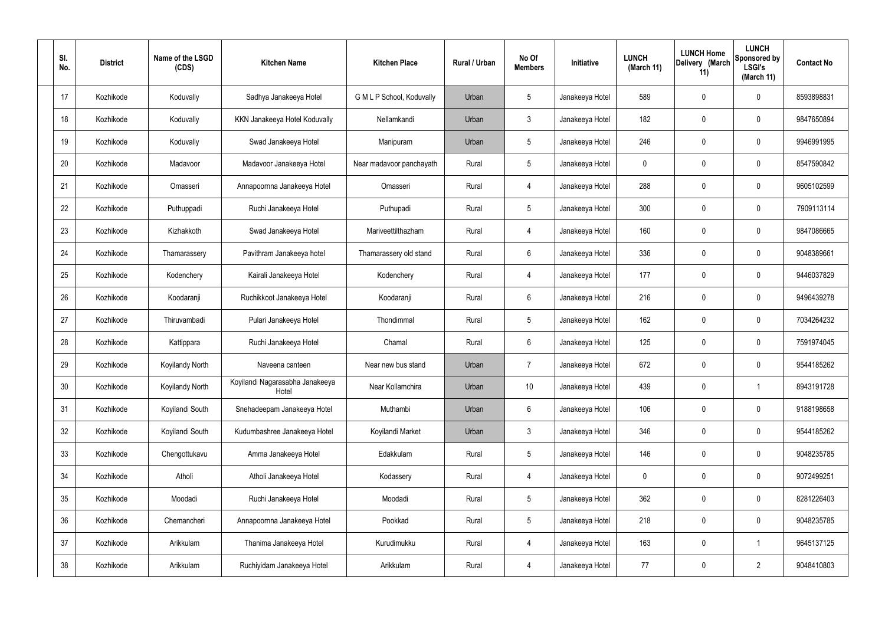| Sl. No. | District | Name of the LSGD (CDS) | Kitchen Name | Kitchen Place | Rural / Urban | No Of Members | Initiative | LUNCH (March 11) | LUNCH Home Delivery (March 11) | LUNCH Sponsored by LSGI's (March 11) | Contact No |
|---|---|---|---|---|---|---|---|---|---|---|---|
| 17 | Kozhikode | Koduvally | Sadhya Janakeeya Hotel | G M L P School, Koduvally | Urban | 5 | Janakeeya Hotel | 589 | 0 | 0 | 8593898831 |
| 18 | Kozhikode | Koduvally | KKN Janakeeya Hotel Koduvally | Nellamkandi | Urban | 3 | Janakeeya Hotel | 182 | 0 | 0 | 9847650894 |
| 19 | Kozhikode | Koduvally | Swad Janakeeya Hotel | Manipuram | Urban | 5 | Janakeeya Hotel | 246 | 0 | 0 | 9946991995 |
| 20 | Kozhikode | Madavoor | Madavoor Janakeeya Hotel | Near madavoor panchayath | Rural | 5 | Janakeeya Hotel | 0 | 0 | 0 | 8547590842 |
| 21 | Kozhikode | Omasseri | Annapoornna Janakeeya Hotel | Omasseri | Rural | 4 | Janakeeya Hotel | 288 | 0 | 0 | 9605102599 |
| 22 | Kozhikode | Puthuppadi | Ruchi Janakeeya Hotel | Puthupadi | Rural | 5 | Janakeeya Hotel | 300 | 0 | 0 | 7909113114 |
| 23 | Kozhikode | Kizhakkoth | Swad Janakeeya Hotel | Mariveettilthazham | Rural | 4 | Janakeeya Hotel | 160 | 0 | 0 | 9847086665 |
| 24 | Kozhikode | Thamarassery | Pavithram Janakeeya hotel | Thamarassery old stand | Rural | 6 | Janakeeya Hotel | 336 | 0 | 0 | 9048389661 |
| 25 | Kozhikode | Kodenchery | Kairali Janakeeya Hotel | Kodenchery | Rural | 4 | Janakeeya Hotel | 177 | 0 | 0 | 9446037829 |
| 26 | Kozhikode | Koodaranji | Ruchikkoot Janakeeya Hotel | Koodaranji | Rural | 6 | Janakeeya Hotel | 216 | 0 | 0 | 9496439278 |
| 27 | Kozhikode | Thiruvambadi | Pulari Janakeeya Hotel | Thondimmal | Rural | 5 | Janakeeya Hotel | 162 | 0 | 0 | 7034264232 |
| 28 | Kozhikode | Kattippara | Ruchi Janakeeya Hotel | Chamal | Rural | 6 | Janakeeya Hotel | 125 | 0 | 0 | 7591974045 |
| 29 | Kozhikode | Koyilandy North | Naveena canteen | Near new bus stand | Urban | 7 | Janakeeya Hotel | 672 | 0 | 0 | 9544185262 |
| 30 | Kozhikode | Koyilandy North | Koyilandi Nagarasabha Janakeeya Hotel | Near Kollamchira | Urban | 10 | Janakeeya Hotel | 439 | 0 | 1 | 8943191728 |
| 31 | Kozhikode | Koyilandi South | Snehadeepam Janakeeya Hotel | Muthambi | Urban | 6 | Janakeeya Hotel | 106 | 0 | 0 | 9188198658 |
| 32 | Kozhikode | Koyilandi South | Kudumbashree Janakeeya Hotel | Koyilandi Market | Urban | 3 | Janakeeya Hotel | 346 | 0 | 0 | 9544185262 |
| 33 | Kozhikode | Chengottukavu | Amma Janakeeya Hotel | Edakkulam | Rural | 5 | Janakeeya Hotel | 146 | 0 | 0 | 9048235785 |
| 34 | Kozhikode | Atholi | Atholi Janakeeya Hotel | Kodassery | Rural | 4 | Janakeeya Hotel | 0 | 0 | 0 | 9072499251 |
| 35 | Kozhikode | Moodadi | Ruchi Janakeeya Hotel | Moodadi | Rural | 5 | Janakeeya Hotel | 362 | 0 | 0 | 8281226403 |
| 36 | Kozhikode | Chemancheri | Annapoornna Janakeeya Hotel | Pookkad | Rural | 5 | Janakeeya Hotel | 218 | 0 | 0 | 9048235785 |
| 37 | Kozhikode | Arikkulam | Thanima Janakeeya Hotel | Kurudimukku | Rural | 4 | Janakeeya Hotel | 163 | 0 | 1 | 9645137125 |
| 38 | Kozhikode | Arikkulam | Ruchiyidam Janakeeya Hotel | Arikkulam | Rural | 4 | Janakeeya Hotel | 77 | 0 | 2 | 9048410803 |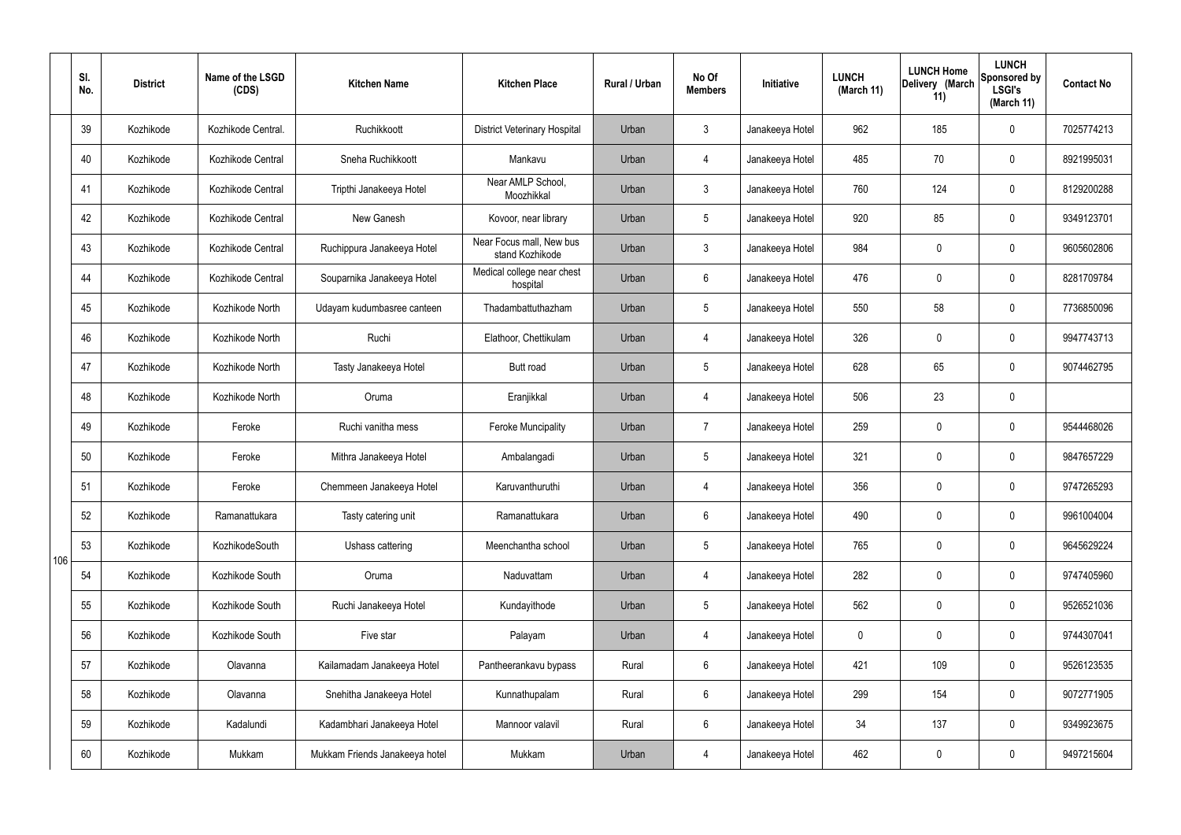|  | Sl. No. | District | Name of the LSGD (CDS) | Kitchen Name | Kitchen Place | Rural / Urban | No Of Members | Initiative | LUNCH (March 11) | LUNCH Home Delivery (March 11) | LUNCH Sponsored by LSGI's (March 11) | Contact No |
|---|---|---|---|---|---|---|---|---|---|---|---|---|
| 106 | 39 | Kozhikode | Kozhikode Central. | Ruchikkoott | District Veterinary Hospital | Urban | 3 | Janakeeya Hotel | 962 | 185 | 0 | 7025774213 |
|  | 40 | Kozhikode | Kozhikode Central | Sneha Ruchikkoott | Mankavu | Urban | 4 | Janakeeya Hotel | 485 | 70 | 0 | 8921995031 |
|  | 41 | Kozhikode | Kozhikode Central | Tripthi Janakeeya Hotel | Near AMLP School, Moozhikkal | Urban | 3 | Janakeeya Hotel | 760 | 124 | 0 | 8129200288 |
|  | 42 | Kozhikode | Kozhikode Central | New Ganesh | Kovoor, near library | Urban | 5 | Janakeeya Hotel | 920 | 85 | 0 | 9349123701 |
|  | 43 | Kozhikode | Kozhikode Central | Ruchippura Janakeeya Hotel | Near Focus mall, New bus stand Kozhikode | Urban | 3 | Janakeeya Hotel | 984 | 0 | 0 | 9605602806 |
|  | 44 | Kozhikode | Kozhikode Central | Souparnika Janakeeya Hotel | Medical college near chest hospital | Urban | 6 | Janakeeya Hotel | 476 | 0 | 0 | 8281709784 |
|  | 45 | Kozhikode | Kozhikode North | Udayam kudumbasree canteen | Thadambattuthazham | Urban | 5 | Janakeeya Hotel | 550 | 58 | 0 | 7736850096 |
|  | 46 | Kozhikode | Kozhikode North | Ruchi | Elathoor, Chettikulam | Urban | 4 | Janakeeya Hotel | 326 | 0 | 0 | 9947743713 |
|  | 47 | Kozhikode | Kozhikode North | Tasty Janakeeya Hotel | Butt road | Urban | 5 | Janakeeya Hotel | 628 | 65 | 0 | 9074462795 |
|  | 48 | Kozhikode | Kozhikode North | Oruma | Eranjikkal | Urban | 4 | Janakeeya Hotel | 506 | 23 | 0 |  |
|  | 49 | Kozhikode | Feroke | Ruchi vanitha mess | Feroke Muncipality | Urban | 7 | Janakeeya Hotel | 259 | 0 | 0 | 9544468026 |
|  | 50 | Kozhikode | Feroke | Mithra Janakeeya Hotel | Ambalangadi | Urban | 5 | Janakeeya Hotel | 321 | 0 | 0 | 9847657229 |
|  | 51 | Kozhikode | Feroke | Chemmeen Janakeeya Hotel | Karuvanthuruthi | Urban | 4 | Janakeeya Hotel | 356 | 0 | 0 | 9747265293 |
|  | 52 | Kozhikode | Ramanattukara | Tasty catering unit | Ramanattukara | Urban | 6 | Janakeeya Hotel | 490 | 0 | 0 | 9961004004 |
|  | 53 | Kozhikode | KozhikodeSouth | Ushass cattering | Meenchantha school | Urban | 5 | Janakeeya Hotel | 765 | 0 | 0 | 9645629224 |
|  | 54 | Kozhikode | Kozhikode South | Oruma | Naduvattam | Urban | 4 | Janakeeya Hotel | 282 | 0 | 0 | 9747405960 |
|  | 55 | Kozhikode | Kozhikode South | Ruchi Janakeeya Hotel | Kundayithode | Urban | 5 | Janakeeya Hotel | 562 | 0 | 0 | 9526521036 |
|  | 56 | Kozhikode | Kozhikode South | Five star | Palayam | Urban | 4 | Janakeeya Hotel | 0 | 0 | 0 | 9744307041 |
|  | 57 | Kozhikode | Olavanna | Kailamadam Janakeeya Hotel | Pantheerankavu bypass | Rural | 6 | Janakeeya Hotel | 421 | 109 | 0 | 9526123535 |
|  | 58 | Kozhikode | Olavanna | Snehitha Janakeeya Hotel | Kunnathupalam | Rural | 6 | Janakeeya Hotel | 299 | 154 | 0 | 9072771905 |
|  | 59 | Kozhikode | Kadalundi | Kadambhari Janakeeya Hotel | Mannoor valavil | Rural | 6 | Janakeeya Hotel | 34 | 137 | 0 | 9349923675 |
|  | 60 | Kozhikode | Mukkam | Mukkam Friends Janakeeya hotel | Mukkam | Urban | 4 | Janakeeya Hotel | 462 | 0 | 0 | 9497215604 |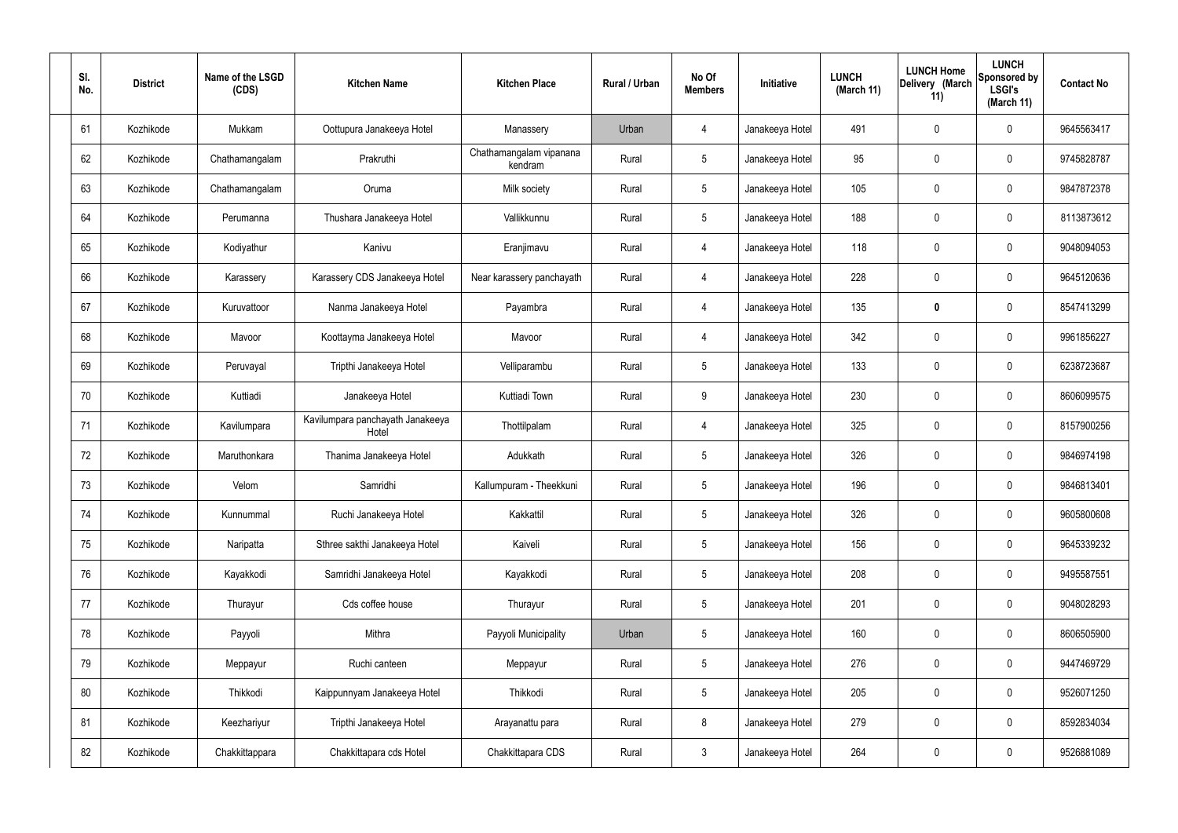| Sl. No. | District | Name of the LSGD (CDS) | Kitchen Name | Kitchen Place | Rural / Urban | No Of Members | Initiative | LUNCH (March 11) | LUNCH Home Delivery (March 11) | LUNCH Sponsored by LSGI's (March 11) | Contact No |
|---|---|---|---|---|---|---|---|---|---|---|---|
| 61 | Kozhikode | Mukkam | Oottupura Janakeeya Hotel | Manassery | Urban | 4 | Janakeeya Hotel | 491 | 0 | 0 | 9645563417 |
| 62 | Kozhikode | Chathamangalam | Prakruthi | Chathamangalam vipanana kendram | Rural | 5 | Janakeeya Hotel | 95 | 0 | 0 | 9745828787 |
| 63 | Kozhikode | Chathamangalam | Oruma | Milk society | Rural | 5 | Janakeeya Hotel | 105 | 0 | 0 | 9847872378 |
| 64 | Kozhikode | Perumanna | Thushara Janakeeya Hotel | Vallikkunnu | Rural | 5 | Janakeeya Hotel | 188 | 0 | 0 | 8113873612 |
| 65 | Kozhikode | Kodiyathur | Kanivu | Eranjimavu | Rural | 4 | Janakeeya Hotel | 118 | 0 | 0 | 9048094053 |
| 66 | Kozhikode | Karassery | Karassery CDS Janakeeya Hotel | Near karassery panchayath | Rural | 4 | Janakeeya Hotel | 228 | 0 | 0 | 9645120636 |
| 67 | Kozhikode | Kuruvattoor | Nanma Janakeeya Hotel | Payambra | Rural | 4 | Janakeeya Hotel | 135 | **0** | 0 | 8547413299 |
| 68 | Kozhikode | Mavoor | Koottayma Janakeeya Hotel | Mavoor | Rural | 4 | Janakeeya Hotel | 342 | 0 | 0 | 9961856227 |
| 69 | Kozhikode | Peruvayal | Tripthi Janakeeya Hotel | Velliparambu | Rural | 5 | Janakeeya Hotel | 133 | 0 | 0 | 6238723687 |
| 70 | Kozhikode | Kuttiadi | Janakeeya Hotel | Kuttiadi Town | Rural | 9 | Janakeeya Hotel | 230 | 0 | 0 | 8606099575 |
| 71 | Kozhikode | Kavilumpara | Kavilumpara panchayath Janakeeya Hotel | Thottilpalam | Rural | 4 | Janakeeya Hotel | 325 | 0 | 0 | 8157900256 |
| 72 | Kozhikode | Maruthonkara | Thanima Janakeeya Hotel | Adukkath | Rural | 5 | Janakeeya Hotel | 326 | 0 | 0 | 9846974198 |
| 73 | Kozhikode | Velom | Samridhi | Kallumpuram - Theekkuni | Rural | 5 | Janakeeya Hotel | 196 | 0 | 0 | 9846813401 |
| 74 | Kozhikode | Kunnummal | Ruchi Janakeeya Hotel | Kakkattil | Rural | 5 | Janakeeya Hotel | 326 | 0 | 0 | 9605800608 |
| 75 | Kozhikode | Naripatta | Sthree sakthi Janakeeya Hotel | Kaiveli | Rural | 5 | Janakeeya Hotel | 156 | 0 | 0 | 9645339232 |
| 76 | Kozhikode | Kayakkodi | Samridhi Janakeeya Hotel | Kayakkodi | Rural | 5 | Janakeeya Hotel | 208 | 0 | 0 | 9495587551 |
| 77 | Kozhikode | Thurayur | Cds coffee house | Thurayur | Rural | 5 | Janakeeya Hotel | 201 | 0 | 0 | 9048028293 |
| 78 | Kozhikode | Payyoli | Mithra | Payyoli Municipality | Urban | 5 | Janakeeya Hotel | 160 | 0 | 0 | 8606505900 |
| 79 | Kozhikode | Meppayur | Ruchi canteen | Meppayur | Rural | 5 | Janakeeya Hotel | 276 | 0 | 0 | 9447469729 |
| 80 | Kozhikode | Thikkodi | Kaippunnyam Janakeeya Hotel | Thikkodi | Rural | 5 | Janakeeya Hotel | 205 | 0 | 0 | 9526071250 |
| 81 | Kozhikode | Keezhariyur | Tripthi Janakeeya Hotel | Arayanattu para | Rural | 8 | Janakeeya Hotel | 279 | 0 | 0 | 8592834034 |
| 82 | Kozhikode | Chakkittappara | Chakkittapara cds Hotel | Chakkittapara CDS | Rural | 3 | Janakeeya Hotel | 264 | 0 | 0 | 9526881089 |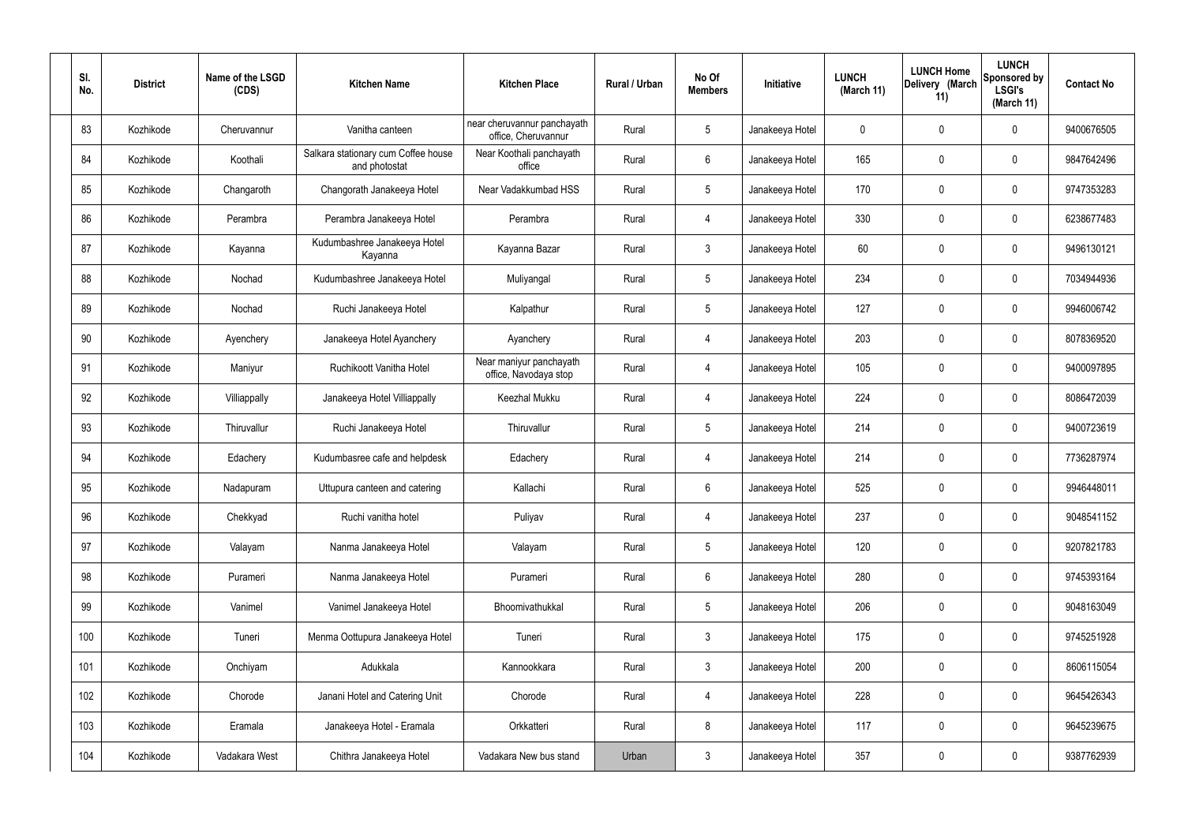| Sl. No. | District | Name of the LSGD (CDS) | Kitchen Name | Kitchen Place | Rural / Urban | No Of Members | Initiative | LUNCH (March 11) | LUNCH Home Delivery (March 11) | LUNCH Sponsored by LSGI's (March 11) | Contact No |
|---|---|---|---|---|---|---|---|---|---|---|---|
| 83 | Kozhikode | Cheruvannur | Vanitha canteen | near cheruvannur panchayath office, Cheruvannur | Rural | 5 | Janakeeya Hotel | 0 | 0 | 0 | 9400676505 |
| 84 | Kozhikode | Koothali | Salkara stationary cum Coffee house and photostat | Near Koothali panchayath office | Rural | 6 | Janakeeya Hotel | 165 | 0 | 0 | 9847642496 |
| 85 | Kozhikode | Changaroth | Changorath Janakeeya Hotel | Near Vadakkumbad HSS | Rural | 5 | Janakeeya Hotel | 170 | 0 | 0 | 9747353283 |
| 86 | Kozhikode | Perambra | Perambra Janakeeya Hotel | Perambra | Rural | 4 | Janakeeya Hotel | 330 | 0 | 0 | 6238677483 |
| 87 | Kozhikode | Kayanna | Kudumbashree Janakeeya Hotel Kayanna | Kayanna Bazar | Rural | 3 | Janakeeya Hotel | 60 | 0 | 0 | 9496130121 |
| 88 | Kozhikode | Nochad | Kudumbashree Janakeeya Hotel | Muliyangal | Rural | 5 | Janakeeya Hotel | 234 | 0 | 0 | 7034944936 |
| 89 | Kozhikode | Nochad | Ruchi Janakeeya Hotel | Kalpathur | Rural | 5 | Janakeeya Hotel | 127 | 0 | 0 | 9946006742 |
| 90 | Kozhikode | Ayenchery | Janakeeya Hotel Ayanchery | Ayanchery | Rural | 4 | Janakeeya Hotel | 203 | 0 | 0 | 8078369520 |
| 91 | Kozhikode | Maniyur | Ruchikoott Vanitha Hotel | Near maniyur panchayath office, Navodaya stop | Rural | 4 | Janakeeya Hotel | 105 | 0 | 0 | 9400097895 |
| 92 | Kozhikode | Villiappally | Janakeeya Hotel Villiappally | Keezhal Mukku | Rural | 4 | Janakeeya Hotel | 224 | 0 | 0 | 8086472039 |
| 93 | Kozhikode | Thiruvallur | Ruchi Janakeeya Hotel | Thiruvallur | Rural | 5 | Janakeeya Hotel | 214 | 0 | 0 | 9400723619 |
| 94 | Kozhikode | Edachery | Kudumbasree cafe and helpdesk | Edachery | Rural | 4 | Janakeeya Hotel | 214 | 0 | 0 | 7736287974 |
| 95 | Kozhikode | Nadapuram | Uttupura canteen and catering | Kallachi | Rural | 6 | Janakeeya Hotel | 525 | 0 | 0 | 9946448011 |
| 96 | Kozhikode | Chekkyad | Ruchi vanitha hotel | Puliyav | Rural | 4 | Janakeeya Hotel | 237 | 0 | 0 | 9048541152 |
| 97 | Kozhikode | Valayam | Nanma Janakeeya Hotel | Valayam | Rural | 5 | Janakeeya Hotel | 120 | 0 | 0 | 9207821783 |
| 98 | Kozhikode | Purameri | Nanma Janakeeya Hotel | Purameri | Rural | 6 | Janakeeya Hotel | 280 | 0 | 0 | 9745393164 |
| 99 | Kozhikode | Vanimel | Vanimel Janakeeya Hotel | Bhoomivathukkal | Rural | 5 | Janakeeya Hotel | 206 | 0 | 0 | 9048163049 |
| 100 | Kozhikode | Tuneri | Menma Oottupura Janakeeya Hotel | Tuneri | Rural | 3 | Janakeeya Hotel | 175 | 0 | 0 | 9745251928 |
| 101 | Kozhikode | Onchiyam | Adukkala | Kannookkara | Rural | 3 | Janakeeya Hotel | 200 | 0 | 0 | 8606115054 |
| 102 | Kozhikode | Chorode | Janani Hotel and Catering Unit | Chorode | Rural | 4 | Janakeeya Hotel | 228 | 0 | 0 | 9645426343 |
| 103 | Kozhikode | Eramala | Janakeeya Hotel - Eramala | Orkkatteri | Rural | 8 | Janakeeya Hotel | 117 | 0 | 0 | 9645239675 |
| 104 | Kozhikode | Vadakara West | Chithra Janakeeya Hotel | Vadakara New bus stand | Urban | 3 | Janakeeya Hotel | 357 | 0 | 0 | 9387762939 |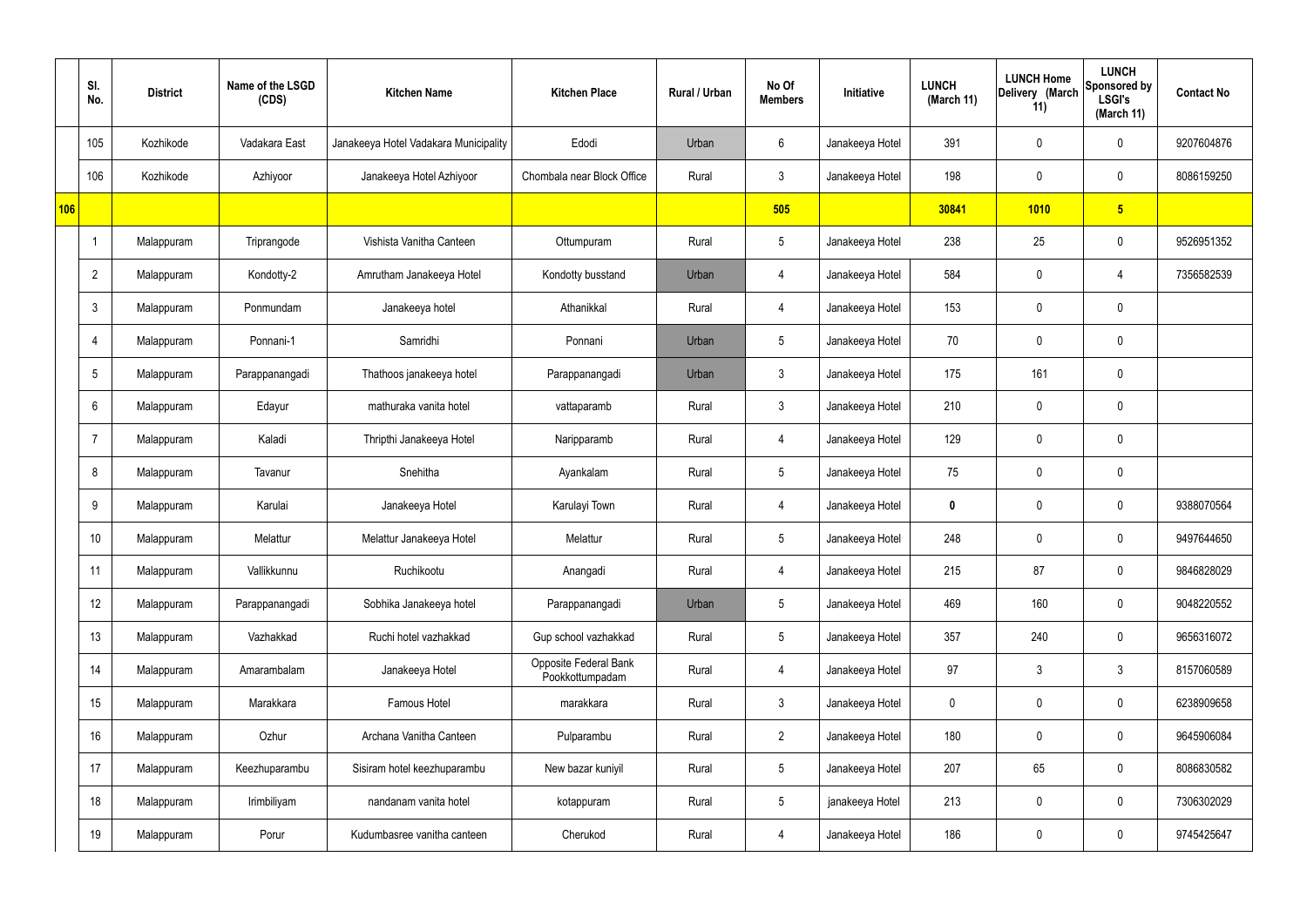| | Sl. No. | District | Name of the LSGD (CDS) | Kitchen Name | Kitchen Place | Rural / Urban | No Of Members | Initiative | LUNCH (March 11) | LUNCH Home Delivery (March 11) | LUNCH Sponsored by LSGI's (March 11) | Contact No |
|---|---|---|---|---|---|---|---|---|---|---|---|---|
| | 105 | Kozhikode | Vadakara East | Janakeeya Hotel Vadakara Municipality | Edodi | Urban | 6 | Janakeeya Hotel | 391 | 0 | 0 | 9207604876 |
| | 106 | Kozhikode | Azhiyoor | Janakeeya Hotel Azhiyoor | Chombala near Block Office | Rural | 3 | Janakeeya Hotel | 198 | 0 | 0 | 8086159250 |
| **106** | | | | | | | **505** | | **30841** | **1010** | **5** | |
| | 1 | Malappuram | Triprangode | Vishista Vanitha Canteen | Ottumpuram | Rural | 5 | Janakeeya Hotel | 238 | 25 | 0 | 9526951352 |
| | 2 | Malappuram | Kondotty-2 | Amrutham Janakeeya Hotel | Kondotty busstand | Urban | 4 | Janakeeya Hotel | 584 | 0 | 4 | 7356582539 |
| | 3 | Malappuram | Ponmundam | Janakeeya hotel | Athanikkal | Rural | 4 | Janakeeya Hotel | 153 | 0 | 0 | |
| | 4 | Malappuram | Ponnani-1 | Samridhi | Ponnani | Urban | 5 | Janakeeya Hotel | 70 | 0 | 0 | |
| | 5 | Malappuram | Parappanangadi | Thathoos janakeeya hotel | Parappanangadi | Urban | 3 | Janakeeya Hotel | 175 | 161 | 0 | |
| | 6 | Malappuram | Edayur | mathuraka vanita hotel | vattaparamb | Rural | 3 | Janakeeya Hotel | 210 | 0 | 0 | |
| | 7 | Malappuram | Kaladi | Thripthi Janakeeya Hotel | Naripparamb | Rural | 4 | Janakeeya Hotel | 129 | 0 | 0 | |
| | 8 | Malappuram | Tavanur | Snehitha | Ayankalam | Rural | 5 | Janakeeya Hotel | 75 | 0 | 0 | |
| | 9 | Malappuram | Karulai | Janakeeya Hotel | Karulayi Town | Rural | 4 | Janakeeya Hotel | **0** | 0 | 0 | 9388070564 |
| | 10 | Malappuram | Melattur | Melattur Janakeeya Hotel | Melattur | Rural | 5 | Janakeeya Hotel | 248 | 0 | 0 | 9497644650 |
| | 11 | Malappuram | Vallikkunnu | Ruchikootu | Anangadi | Rural | 4 | Janakeeya Hotel | 215 | 87 | 0 | 9846828029 |
| | 12 | Malappuram | Parappanangadi | Sobhika Janakeeya hotel | Parappanangadi | Urban | 5 | Janakeeya Hotel | 469 | 160 | 0 | 9048220552 |
| | 13 | Malappuram | Vazhakkad | Ruchi hotel vazhakkad | Gup school vazhakkad | Rural | 5 | Janakeeya Hotel | 357 | 240 | 0 | 9656316072 |
| | 14 | Malappuram | Amarambalam | Janakeeya Hotel | Opposite Federal Bank Pookkottumpadam | Rural | 4 | Janakeeya Hotel | 97 | 3 | 3 | 8157060589 |
| | 15 | Malappuram | Marakkara | Famous Hotel | marakkara | Rural | 3 | Janakeeya Hotel | 0 | 0 | 0 | 6238909658 |
| | 16 | Malappuram | Ozhur | Archana Vanitha Canteen | Pulparambu | Rural | 2 | Janakeeya Hotel | 180 | 0 | 0 | 9645906084 |
| | 17 | Malappuram | Keezhuparambu | Sisiram hotel keezhuparambu | New bazar kuniyil | Rural | 5 | Janakeeya Hotel | 207 | 65 | 0 | 8086830582 |
| | 18 | Malappuram | Irimbiliyam | nandanam vanita hotel | kotappuram | Rural | 5 | janakeeya Hotel | 213 | 0 | 0 | 7306302029 |
| | 19 | Malappuram | Porur | Kudumbasree vanitha canteen | Cherukod | Rural | 4 | Janakeeya Hotel | 186 | 0 | 0 | 9745425647 |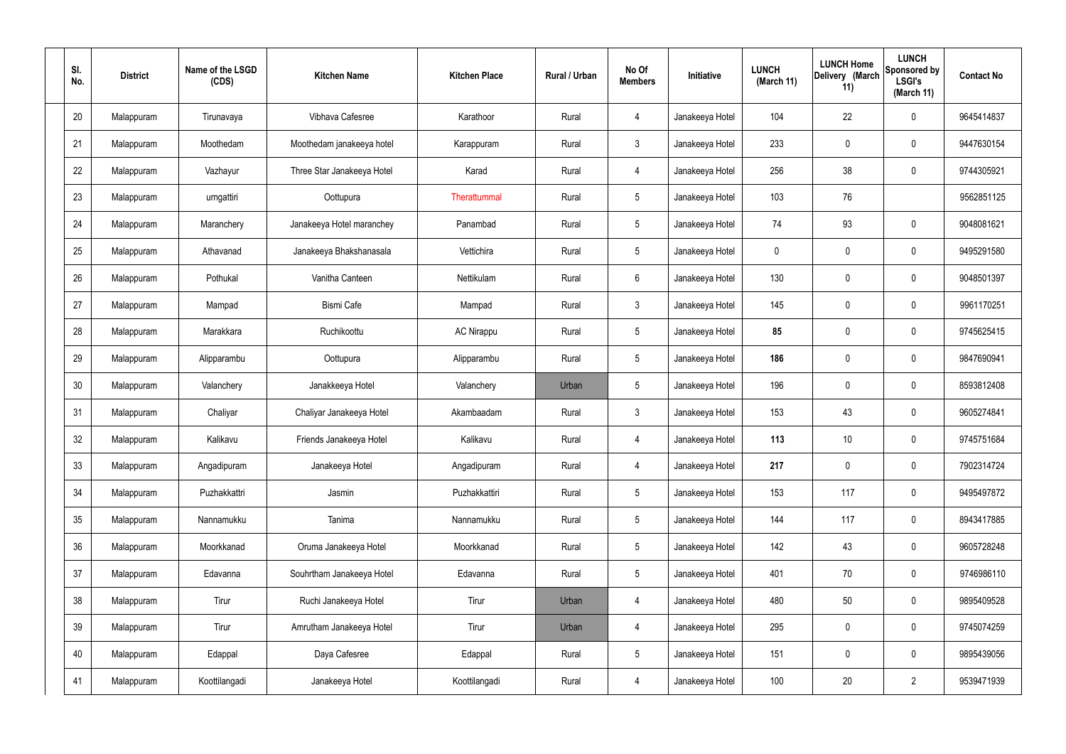| Sl. No. | District | Name of the LSGD (CDS) | Kitchen Name | Kitchen Place | Rural / Urban | No Of Members | Initiative | LUNCH (March 11) | LUNCH Home Delivery (March 11) | LUNCH Sponsored by LSGI's (March 11) | Contact No |
|---|---|---|---|---|---|---|---|---|---|---|---|
| 20 | Malappuram | Tirunavaya | Vibhava Cafesree | Karathoor | Rural | 4 | Janakeeya Hotel | 104 | 22 | 0 | 9645414837 |
| 21 | Malappuram | Moothedam | Moothedam janakeeya hotel | Karappuram | Rural | 3 | Janakeeya Hotel | 233 | 0 | 0 | 9447630154 |
| 22 | Malappuram | Vazhayur | Three Star Janakeeya Hotel | Karad | Rural | 4 | Janakeeya Hotel | 256 | 38 | 0 | 9744305921 |
| 23 | Malappuram | urngattiri | Oottupura | Therattummal | Rural | 5 | Janakeeya Hotel | 103 | 76 | | 9562851125 |
| 24 | Malappuram | Maranchery | Janakeeya Hotel maranchey | Panambad | Rural | 5 | Janakeeya Hotel | 74 | 93 | 0 | 9048081621 |
| 25 | Malappuram | Athavanad | Janakeeya Bhakshanasala | Vettichira | Rural | 5 | Janakeeya Hotel | 0 | 0 | 0 | 9495291580 |
| 26 | Malappuram | Pothukal | Vanitha Canteen | Nettikulam | Rural | 6 | Janakeeya Hotel | 130 | 0 | 0 | 9048501397 |
| 27 | Malappuram | Mampad | Bismi Cafe | Mampad | Rural | 3 | Janakeeya Hotel | 145 | 0 | 0 | 9961170251 |
| 28 | Malappuram | Marakkara | Ruchikoottu | AC Nirappu | Rural | 5 | Janakeeya Hotel | **85** | 0 | 0 | 9745625415 |
| 29 | Malappuram | Alipparambu | Oottupura | Alipparambu | Rural | 5 | Janakeeya Hotel | **186** | 0 | 0 | 9847690941 |
| 30 | Malappuram | Valanchery | Janakkeeya Hotel | Valanchery | Urban | 5 | Janakeeya Hotel | 196 | 0 | 0 | 8593812408 |
| 31 | Malappuram | Chaliyar | Chaliyar Janakeeya Hotel | Akambaadam | Rural | 3 | Janakeeya Hotel | 153 | 43 | 0 | 9605274841 |
| 32 | Malappuram | Kalikavu | Friends Janakeeya Hotel | Kalikavu | Rural | 4 | Janakeeya Hotel | **113** | 10 | 0 | 9745751684 |
| 33 | Malappuram | Angadipuram | Janakeeya Hotel | Angadipuram | Rural | 4 | Janakeeya Hotel | **217** | 0 | 0 | 7902314724 |
| 34 | Malappuram | Puzhakkattri | Jasmin | Puzhakkattiri | Rural | 5 | Janakeeya Hotel | 153 | 117 | 0 | 9495497872 |
| 35 | Malappuram | Nannamukku | Tanima | Nannamukku | Rural | 5 | Janakeeya Hotel | 144 | 117 | 0 | 8943417885 |
| 36 | Malappuram | Moorkkanad | Oruma Janakeeya Hotel | Moorkkanad | Rural | 5 | Janakeeya Hotel | 142 | 43 | 0 | 9605728248 |
| 37 | Malappuram | Edavanna | Souhrtham Janakeeya Hotel | Edavanna | Rural | 5 | Janakeeya Hotel | 401 | 70 | 0 | 9746986110 |
| 38 | Malappuram | Tirur | Ruchi Janakeeya Hotel | Tirur | Urban | 4 | Janakeeya Hotel | 480 | 50 | 0 | 9895409528 |
| 39 | Malappuram | Tirur | Amrutham Janakeeya Hotel | Tirur | Urban | 4 | Janakeeya Hotel | 295 | 0 | 0 | 9745074259 |
| 40 | Malappuram | Edappal | Daya Cafesree | Edappal | Rural | 5 | Janakeeya Hotel | 151 | 0 | 0 | 9895439056 |
| 41 | Malappuram | Koottilangadi | Janakeeya Hotel | Koottilangadi | Rural | 4 | Janakeeya Hotel | 100 | 20 | 2 | 9539471939 |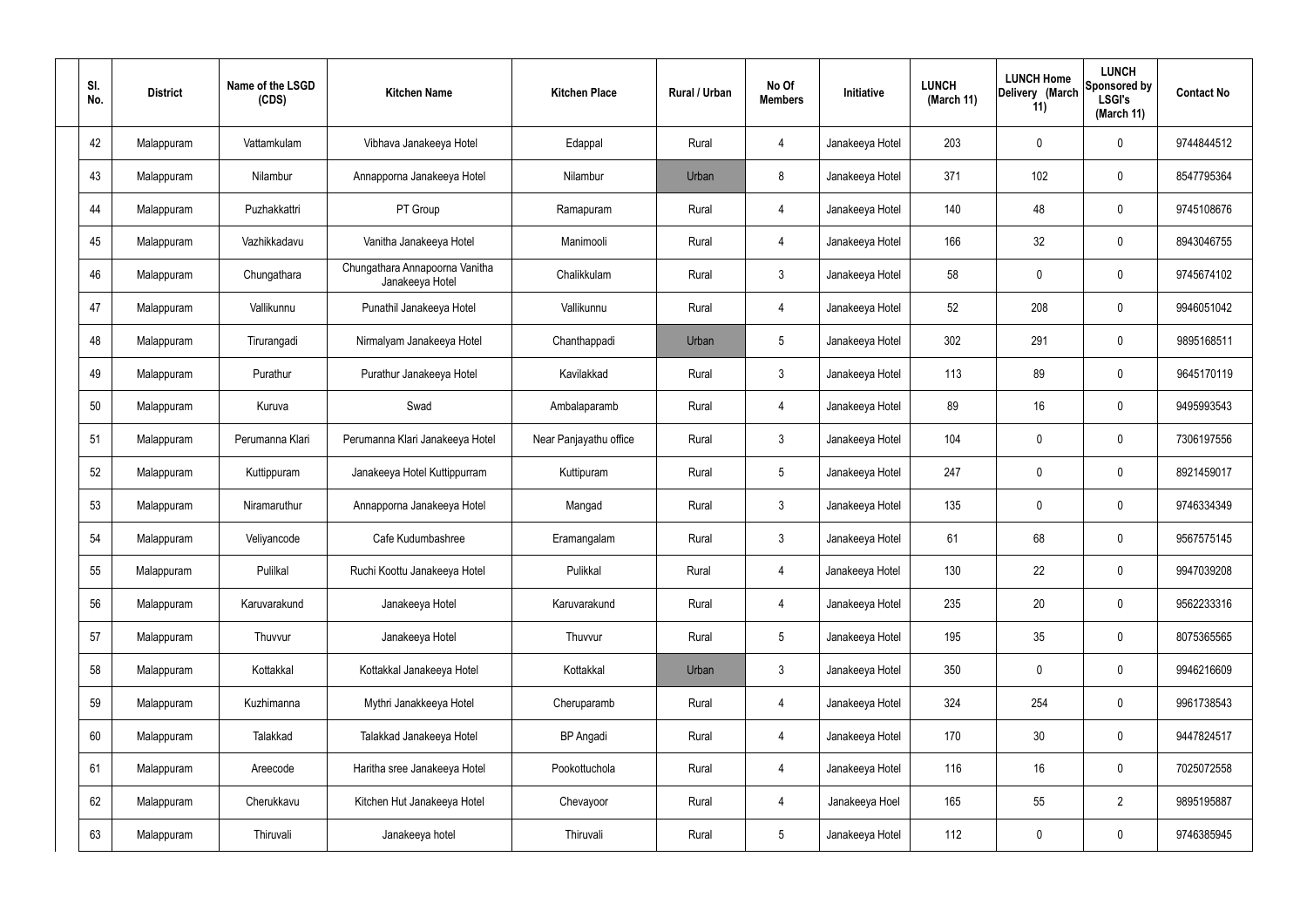| Sl. No. | District | Name of the LSGD (CDS) | Kitchen Name | Kitchen Place | Rural / Urban | No Of Members | Initiative | LUNCH (March 11) | LUNCH Home Delivery (March 11) | LUNCH Sponsored by LSGI's (March 11) | Contact No |
|---|---|---|---|---|---|---|---|---|---|---|---|
| 42 | Malappuram | Vattamkulam | Vibhava Janakeeya Hotel | Edappal | Rural | 4 | Janakeeya Hotel | 203 | 0 | 0 | 9744844512 |
| 43 | Malappuram | Nilambur | Annapporna Janakeeya Hotel | Nilambur | Urban | 8 | Janakeeya Hotel | 371 | 102 | 0 | 8547795364 |
| 44 | Malappuram | Puzhakkattri | PT Group | Ramapuram | Rural | 4 | Janakeeya Hotel | 140 | 48 | 0 | 9745108676 |
| 45 | Malappuram | Vazhikkadavu | Vanitha Janakeeya Hotel | Manimooli | Rural | 4 | Janakeeya Hotel | 166 | 32 | 0 | 8943046755 |
| 46 | Malappuram | Chungathara | Chungathara Annapoorna Vanitha Janakeeya Hotel | Chalikkulam | Rural | 3 | Janakeeya Hotel | 58 | 0 | 0 | 9745674102 |
| 47 | Malappuram | Vallikunnu | Punathil Janakeeya Hotel | Vallikunnu | Rural | 4 | Janakeeya Hotel | 52 | 208 | 0 | 9946051042 |
| 48 | Malappuram | Tirurangadi | Nirmalyam Janakeeya Hotel | Chanthappadi | Urban | 5 | Janakeeya Hotel | 302 | 291 | 0 | 9895168511 |
| 49 | Malappuram | Purathur | Purathur Janakeeya Hotel | Kavilakkad | Rural | 3 | Janakeeya Hotel | 113 | 89 | 0 | 9645170119 |
| 50 | Malappuram | Kuruva | Swad | Ambalaparamb | Rural | 4 | Janakeeya Hotel | 89 | 16 | 0 | 9495993543 |
| 51 | Malappuram | Perumanna Klari | Perumanna Klari Janakeeya Hotel | Near Panjayathu office | Rural | 3 | Janakeeya Hotel | 104 | 0 | 0 | 7306197556 |
| 52 | Malappuram | Kuttippuram | Janakeeya Hotel Kuttippurram | Kuttipuram | Rural | 5 | Janakeeya Hotel | 247 | 0 | 0 | 8921459017 |
| 53 | Malappuram | Niramaruthur | Annapporna Janakeeya Hotel | Mangad | Rural | 3 | Janakeeya Hotel | 135 | 0 | 0 | 9746334349 |
| 54 | Malappuram | Veliyancode | Cafe Kudumbashree | Eramangalam | Rural | 3 | Janakeeya Hotel | 61 | 68 | 0 | 9567575145 |
| 55 | Malappuram | Pulilkal | Ruchi Koottu Janakeeya Hotel | Pulikkal | Rural | 4 | Janakeeya Hotel | 130 | 22 | 0 | 9947039208 |
| 56 | Malappuram | Karuvarakund | Janakeeya Hotel | Karuvarakund | Rural | 4 | Janakeeya Hotel | 235 | 20 | 0 | 9562233316 |
| 57 | Malappuram | Thuvvur | Janakeeya Hotel | Thuvvur | Rural | 5 | Janakeeya Hotel | 195 | 35 | 0 | 8075365565 |
| 58 | Malappuram | Kottakkal | Kottakkal Janakeeya Hotel | Kottakkal | Urban | 3 | Janakeeya Hotel | 350 | 0 | 0 | 9946216609 |
| 59 | Malappuram | Kuzhimanna | Mythri Janakkeeya Hotel | Cheruparamb | Rural | 4 | Janakeeya Hotel | 324 | 254 | 0 | 9961738543 |
| 60 | Malappuram | Talakkad | Talakkad Janakeeya Hotel | BP Angadi | Rural | 4 | Janakeeya Hotel | 170 | 30 | 0 | 9447824517 |
| 61 | Malappuram | Areecode | Haritha sree Janakeeya Hotel | Pookottuchola | Rural | 4 | Janakeeya Hotel | 116 | 16 | 0 | 7025072558 |
| 62 | Malappuram | Cherukkavu | Kitchen Hut Janakeeya Hotel | Chevayoor | Rural | 4 | Janakeeya Hoel | 165 | 55 | 2 | 9895195887 |
| 63 | Malappuram | Thiruvali | Janakeeya hotel | Thiruvali | Rural | 5 | Janakeeya Hotel | 112 | 0 | 0 | 9746385945 |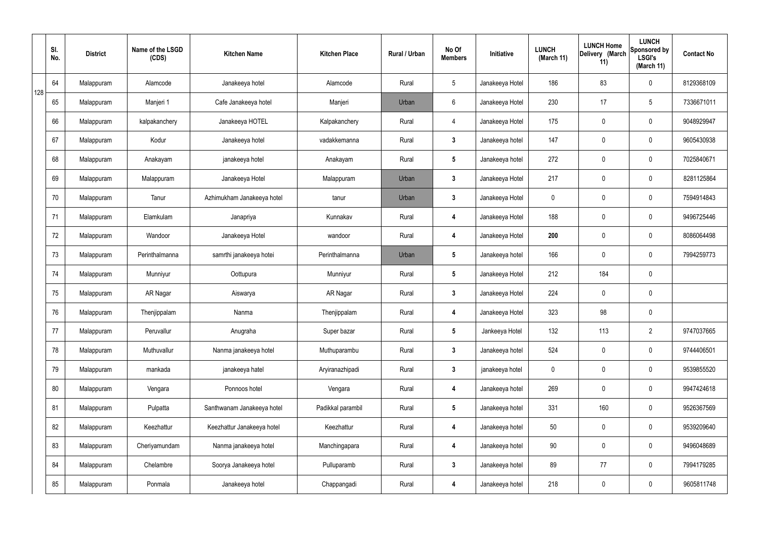|  | Sl. No. | District | Name of the LSGD (CDS) | Kitchen Name | Kitchen Place | Rural / Urban | No Of Members | Initiative | LUNCH (March 11) | LUNCH Home Delivery (March 11) | LUNCH Sponsored by LSGI's (March 11) | Contact No |
|---|---|---|---|---|---|---|---|---|---|---|---|---|
| 128 | 64 | Malappuram | Alamcode | Janakeeya hotel | Alamcode | Rural | 5 | Janakeeya Hotel | 186 | 83 | 0 | 8129368109 |
|  | 65 | Malappuram | Manjeri 1 | Cafe Janakeeya hotel | Manjeri | Urban | 6 | Janakeeya Hotel | 230 | 17 | 5 | 7336671011 |
|  | 66 | Malappuram | kalpakanchery | Janakeeya HOTEL | Kalpakanchery | Rural | 4 | Janakeeya Hotel | 175 | 0 | 0 | 9048929947 |
|  | 67 | Malappuram | Kodur | Janakeeya hotel | vadakkemanna | Rural | 3 | Janakeeya hotel | 147 | 0 | 0 | 9605430938 |
|  | 68 | Malappuram | Anakayam | janakeeya hotel | Anakayam | Rural | 5 | Janakeeya hotel | 272 | 0 | 0 | 7025840671 |
|  | 69 | Malappuram | Malappuram | Janakeeya Hotel | Malappuram | Urban | 3 | Janakeeya Hotel | 217 | 0 | 0 | 8281125864 |
|  | 70 | Malappuram | Tanur | Azhimukham Janakeeya hotel | tanur | Urban | 3 | Janakeeya Hotel | 0 | 0 | 0 | 7594914843 |
|  | 71 | Malappuram | Elamkulam | Janapriya | Kunnakav | Rural | 4 | Janakeeya Hotel | 188 | 0 | 0 | 9496725446 |
|  | 72 | Malappuram | Wandoor | Janakeeya Hotel | wandoor | Rural | 4 | Janakeeya Hotel | **200** | 0 | 0 | 8086064498 |
|  | 73 | Malappuram | Perinthalmanna | samrthi janakeeya hotei | Perinthalmanna | Urban | 5 | Janakeeya hotel | 166 | 0 | 0 | 7994259773 |
|  | 74 | Malappuram | Munniyur | Oottupura | Munniyur | Rural | 5 | Janakeeya Hotel | 212 | 184 | 0 |  |
|  | 75 | Malappuram | AR Nagar | Aiswarya | AR Nagar | Rural | 3 | Janakeeya Hotel | 224 | 0 | 0 |  |
|  | 76 | Malappuram | Thenjippalam | Nanma | Thenjippalam | Rural | 4 | Janakeeya Hotel | 323 | 98 | 0 |  |
|  | 77 | Malappuram | Peruvallur | Anugraha | Super bazar | Rural | 5 | Jankeeya Hotel | 132 | 113 | 2 | 9747037665 |
|  | 78 | Malappuram | Muthuvallur | Nanma janakeeya hotel | Muthuparambu | Rural | 3 | Janakeeya hotel | 524 | 0 | 0 | 9744406501 |
|  | 79 | Malappuram | mankada | janakeeya hatel | Aryiranazhipadi | Rural | 3 | janakeeya hotel | 0 | 0 | 0 | 9539855520 |
|  | 80 | Malappuram | Vengara | Ponnoos hotel | Vengara | Rural | 4 | Janakeeya hotel | 269 | 0 | 0 | 9947424618 |
|  | 81 | Malappuram | Pulpatta | Santhwanam Janakeeya hotel | Padikkal parambil | Rural | 5 | Janakeeya hotel | 331 | 160 | 0 | 9526367569 |
|  | 82 | Malappuram | Keezhattur | Keezhattur Janakeeya hotel | Keezhattur | Rural | 4 | Janakeeya hotel | 50 | 0 | 0 | 9539209640 |
|  | 83 | Malappuram | Cheriyamundam | Nanma janakeeya hotel | Manchingapara | Rural | 4 | Janakeeya hotel | 90 | 0 | 0 | 9496048689 |
|  | 84 | Malappuram | Chelambre | Soorya Janakeeya hotel | Pulluparamb | Rural | 3 | Janakeeya hotel | 89 | 77 | 0 | 7994179285 |
|  | 85 | Malappuram | Ponmala | Janakeeya hotel | Chappangadi | Rural | 4 | Janakeeya hotel | 218 | 0 | 0 | 9605811748 |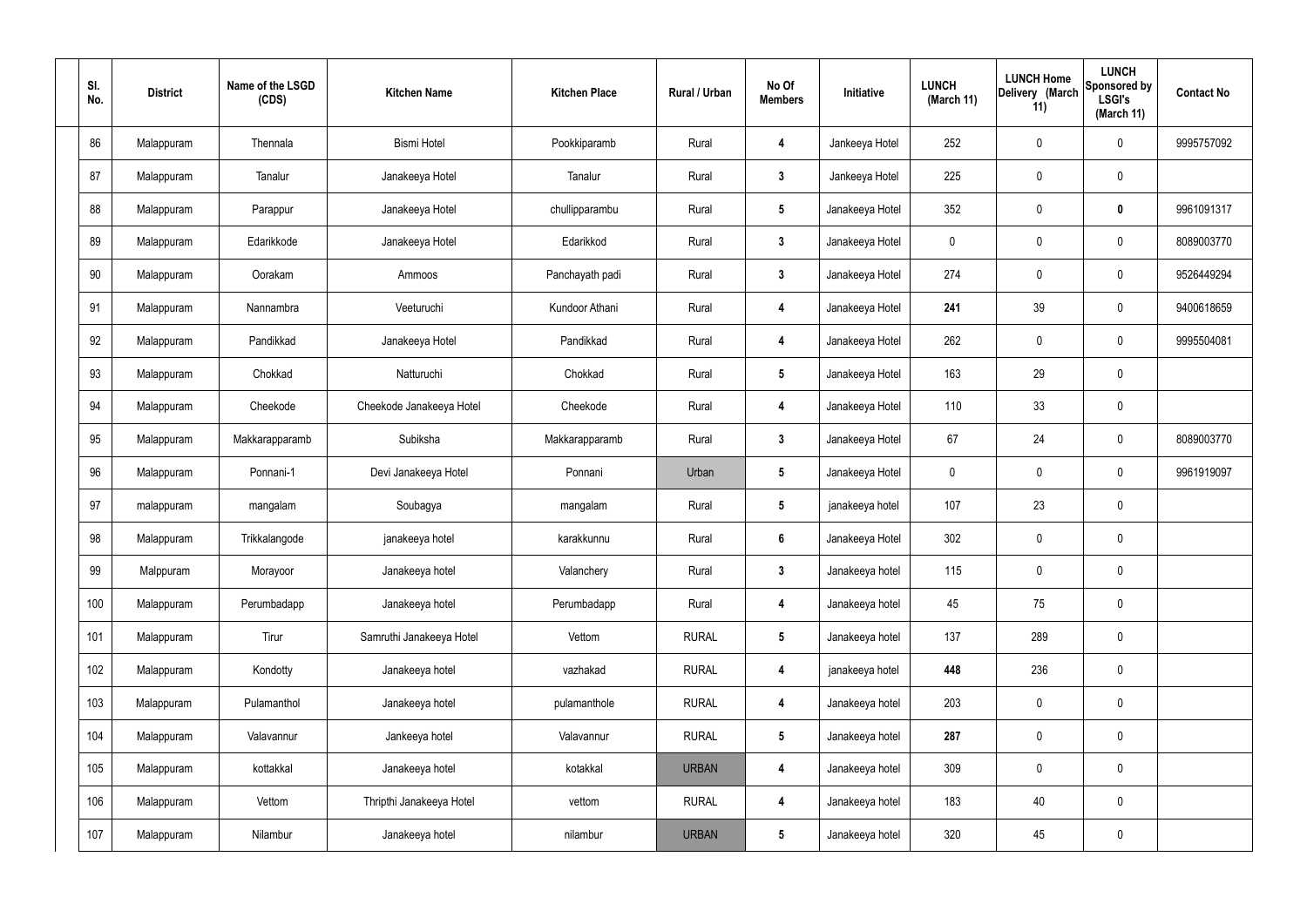| Sl. No. | District | Name of the LSGD (CDS) | Kitchen Name | Kitchen Place | Rural / Urban | No Of Members | Initiative | LUNCH (March 11) | LUNCH Home Delivery (March 11) | LUNCH Sponsored by LSGI's (March 11) | Contact No |
|---|---|---|---|---|---|---|---|---|---|---|---|
| 86 | Malappuram | Thennala | Bismi Hotel | Pookkiparamb | Rural | **4** | Jankeeya Hotel | 252 | 0 | 0 | 9995757092 |
| 87 | Malappuram | Tanalur | Janakeeya Hotel | Tanalur | Rural | **3** | Jankeeya Hotel | 225 | 0 | 0 | |
| 88 | Malappuram | Parappur | Janakeeya Hotel | chullipparambu | Rural | **5** | Janakeeya Hotel | 352 | 0 | **0** | 9961091317 |
| 89 | Malappuram | Edarikkode | Janakeeya Hotel | Edarikkod | Rural | **3** | Janakeeya Hotel | 0 | 0 | 0 | 8089003770 |
| 90 | Malappuram | Oorakam | Ammoos | Panchayath padi | Rural | **3** | Janakeeya Hotel | 274 | 0 | 0 | 9526449294 |
| 91 | Malappuram | Nannambra | Veeturuchi | Kundoor Athani | Rural | **4** | Janakeeya Hotel | **241** | 39 | 0 | 9400618659 |
| 92 | Malappuram | Pandikkad | Janakeeya Hotel | Pandikkad | Rural | **4** | Janakeeya Hotel | 262 | 0 | 0 | 9995504081 |
| 93 | Malappuram | Chokkad | Natturuchi | Chokkad | Rural | **5** | Janakeeya Hotel | 163 | 29 | 0 | |
| 94 | Malappuram | Cheekode | Cheekode Janakeeya Hotel | Cheekode | Rural | **4** | Janakeeya Hotel | 110 | 33 | 0 | |
| 95 | Malappuram | Makkarapparamb | Subiksha | Makkarapparamb | Rural | **3** | Janakeeya Hotel | 67 | 24 | 0 | 8089003770 |
| 96 | Malappuram | Ponnani-1 | Devi Janakeeya Hotel | Ponnani | Urban | **5** | Janakeeya Hotel | 0 | 0 | 0 | 9961919097 |
| 97 | malappuram | mangalam | Soubagya | mangalam | Rural | **5** | janakeeya hotel | 107 | 23 | 0 | |
| 98 | Malappuram | Trikkalangode | janakeeya hotel | karakkunnu | Rural | **6** | Janakeeya Hotel | 302 | 0 | 0 | |
| 99 | Malppuram | Morayoor | Janakeeya hotel | Valanchery | Rural | **3** | Janakeeya hotel | 115 | 0 | 0 | |
| 100 | Malappuram | Perumbadapp | Janakeeya hotel | Perumbadapp | Rural | **4** | Janakeeya hotel | 45 | 75 | 0 | |
| 101 | Malappuram | Tirur | Samruthi Janakeeya Hotel | Vettom | RURAL | **5** | Janakeeya hotel | 137 | 289 | 0 | |
| 102 | Malappuram | Kondotty | Janakeeya hotel | vazhakad | RURAL | **4** | janakeeya hotel | **448** | 236 | 0 | |
| 103 | Malappuram | Pulamanthol | Janakeeya hotel | pulamanthole | RURAL | **4** | Janakeeya hotel | 203 | 0 | 0 | |
| 104 | Malappuram | Valavannur | Jankeeya hotel | Valavannur | RURAL | **5** | Janakeeya hotel | **287** | 0 | 0 | |
| 105 | Malappuram | kottakkal | Janakeeya hotel | kotakkal | URBAN | **4** | Janakeeya hotel | 309 | 0 | 0 | |
| 106 | Malappuram | Vettom | Thripthi Janakeeya Hotel | vettom | RURAL | **4** | Janakeeya hotel | 183 | 40 | 0 | |
| 107 | Malappuram | Nilambur | Janakeeya hotel | nilambur | URBAN | **5** | Janakeeya hotel | 320 | 45 | 0 | |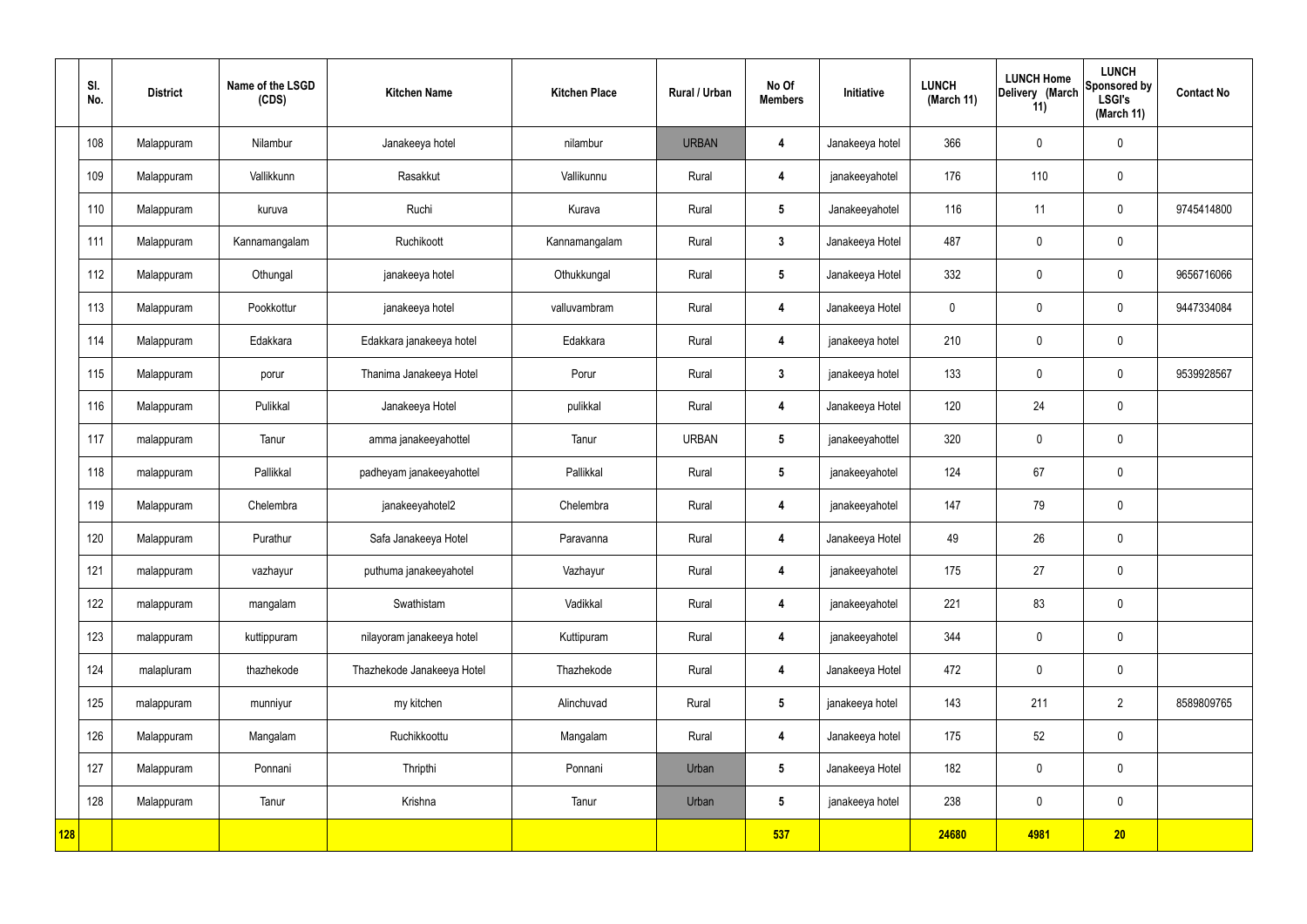| | Sl. No. | District | Name of the LSGD (CDS) | Kitchen Name | Kitchen Place | Rural / Urban | No Of Members | Initiative | LUNCH (March 11) | LUNCH Home Delivery (March 11) | LUNCH Sponsored by LSGI's (March 11) | Contact No |
|---|---|---|---|---|---|---|---|---|---|---|---|---|
| | 108 | Malappuram | Nilambur | Janakeeya hotel | nilambur | URBAN | 4 | Janakeeya hotel | 366 | 0 | 0 | |
| | 109 | Malappuram | Vallikkunn | Rasakkut | Vallikunnu | Rural | 4 | janakeeyahotel | 176 | 110 | 0 | |
| | 110 | Malappuram | kuruva | Ruchi | Kurava | Rural | 5 | Janakeeyahotel | 116 | 11 | 0 | 9745414800 |
| | 111 | Malappuram | Kannamangalam | Ruchikoott | Kannamangalam | Rural | 3 | Janakeeya Hotel | 487 | 0 | 0 | |
| | 112 | Malappuram | Othungal | janakeeya hotel | Othukkungal | Rural | 5 | Janakeeya Hotel | 332 | 0 | 0 | 9656716066 |
| | 113 | Malappuram | Pookkottur | janakeeya hotel | valluvambram | Rural | 4 | Janakeeya Hotel | 0 | 0 | 0 | 9447334084 |
| | 114 | Malappuram | Edakkara | Edakkara janakeeya hotel | Edakkara | Rural | 4 | janakeeya hotel | 210 | 0 | 0 | |
| | 115 | Malappuram | porur | Thanima Janakeeya Hotel | Porur | Rural | 3 | janakeeya hotel | 133 | 0 | 0 | 9539928567 |
| | 116 | Malappuram | Pulikkal | Janakeeya Hotel | pulikkal | Rural | 4 | Janakeeya Hotel | 120 | 24 | 0 | |
| | 117 | malappuram | Tanur | amma janakeeyahottel | Tanur | URBAN | 5 | janakeeyahottel | 320 | 0 | 0 | |
| | 118 | malappuram | Pallikkal | padheyam janakeeyahottel | Pallikkal | Rural | 5 | janakeeyahotel | 124 | 67 | 0 | |
| | 119 | Malappuram | Chelembra | janakeeyahotel2 | Chelembra | Rural | 4 | janakeeyahotel | 147 | 79 | 0 | |
| | 120 | Malappuram | Purathur | Safa Janakeeya Hotel | Paravanna | Rural | 4 | Janakeeya Hotel | 49 | 26 | 0 | |
| | 121 | malappuram | vazhayur | puthuma janakeeyahotel | Vazhayur | Rural | 4 | janakeeyahotel | 175 | 27 | 0 | |
| | 122 | malappuram | mangalam | Swathistam | Vadikkal | Rural | 4 | janakeeyahotel | 221 | 83 | 0 | |
| | 123 | malappuram | kuttippuram | nilayoram janakeeya hotel | Kuttipuram | Rural | 4 | janakeeyahotel | 344 | 0 | 0 | |
| | 124 | malapluram | thazhekode | Thazhekode Janakeeya Hotel | Thazhekode | Rural | 4 | Janakeeya Hotel | 472 | 0 | 0 | |
| | 125 | malappuram | munniyur | my kitchen | Alinchuvad | Rural | 5 | janakeeya hotel | 143 | 211 | 2 | 8589809765 |
| | 126 | Malappuram | Mangalam | Ruchikkoottu | Mangalam | Rural | 4 | Janakeeya hotel | 175 | 52 | 0 | |
| | 127 | Malappuram | Ponnani | Thripthi | Ponnani | Urban | 5 | Janakeeya Hotel | 182 | 0 | 0 | |
| | 128 | Malappuram | Tanur | Krishna | Tanur | Urban | 5 | janakeeya hotel | 238 | 0 | 0 | |
| **128** | | | | | | | **537** | | **24680** | **4981** | **20** | |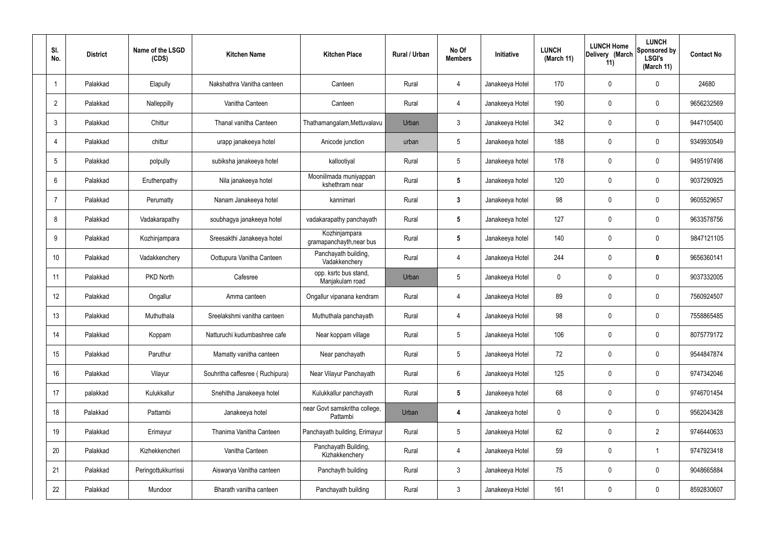| Sl. No. | District | Name of the LSGD (CDS) | Kitchen Name | Kitchen Place | Rural / Urban | No Of Members | Initiative | LUNCH (March 11) | LUNCH Home Delivery (March 11) | LUNCH Sponsored by LSGI's (March 11) | Contact No |
|---|---|---|---|---|---|---|---|---|---|---|---|
| 1 | Palakkad | Elapully | Nakshathra Vanitha canteen | Canteen | Rural | 4 | Janakeeya Hotel | 170 | 0 | 0 | 24680 |
| 2 | Palakkad | Nalleppilly | Vanitha Canteen | Canteen | Rural | 4 | Janakeeya Hotel | 190 | 0 | 0 | 9656232569 |
| 3 | Palakkad | Chittur | Thanal vanitha Canteen | Thathamangalam,Mettuvalavu | Urban | 3 | Janakeeya Hotel | 342 | 0 | 0 | 9447105400 |
| 4 | Palakkad | chittur | urapp janakeeya hotel | Anicode junction | urban | 5 | Janakeeya hotel | 188 | 0 | 0 | 9349930549 |
| 5 | Palakkad | polpully | subiksha janakeeya hotel | kallootiyal | Rural | 5 | Janakeeya hotel | 178 | 0 | 0 | 9495197498 |
| 6 | Palakkad | Eruthenpathy | Nila janakeeya hotel | Mooniilmada muniyappan kshethram near | Rural | 5 | Janakeeya hotel | 120 | 0 | 0 | 9037290925 |
| 7 | Palakkad | Perumatty | Nanam Janakeeya hotel | kannimari | Rural | 3 | Janakeeya hotel | 98 | 0 | 0 | 9605529657 |
| 8 | Palakkad | Vadakarapathy | soubhagya janakeeya hotel | vadakarapathy panchayath | Rural | 5 | Janakeeya hotel | 127 | 0 | 0 | 9633578756 |
| 9 | Palakkad | Kozhinjampara | Sreesakthi Janakeeya hotel | Kozhinjampara gramapanchayth,near bus | Rural | 5 | Janakeeya hotel | 140 | 0 | 0 | 9847121105 |
| 10 | Palakkad | Vadakkenchery | Oottupura Vanitha Canteen | Panchayath building, Vadakkenchery | Rural | 4 | Janakeeya Hotel | 244 | 0 | 0 | 9656360141 |
| 11 | Palakkad | PKD North | Cafesree | opp. ksrtc bus stand, Manjakulam road | Urban | 5 | Janakeeya Hotel | 0 | 0 | 0 | 9037332005 |
| 12 | Palakkad | Ongallur | Amma canteen | Ongallur vipanana kendram | Rural | 4 | Janakeeya Hotel | 89 | 0 | 0 | 7560924507 |
| 13 | Palakkad | Muthuthala | Sreelakshmi vanitha canteen | Muthuthala panchayath | Rural | 4 | Janakeeya Hotel | 98 | 0 | 0 | 7558865485 |
| 14 | Palakkad | Koppam | Natturuchi kudumbashree cafe | Near koppam village | Rural | 5 | Janakeeya Hotel | 106 | 0 | 0 | 8075779172 |
| 15 | Palakkad | Paruthur | Mamatty vanitha canteen | Near panchayath | Rural | 5 | Janakeeya Hotel | 72 | 0 | 0 | 9544847874 |
| 16 | Palakkad | Vilayur | Souhritha caffesree ( Ruchipura) | Near Vilayur Panchayath | Rural | 6 | Janakeeya Hotel | 125 | 0 | 0 | 9747342046 |
| 17 | palakkad | Kulukkallur | Snehitha Janakeeya hotel | Kulukkallur panchayath | Rural | 5 | Janakeeya hotel | 68 | 0 | 0 | 9746701454 |
| 18 | Palakkad | Pattambi | Janakeeya hotel | near Govt samskritha college, Pattambi | Urban | 4 | Janakeeya hotel | 0 | 0 | 0 | 9562043428 |
| 19 | Palakkad | Erimayur | Thanima Vanitha Canteen | Panchayath building, Erimayur | Rural | 5 | Janakeeya Hotel | 62 | 0 | 2 | 9746440633 |
| 20 | Palakkad | Kizhekkencheri | Vanitha Canteen | Panchayath Building, Kizhakkenchery | Rural | 4 | Janakeeya Hotel | 59 | 0 | 1 | 9747923418 |
| 21 | Palakkad | Peringottukkurrissi | Aiswarya Vanitha canteen | Panchayth building | Rural | 3 | Janakeeya Hotel | 75 | 0 | 0 | 9048665884 |
| 22 | Palakkad | Mundoor | Bharath vanitha canteen | Panchayath building | Rural | 3 | Janakeeya Hotel | 161 | 0 | 0 | 8592830607 |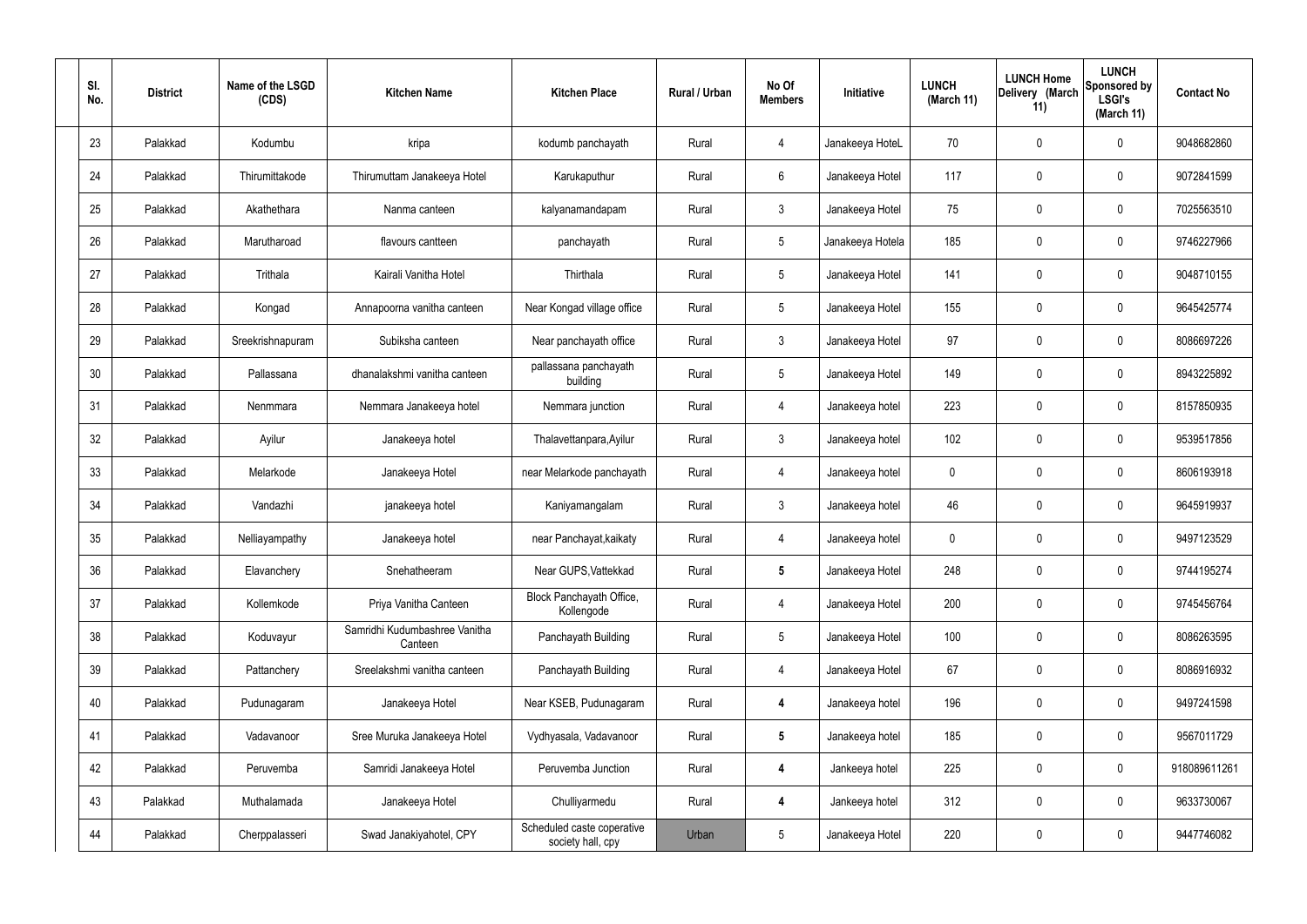| Sl. No. | District | Name of the LSGD (CDS) | Kitchen Name | Kitchen Place | Rural / Urban | No Of Members | Initiative | LUNCH (March 11) | LUNCH Home Delivery (March 11) | LUNCH Sponsored by LSGI's (March 11) | Contact No |
|---|---|---|---|---|---|---|---|---|---|---|---|
| 23 | Palakkad | Kodumbu | kripa | kodumb panchayath | Rural | 4 | Janakeeya HoteL | 70 | 0 | 0 | 9048682860 |
| 24 | Palakkad | Thirumittakode | Thirumuttam Janakeeya Hotel | Karukaputhur | Rural | 6 | Janakeeya Hotel | 117 | 0 | 0 | 9072841599 |
| 25 | Palakkad | Akathethara | Nanma canteen | kalyanamandapam | Rural | 3 | Janakeeya Hotel | 75 | 0 | 0 | 7025563510 |
| 26 | Palakkad | Marutharoad | flavours cantteen | panchayath | Rural | 5 | Janakeeya Hotela | 185 | 0 | 0 | 9746227966 |
| 27 | Palakkad | Trithala | Kairali Vanitha Hotel | Thirthala | Rural | 5 | Janakeeya Hotel | 141 | 0 | 0 | 9048710155 |
| 28 | Palakkad | Kongad | Annapoorna vanitha canteen | Near Kongad village office | Rural | 5 | Janakeeya Hotel | 155 | 0 | 0 | 9645425774 |
| 29 | Palakkad | Sreekrishnapuram | Subiksha canteen | Near panchayath office | Rural | 3 | Janakeeya Hotel | 97 | 0 | 0 | 8086697226 |
| 30 | Palakkad | Pallassana | dhanalakshmi vanitha canteen | pallassana panchayath building | Rural | 5 | Janakeeya Hotel | 149 | 0 | 0 | 8943225892 |
| 31 | Palakkad | Nenmmara | Nemmara Janakeeya hotel | Nemmara junction | Rural | 4 | Janakeeya hotel | 223 | 0 | 0 | 8157850935 |
| 32 | Palakkad | Ayilur | Janakeeya hotel | Thalavettanpara,Ayilur | Rural | 3 | Janakeeya hotel | 102 | 0 | 0 | 9539517856 |
| 33 | Palakkad | Melarkode | Janakeeya Hotel | near Melarkode panchayath | Rural | 4 | Janakeeya hotel | 0 | 0 | 0 | 8606193918 |
| 34 | Palakkad | Vandazhi | janakeeya hotel | Kaniyamangalam | Rural | 3 | Janakeeya hotel | 46 | 0 | 0 | 9645919937 |
| 35 | Palakkad | Nelliayampathy | Janakeeya hotel | near Panchayat,kaikaty | Rural | 4 | Janakeeya hotel | 0 | 0 | 0 | 9497123529 |
| 36 | Palakkad | Elavanchery | Snehatheeram | Near GUPS,Vattekkad | Rural | **5** | Janakeeya Hotel | 248 | 0 | 0 | 9744195274 |
| 37 | Palakkad | Kollemkode | Priya Vanitha Canteen | Block Panchayath Office, Kollengode | Rural | 4 | Janakeeya Hotel | 200 | 0 | 0 | 9745456764 |
| 38 | Palakkad | Koduvayur | Samridhi Kudumbashree Vanitha Canteen | Panchayath Building | Rural | 5 | Janakeeya Hotel | 100 | 0 | 0 | 8086263595 |
| 39 | Palakkad | Pattanchery | Sreelakshmi vanitha canteen | Panchayath Building | Rural | 4 | Janakeeya Hotel | 67 | 0 | 0 | 8086916932 |
| 40 | Palakkad | Pudunagaram | Janakeeya Hotel | Near KSEB, Pudunagaram | Rural | **4** | Janakeeya hotel | 196 | 0 | 0 | 9497241598 |
| 41 | Palakkad | Vadavanoor | Sree Muruka Janakeeya Hotel | Vydhyasala, Vadavanoor | Rural | **5** | Janakeeya hotel | 185 | 0 | 0 | 9567011729 |
| 42 | Palakkad | Peruvemba | Samridi Janakeeya Hotel | Peruvemba Junction | Rural | **4** | Jankeeya hotel | 225 | 0 | 0 | 918089611261 |
| 43 | Palakkad | Muthalamada | Janakeeya Hotel | Chulliyarmedu | Rural | **4** | Jankeeya hotel | 312 | 0 | 0 | 9633730067 |
| 44 | Palakkad | Cherppalasseri | Swad Janakiyahotel, CPY | Scheduled caste coperative society hall, cpy | Urban | 5 | Janakeeya Hotel | 220 | 0 | 0 | 9447746082 |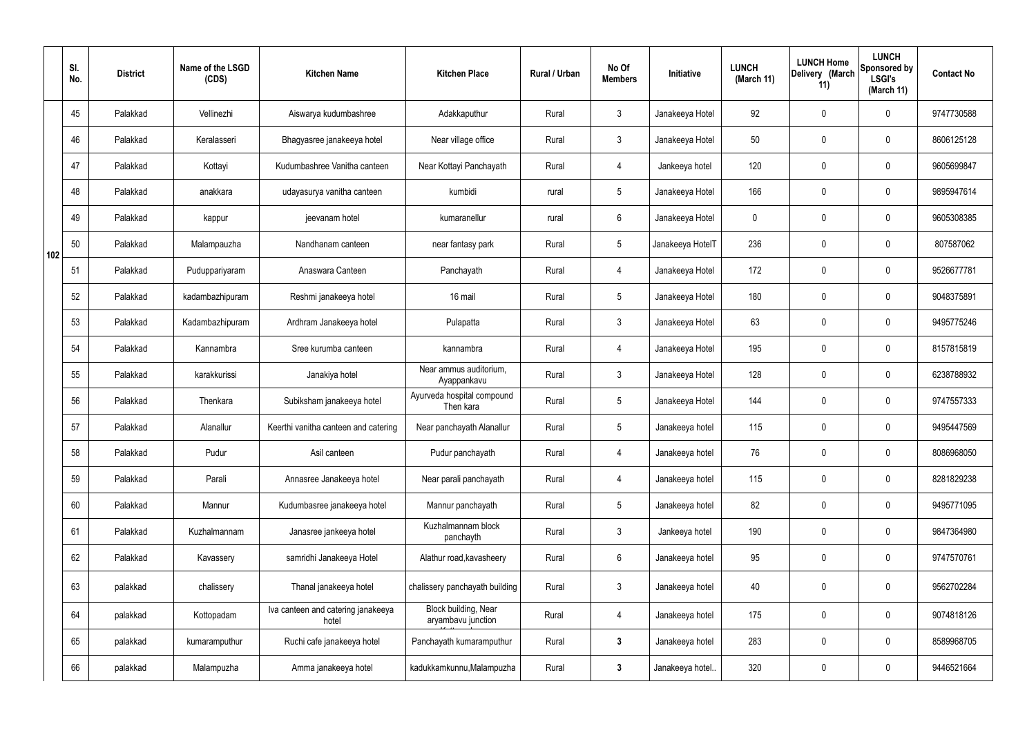| | Sl. No. | District | Name of the LSGD (CDS) | Kitchen Name | Kitchen Place | Rural / Urban | No Of Members | Initiative | LUNCH (March 11) | LUNCH Home Delivery (March 11) | LUNCH Sponsored by LSGI's (March 11) | Contact No |
|---|---|---|---|---|---|---|---|---|---|---|---|---|
| 102 | 45 | Palakkad | Vellinezhi | Aiswarya kudumbashree | Adakkaputhur | Rural | 3 | Janakeeya Hotel | 92 | 0 | 0 | 9747730588 |
| | 46 | Palakkad | Keralasseri | Bhagyasree janakeeya hotel | Near village office | Rural | 3 | Janakeeya Hotel | 50 | 0 | 0 | 8606125128 |
| | 47 | Palakkad | Kottayi | Kudumbashree Vanitha canteen | Near Kottayi Panchayath | Rural | 4 | Jankeeya hotel | 120 | 0 | 0 | 9605699847 |
| | 48 | Palakkad | anakkara | udayasurya vanitha canteen | kumbidi | rural | 5 | Janakeeya Hotel | 166 | 0 | 0 | 9895947614 |
| | 49 | Palakkad | kappur | jeevanam hotel | kumaranellur | rural | 6 | Janakeeya Hotel | 0 | 0 | 0 | 9605308385 |
| | 50 | Palakkad | Malampauzha | Nandhanam canteen | near fantasy park | Rural | 5 | Janakeeya HotelT | 236 | 0 | 0 | 807587062 |
| | 51 | Palakkad | Puduppariyaram | Anaswara Canteen | Panchayath | Rural | 4 | Janakeeya Hotel | 172 | 0 | 0 | 9526677781 |
| | 52 | Palakkad | kadambazhipuram | Reshmi janakeeya hotel | 16 mail | Rural | 5 | Janakeeya Hotel | 180 | 0 | 0 | 9048375891 |
| | 53 | Palakkad | Kadambazhipuram | Ardhram Janakeeya hotel | Pulapatta | Rural | 3 | Janakeeya Hotel | 63 | 0 | 0 | 9495775246 |
| | 54 | Palakkad | Kannambra | Sree kurumba canteen | kannambra | Rural | 4 | Janakeeya Hotel | 195 | 0 | 0 | 8157815819 |
| | 55 | Palakkad | karakkurissi | Janakiya hotel | Near ammus auditorium, Ayappankavu | Rural | 3 | Janakeeya Hotel | 128 | 0 | 0 | 6238788932 |
| | 56 | Palakkad | Thenkara | Subiksham janakeeya hotel | Ayurveda hospital compound Then kara | Rural | 5 | Janakeeya Hotel | 144 | 0 | 0 | 9747557333 |
| | 57 | Palakkad | Alanallur | Keerthi vanitha canteen and catering | Near panchayath Alanallur | Rural | 5 | Janakeeya hotel | 115 | 0 | 0 | 9495447569 |
| | 58 | Palakkad | Pudur | Asil canteen | Pudur panchayath | Rural | 4 | Janakeeya hotel | 76 | 0 | 0 | 8086968050 |
| | 59 | Palakkad | Parali | Annasree Janakeeya hotel | Near parali panchayath | Rural | 4 | Janakeeya hotel | 115 | 0 | 0 | 8281829238 |
| | 60 | Palakkad | Mannur | Kudumbasree janakeeya hotel | Mannur panchayath | Rural | 5 | Janakeeya hotel | 82 | 0 | 0 | 9495771095 |
| | 61 | Palakkad | Kuzhalmannam | Janasree jankeeya hotel | Kuzhalmannam block panchayth | Rural | 3 | Jankeeya hotel | 190 | 0 | 0 | 9847364980 |
| | 62 | Palakkad | Kavassery | samridhi Janakeeya Hotel | Alathur road,kavasheery | Rural | 6 | Janakeeya hotel | 95 | 0 | 0 | 9747570761 |
| | 63 | palakkad | chalissery | Thanal janakeeya hotel | chalissery panchayath building | Rural | 3 | Janakeeya hotel | 40 | 0 | 0 | 9562702284 |
| | 64 | palakkad | Kottopadam | Iva canteen and catering janakeeya hotel | Block building, Near aryambavu junction | Rural | 4 | Janakeeya hotel | 175 | 0 | 0 | 9074818126 |
| | 65 | palakkad | kumaramputhur | Ruchi cafe janakeeya hotel | Panchayath kumaramputhur | Rural | **3** | Janakeeya hotel | 283 | 0 | 0 | 8589968705 |
| | 66 | palakkad | Malampuzha | Amma janakeeya hotel | kadukkamkunnu,Malampuzha | Rural | **3** | Janakeeya hotel.. | 320 | 0 | 0 | 9446521664 |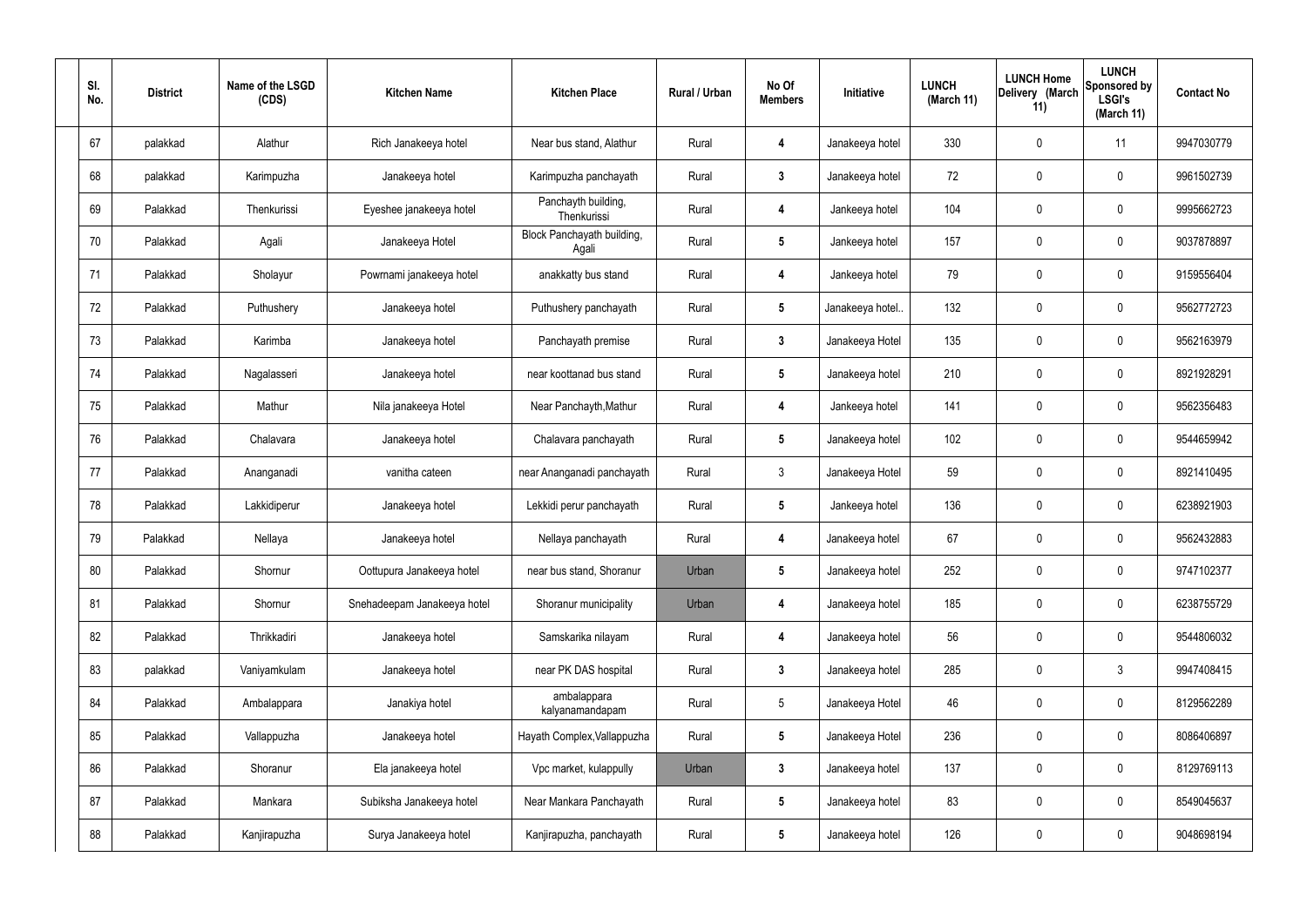| Sl. No. | District | Name of the LSGD (CDS) | Kitchen Name | Kitchen Place | Rural / Urban | No Of Members | Initiative | LUNCH (March 11) | LUNCH Home Delivery (March 11) | LUNCH Sponsored by LSGI's (March 11) | Contact No |
|---|---|---|---|---|---|---|---|---|---|---|---|
| 67 | palakkad | Alathur | Rich Janakeeya hotel | Near bus stand, Alathur | Rural | 4 | Janakeeya hotel | 330 | 0 | 11 | 9947030779 |
| 68 | palakkad | Karimpuzha | Janakeeya hotel | Karimpuzha panchayath | Rural | 3 | Janakeeya hotel | 72 | 0 | 0 | 9961502739 |
| 69 | Palakkad | Thenkurissi | Eyeshee janakeeya hotel | Panchayth building, Thenkurissi | Rural | 4 | Jankeeya hotel | 104 | 0 | 0 | 9995662723 |
| 70 | Palakkad | Agali | Janakeeya Hotel | Block Panchayath building, Agali | Rural | 5 | Jankeeya hotel | 157 | 0 | 0 | 9037878897 |
| 71 | Palakkad | Sholayur | Powrnami janakeeya hotel | anakkatty bus stand | Rural | 4 | Jankeeya hotel | 79 | 0 | 0 | 9159556404 |
| 72 | Palakkad | Puthushery | Janakeeya hotel | Puthushery panchayath | Rural | 5 | Janakeeya hotel.. | 132 | 0 | 0 | 9562772723 |
| 73 | Palakkad | Karimba | Janakeeya hotel | Panchayath premise | Rural | 3 | Janakeeya Hotel | 135 | 0 | 0 | 9562163979 |
| 74 | Palakkad | Nagalasseri | Janakeeya hotel | near koottanad bus stand | Rural | 5 | Janakeeya hotel | 210 | 0 | 0 | 8921928291 |
| 75 | Palakkad | Mathur | Nila janakeeya Hotel | Near Panchayth,Mathur | Rural | 4 | Jankeeya hotel | 141 | 0 | 0 | 9562356483 |
| 76 | Palakkad | Chalavara | Janakeeya hotel | Chalavara panchayath | Rural | 5 | Janakeeya hotel | 102 | 0 | 0 | 9544659942 |
| 77 | Palakkad | Ananganadi | vanitha cateen | near Ananganadi panchayath | Rural | 3 | Janakeeya Hotel | 59 | 0 | 0 | 8921410495 |
| 78 | Palakkad | Lakkidiperur | Janakeeya hotel | Lekkidi perur panchayath | Rural | 5 | Jankeeya hotel | 136 | 0 | 0 | 6238921903 |
| 79 | Palakkad | Nellaya | Janakeeya hotel | Nellaya panchayath | Rural | 4 | Janakeeya hotel | 67 | 0 | 0 | 9562432883 |
| 80 | Palakkad | Shornur | Oottupura Janakeeya hotel | near bus stand, Shoranur | Urban | 5 | Janakeeya hotel | 252 | 0 | 0 | 9747102377 |
| 81 | Palakkad | Shornur | Snehadeepam Janakeeya hotel | Shoranur municipality | Urban | 4 | Janakeeya hotel | 185 | 0 | 0 | 6238755729 |
| 82 | Palakkad | Thrikkadiri | Janakeeya hotel | Samskarika nilayam | Rural | 4 | Janakeeya hotel | 56 | 0 | 0 | 9544806032 |
| 83 | palakkad | Vaniyamkulam | Janakeeya hotel | near PK DAS hospital | Rural | 3 | Janakeeya hotel | 285 | 0 | 3 | 9947408415 |
| 84 | Palakkad | Ambalappara | Janakiya hotel | ambalappara kalyanamandapam | Rural | 5 | Janakeeya Hotel | 46 | 0 | 0 | 8129562289 |
| 85 | Palakkad | Vallappuzha | Janakeeya hotel | Hayath Complex,Vallappuzha | Rural | 5 | Janakeeya Hotel | 236 | 0 | 0 | 8086406897 |
| 86 | Palakkad | Shoranur | Ela janakeeya hotel | Vpc market, kulappully | Urban | 3 | Janakeeya hotel | 137 | 0 | 0 | 8129769113 |
| 87 | Palakkad | Mankara | Subiksha Janakeeya hotel | Near Mankara Panchayath | Rural | 5 | Janakeeya hotel | 83 | 0 | 0 | 8549045637 |
| 88 | Palakkad | Kanjirapuzha | Surya Janakeeya hotel | Kanjirapuzha, panchayath | Rural | 5 | Janakeeya hotel | 126 | 0 | 0 | 9048698194 |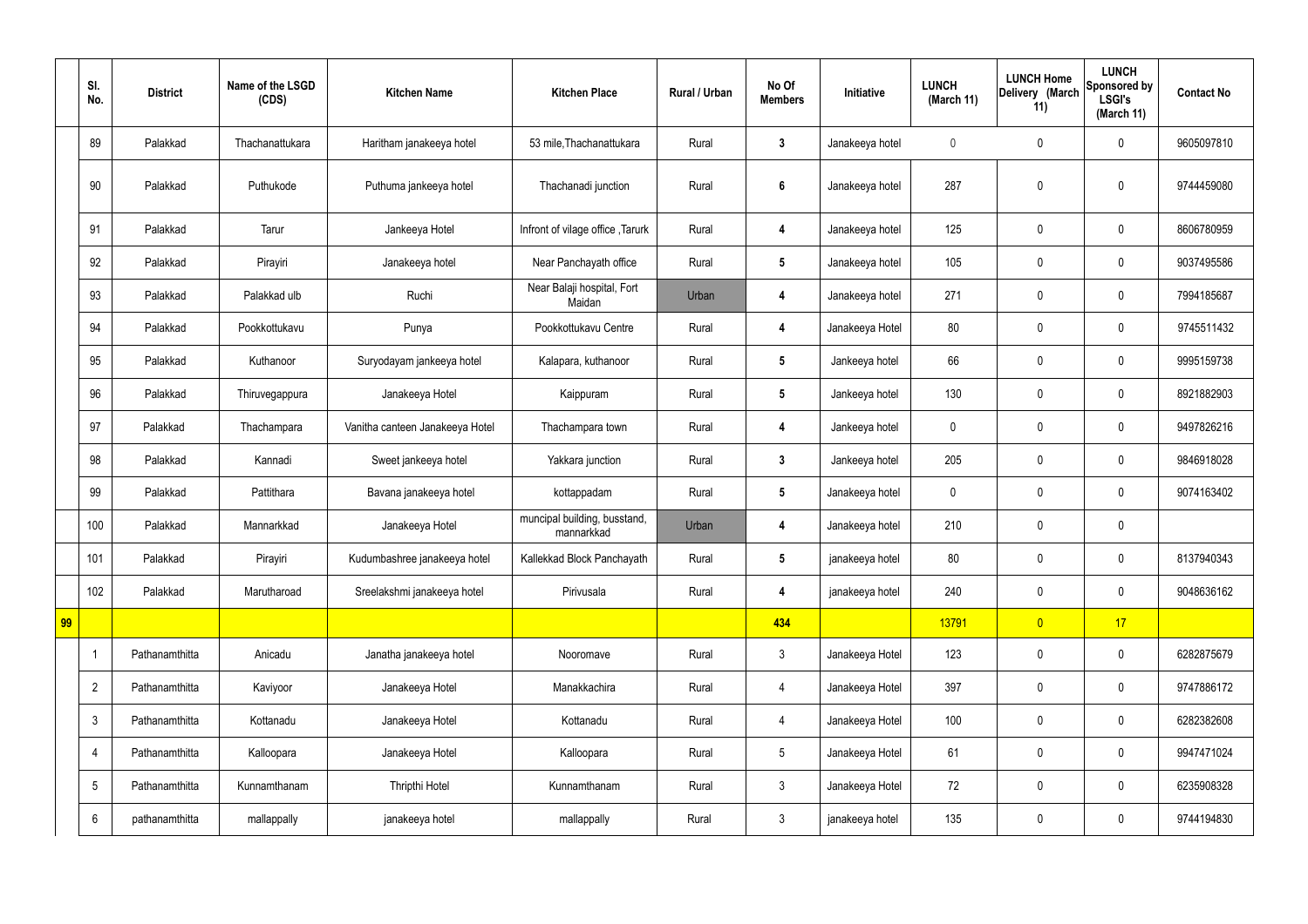|  | Sl. No. | District | Name of the LSGD (CDS) | Kitchen Name | Kitchen Place | Rural / Urban | No Of Members | Initiative | LUNCH (March 11) | LUNCH Home Delivery (March 11) | LUNCH Sponsored by LSGI's (March 11) | Contact No |
|---|---|---|---|---|---|---|---|---|---|---|---|---|
|  | 89 | Palakkad | Thachanattukara | Haritham janakeeya hotel | 53 mile,Thachanattukara | Rural | 3 | Janakeeya hotel | 0 | 0 | 0 | 9605097810 |
|  | 90 | Palakkad | Puthukode | Puthuma jankeeya hotel | Thachanadi junction | Rural | 6 | Janakeeya hotel | 287 | 0 | 0 | 9744459080 |
|  | 91 | Palakkad | Tarur | Jankeeya Hotel | Infront of vilage office ,Tarurk | Rural | 4 | Janakeeya hotel | 125 | 0 | 0 | 8606780959 |
|  | 92 | Palakkad | Pirayiri | Janakeeya hotel | Near Panchayath office | Rural | 5 | Janakeeya hotel | 105 | 0 | 0 | 9037495586 |
|  | 93 | Palakkad | Palakkad ulb | Ruchi | Near Balaji hospital, Fort Maidan | Urban | 4 | Janakeeya hotel | 271 | 0 | 0 | 7994185687 |
|  | 94 | Palakkad | Pookkottukavu | Punya | Pookkottukavu Centre | Rural | 4 | Janakeeya Hotel | 80 | 0 | 0 | 9745511432 |
|  | 95 | Palakkad | Kuthanoor | Suryodayam jankeeya hotel | Kalapara, kuthanoor | Rural | 5 | Jankeeya hotel | 66 | 0 | 0 | 9995159738 |
|  | 96 | Palakkad | Thiruvegappura | Janakeeya Hotel | Kaippuram | Rural | 5 | Jankeeya hotel | 130 | 0 | 0 | 8921882903 |
|  | 97 | Palakkad | Thachampara | Vanitha canteen Janakeeya Hotel | Thachampara town | Rural | 4 | Jankeeya hotel | 0 | 0 | 0 | 9497826216 |
|  | 98 | Palakkad | Kannadi | Sweet jankeeya hotel | Yakkara junction | Rural | 3 | Jankeeya hotel | 205 | 0 | 0 | 9846918028 |
|  | 99 | Palakkad | Pattithara | Bavana janakeeya hotel | kottappadam | Rural | 5 | Janakeeya hotel | 0 | 0 | 0 | 9074163402 |
|  | 100 | Palakkad | Mannarkkad | Janakeeya Hotel | muncipal building, busstand, mannarkkad | Urban | 4 | Janakeeya hotel | 210 | 0 | 0 |  |
|  | 101 | Palakkad | Pirayiri | Kudumbashree janakeeya hotel | Kallekkad Block Panchayath | Rural | 5 | janakeeya hotel | 80 | 0 | 0 | 8137940343 |
|  | 102 | Palakkad | Marutharoad | Sreelakshmi janakeeya hotel | Pirivusala | Rural | 4 | janakeeya hotel | 240 | 0 | 0 | 9048636162 |
| 99 |  |  |  |  |  |  | 434 |  | 13791 | 0 | 17 |  |
|  | 1 | Pathanamthitta | Anicadu | Janatha janakeeya hotel | Nooromave | Rural | 3 | Janakeeya Hotel | 123 | 0 | 0 | 6282875679 |
|  | 2 | Pathanamthitta | Kaviyoor | Janakeeya Hotel | Manakkachira | Rural | 4 | Janakeeya Hotel | 397 | 0 | 0 | 9747886172 |
|  | 3 | Pathanamthitta | Kottanadu | Janakeeya Hotel | Kottanadu | Rural | 4 | Janakeeya Hotel | 100 | 0 | 0 | 6282382608 |
|  | 4 | Pathanamthitta | Kalloopara | Janakeeya Hotel | Kalloopara | Rural | 5 | Janakeeya Hotel | 61 | 0 | 0 | 9947471024 |
|  | 5 | Pathanamthitta | Kunnamthanam | Thripthi Hotel | Kunnamthanam | Rural | 3 | Janakeeya Hotel | 72 | 0 | 0 | 6235908328 |
|  | 6 | pathanamthitta | mallappally | janakeeya hotel | mallappally | Rural | 3 | janakeeya hotel | 135 | 0 | 0 | 9744194830 |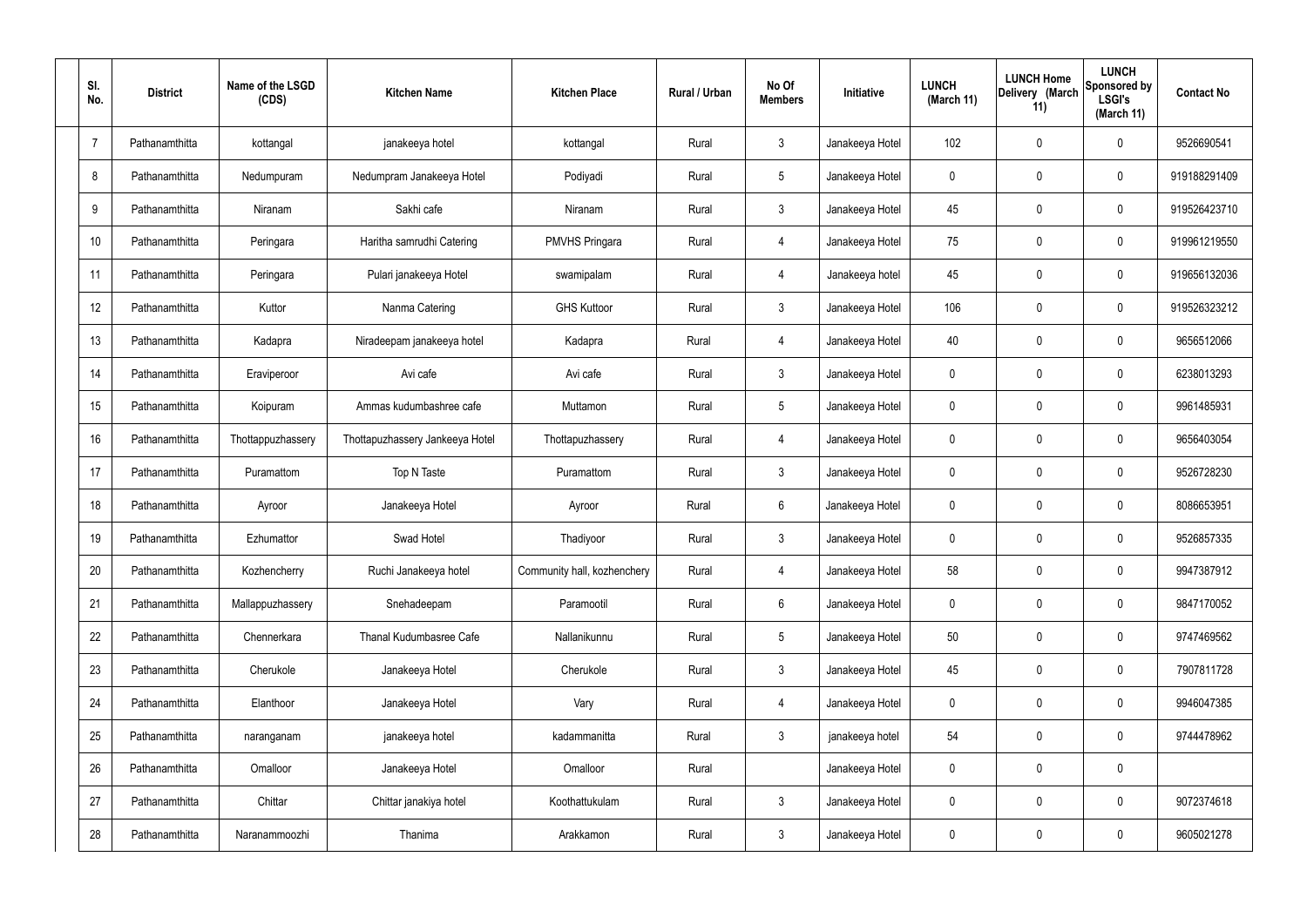| Sl. No. | District | Name of the LSGD (CDS) | Kitchen Name | Kitchen Place | Rural / Urban | No Of Members | Initiative | LUNCH (March 11) | LUNCH Home Delivery (March 11) | LUNCH Sponsored by LSGI's (March 11) | Contact No |
|---|---|---|---|---|---|---|---|---|---|---|---|
| 7 | Pathanamthitta | kottangal | janakeeya hotel | kottangal | Rural | 3 | Janakeeya Hotel | 102 | 0 | 0 | 9526690541 |
| 8 | Pathanamthitta | Nedumpuram | Nedumpram Janakeeya Hotel | Podiyadi | Rural | 5 | Janakeeya Hotel | 0 | 0 | 0 | 919188291409 |
| 9 | Pathanamthitta | Niranam | Sakhi cafe | Niranam | Rural | 3 | Janakeeya Hotel | 45 | 0 | 0 | 919526423710 |
| 10 | Pathanamthitta | Peringara | Haritha samrudhi Catering | PMVHS Pringara | Rural | 4 | Janakeeya Hotel | 75 | 0 | 0 | 919961219550 |
| 11 | Pathanamthitta | Peringara | Pulari janakeeya Hotel | swamipalam | Rural | 4 | Janakeeya hotel | 45 | 0 | 0 | 919656132036 |
| 12 | Pathanamthitta | Kuttor | Nanma Catering | GHS Kuttoor | Rural | 3 | Janakeeya Hotel | 106 | 0 | 0 | 919526323212 |
| 13 | Pathanamthitta | Kadapra | Niradeepam janakeeya hotel | Kadapra | Rural | 4 | Janakeeya Hotel | 40 | 0 | 0 | 9656512066 |
| 14 | Pathanamthitta | Eraviperoor | Avi cafe | Avi cafe | Rural | 3 | Janakeeya Hotel | 0 | 0 | 0 | 6238013293 |
| 15 | Pathanamthitta | Koipuram | Ammas kudumbashree cafe | Muttamon | Rural | 5 | Janakeeya Hotel | 0 | 0 | 0 | 9961485931 |
| 16 | Pathanamthitta | Thottappuzhassery | Thottapuzhassery Jankeeya Hotel | Thottapuzhassery | Rural | 4 | Janakeeya Hotel | 0 | 0 | 0 | 9656403054 |
| 17 | Pathanamthitta | Puramattom | Top N Taste | Puramattom | Rural | 3 | Janakeeya Hotel | 0 | 0 | 0 | 9526728230 |
| 18 | Pathanamthitta | Ayroor | Janakeeya Hotel | Ayroor | Rural | 6 | Janakeeya Hotel | 0 | 0 | 0 | 8086653951 |
| 19 | Pathanamthitta | Ezhumattor | Swad Hotel | Thadiyoor | Rural | 3 | Janakeeya Hotel | 0 | 0 | 0 | 9526857335 |
| 20 | Pathanamthitta | Kozhencherry | Ruchi Janakeeya hotel | Community hall, kozhenchery | Rural | 4 | Janakeeya Hotel | 58 | 0 | 0 | 9947387912 |
| 21 | Pathanamthitta | Mallappuzhassery | Snehadeepam | Paramootil | Rural | 6 | Janakeeya Hotel | 0 | 0 | 0 | 9847170052 |
| 22 | Pathanamthitta | Chennerkara | Thanal Kudumbasree Cafe | Nallanikunnu | Rural | 5 | Janakeeya Hotel | 50 | 0 | 0 | 9747469562 |
| 23 | Pathanamthitta | Cherukole | Janakeeya Hotel | Cherukole | Rural | 3 | Janakeeya Hotel | 45 | 0 | 0 | 7907811728 |
| 24 | Pathanamthitta | Elanthoor | Janakeeya Hotel | Vary | Rural | 4 | Janakeeya Hotel | 0 | 0 | 0 | 9946047385 |
| 25 | Pathanamthitta | naranganam | janakeeya hotel | kadammanitta | Rural | 3 | janakeeya hotel | 54 | 0 | 0 | 9744478962 |
| 26 | Pathanamthitta | Omalloor | Janakeeya Hotel | Omalloor | Rural | | Janakeeya Hotel | 0 | 0 | 0 | |
| 27 | Pathanamthitta | Chittar | Chittar janakiya hotel | Koothattukulam | Rural | 3 | Janakeeya Hotel | 0 | 0 | 0 | 9072374618 |
| 28 | Pathanamthitta | Naranammoozhi | Thanima | Arakkamon | Rural | 3 | Janakeeya Hotel | 0 | 0 | 0 | 9605021278 |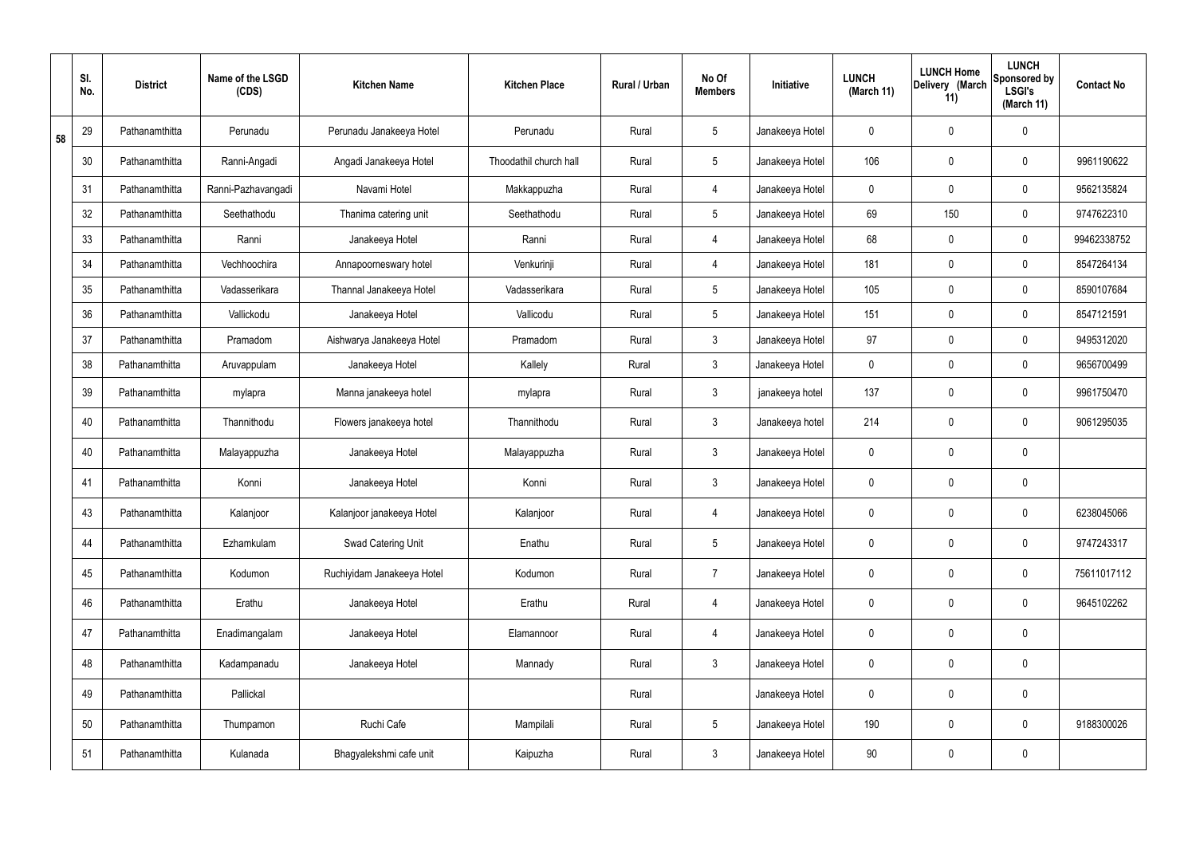|  | Sl. No. | District | Name of the LSGD (CDS) | Kitchen Name | Kitchen Place | Rural / Urban | No Of Members | Initiative | LUNCH (March 11) | LUNCH Home Delivery (March 11) | LUNCH Sponsored by LSGI's (March 11) | Contact No |
|---|---|---|---|---|---|---|---|---|---|---|---|---|
| 58 | 29 | Pathanamthitta | Perunadu | Perunadu Janakeeya Hotel | Perunadu | Rural | 5 | Janakeeya Hotel | 0 | 0 | 0 |  |
|  | 30 | Pathanamthitta | Ranni-Angadi | Angadi Janakeeya Hotel | Thoodathil church hall | Rural | 5 | Janakeeya Hotel | 106 | 0 | 0 | 9961190622 |
|  | 31 | Pathanamthitta | Ranni-Pazhavangadi | Navami Hotel | Makkappuzha | Rural | 4 | Janakeeya Hotel | 0 | 0 | 0 | 9562135824 |
|  | 32 | Pathanamthitta | Seethathodu | Thanima catering unit | Seethathodu | Rural | 5 | Janakeeya Hotel | 69 | 150 | 0 | 9747622310 |
|  | 33 | Pathanamthitta | Ranni | Janakeeya Hotel | Ranni | Rural | 4 | Janakeeya Hotel | 68 | 0 | 0 | 99462338752 |
|  | 34 | Pathanamthitta | Vechhoochira | Annapoorneswary hotel | Venkurinji | Rural | 4 | Janakeeya Hotel | 181 | 0 | 0 | 8547264134 |
|  | 35 | Pathanamthitta | Vadasserikara | Thannal Janakeeya Hotel | Vadasserikara | Rural | 5 | Janakeeya Hotel | 105 | 0 | 0 | 8590107684 |
|  | 36 | Pathanamthitta | Vallickodu | Janakeeya Hotel | Vallicodu | Rural | 5 | Janakeeya Hotel | 151 | 0 | 0 | 8547121591 |
|  | 37 | Pathanamthitta | Pramadom | Aishwarya Janakeeya Hotel | Pramadom | Rural | 3 | Janakeeya Hotel | 97 | 0 | 0 | 9495312020 |
|  | 38 | Pathanamthitta | Aruvappulam | Janakeeya Hotel | Kallely | Rural | 3 | Janakeeya Hotel | 0 | 0 | 0 | 9656700499 |
|  | 39 | Pathanamthitta | mylapra | Manna janakeeya hotel | mylapra | Rural | 3 | janakeeya hotel | 137 | 0 | 0 | 9961750470 |
|  | 40 | Pathanamthitta | Thannithodu | Flowers janakeeya hotel | Thannithodu | Rural | 3 | Janakeeya hotel | 214 | 0 | 0 | 9061295035 |
|  | 40 | Pathanamthitta | Malayappuzha | Janakeeya Hotel | Malayappuzha | Rural | 3 | Janakeeya Hotel | 0 | 0 | 0 |  |
|  | 41 | Pathanamthitta | Konni | Janakeeya Hotel | Konni | Rural | 3 | Janakeeya Hotel | 0 | 0 | 0 |  |
|  | 43 | Pathanamthitta | Kalanjoor | Kalanjoor janakeeya Hotel | Kalanjoor | Rural | 4 | Janakeeya Hotel | 0 | 0 | 0 | 6238045066 |
|  | 44 | Pathanamthitta | Ezhamkulam | Swad Catering Unit | Enathu | Rural | 5 | Janakeeya Hotel | 0 | 0 | 0 | 9747243317 |
|  | 45 | Pathanamthitta | Kodumon | Ruchiyidam Janakeeya Hotel | Kodumon | Rural | 7 | Janakeeya Hotel | 0 | 0 | 0 | 75611017112 |
|  | 46 | Pathanamthitta | Erathu | Janakeeya Hotel | Erathu | Rural | 4 | Janakeeya Hotel | 0 | 0 | 0 | 9645102262 |
|  | 47 | Pathanamthitta | Enadimangalam | Janakeeya Hotel | Elamannoor | Rural | 4 | Janakeeya Hotel | 0 | 0 | 0 |  |
|  | 48 | Pathanamthitta | Kadampanadu | Janakeeya Hotel | Mannady | Rural | 3 | Janakeeya Hotel | 0 | 0 | 0 |  |
|  | 49 | Pathanamthitta | Pallickal |  |  | Rural |  | Janakeeya Hotel | 0 | 0 | 0 |  |
|  | 50 | Pathanamthitta | Thumpamon | Ruchi Cafe | Mampilali | Rural | 5 | Janakeeya Hotel | 190 | 0 | 0 | 9188300026 |
|  | 51 | Pathanamthitta | Kulanada | Bhagyalekshmi cafe unit | Kaipuzha | Rural | 3 | Janakeeya Hotel | 90 | 0 | 0 |  |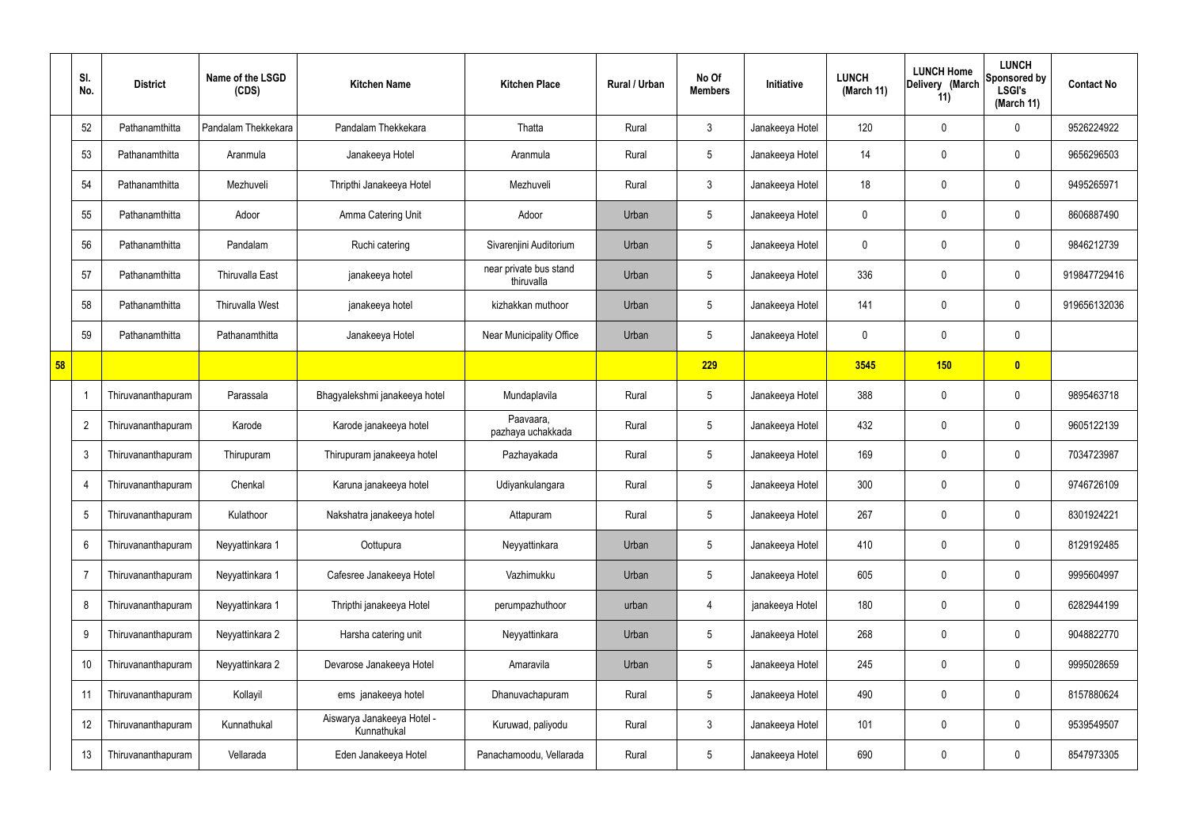| | Sl. No. | District | Name of the LSGD (CDS) | Kitchen Name | Kitchen Place | Rural / Urban | No Of Members | Initiative | LUNCH (March 11) | LUNCH Home Delivery (March 11) | LUNCH Sponsored by LSGI's (March 11) | Contact No |
|---|---|---|---|---|---|---|---|---|---|---|---|---|
| | 52 | Pathanamthitta | Pandalam Thekkekara | Pandalam Thekkekara | Thatta | Rural | 3 | Janakeeya Hotel | 120 | 0 | 0 | 9526224922 |
| | 53 | Pathanamthitta | Aranmula | Janakeeya Hotel | Aranmula | Rural | 5 | Janakeeya Hotel | 14 | 0 | 0 | 9656296503 |
| | 54 | Pathanamthitta | Mezhuveli | Thripthi Janakeeya Hotel | Mezhuveli | Rural | 3 | Janakeeya Hotel | 18 | 0 | 0 | 9495265971 |
| | 55 | Pathanamthitta | Adoor | Amma Catering Unit | Adoor | Urban | 5 | Janakeeya Hotel | 0 | 0 | 0 | 8606887490 |
| | 56 | Pathanamthitta | Pandalam | Ruchi catering | Sivarenjini Auditorium | Urban | 5 | Janakeeya Hotel | 0 | 0 | 0 | 9846212739 |
| | 57 | Pathanamthitta | Thiruvalla East | janakeeya hotel | near private bus stand thiruvalla | Urban | 5 | Janakeeya Hotel | 336 | 0 | 0 | 919847729416 |
| | 58 | Pathanamthitta | Thiruvalla West | janakeeya hotel | kizhakkan muthoor | Urban | 5 | Janakeeya Hotel | 141 | 0 | 0 | 919656132036 |
| | 59 | Pathanamthitta | Pathanamthitta | Janakeeya Hotel | Near Municipality Office | Urban | 5 | Janakeeya Hotel | 0 | 0 | 0 | |
| **58** | | | | | | | **229** | | **3545** | **150** | **0** | |
| | 1 | Thiruvananthapuram | Parassala | Bhagyalekshmi janakeeya hotel | Mundaplavila | Rural | 5 | Janakeeya Hotel | 388 | 0 | 0 | 9895463718 |
| | 2 | Thiruvananthapuram | Karode | Karode janakeeya hotel | Paavaara, pazhaya uchakkada | Rural | 5 | Janakeeya Hotel | 432 | 0 | 0 | 9605122139 |
| | 3 | Thiruvananthapuram | Thirupuram | Thirupuram janakeeya hotel | Pazhayakada | Rural | 5 | Janakeeya Hotel | 169 | 0 | 0 | 7034723987 |
| | 4 | Thiruvananthapuram | Chenkal | Karuna janakeeya hotel | Udiyankulangara | Rural | 5 | Janakeeya Hotel | 300 | 0 | 0 | 9746726109 |
| | 5 | Thiruvananthapuram | Kulathoor | Nakshatra janakeeya hotel | Attapuram | Rural | 5 | Janakeeya Hotel | 267 | 0 | 0 | 8301924221 |
| | 6 | Thiruvananthapuram | Neyyattinkara 1 | Oottupura | Neyyattinkara | Urban | 5 | Janakeeya Hotel | 410 | 0 | 0 | 8129192485 |
| | 7 | Thiruvananthapuram | Neyyattinkara 1 | Cafesree Janakeeya Hotel | Vazhimukku | Urban | 5 | Janakeeya Hotel | 605 | 0 | 0 | 9995604997 |
| | 8 | Thiruvananthapuram | Neyyattinkara 1 | Thripthi janakeeya Hotel | perumpazhuthoor | urban | 4 | janakeeya Hotel | 180 | 0 | 0 | 6282944199 |
| | 9 | Thiruvananthapuram | Neyyattinkara 2 | Harsha catering unit | Neyyattinkara | Urban | 5 | Janakeeya Hotel | 268 | 0 | 0 | 9048822770 |
| | 10 | Thiruvananthapuram | Neyyattinkara 2 | Devarose Janakeeya Hotel | Amaravila | Urban | 5 | Janakeeya Hotel | 245 | 0 | 0 | 9995028659 |
| | 11 | Thiruvananthapuram | Kollayil | ems janakeeya hotel | Dhanuvachapuram | Rural | 5 | Janakeeya Hotel | 490 | 0 | 0 | 8157880624 |
| | 12 | Thiruvananthapuram | Kunnathukal | Aiswarya Janakeeya Hotel - Kunnathukal | Kuruwad, paliyodu | Rural | 3 | Janakeeya Hotel | 101 | 0 | 0 | 9539549507 |
| | 13 | Thiruvananthapuram | Vellarada | Eden Janakeeya Hotel | Panachamoodu, Vellarada | Rural | 5 | Janakeeya Hotel | 690 | 0 | 0 | 8547973305 |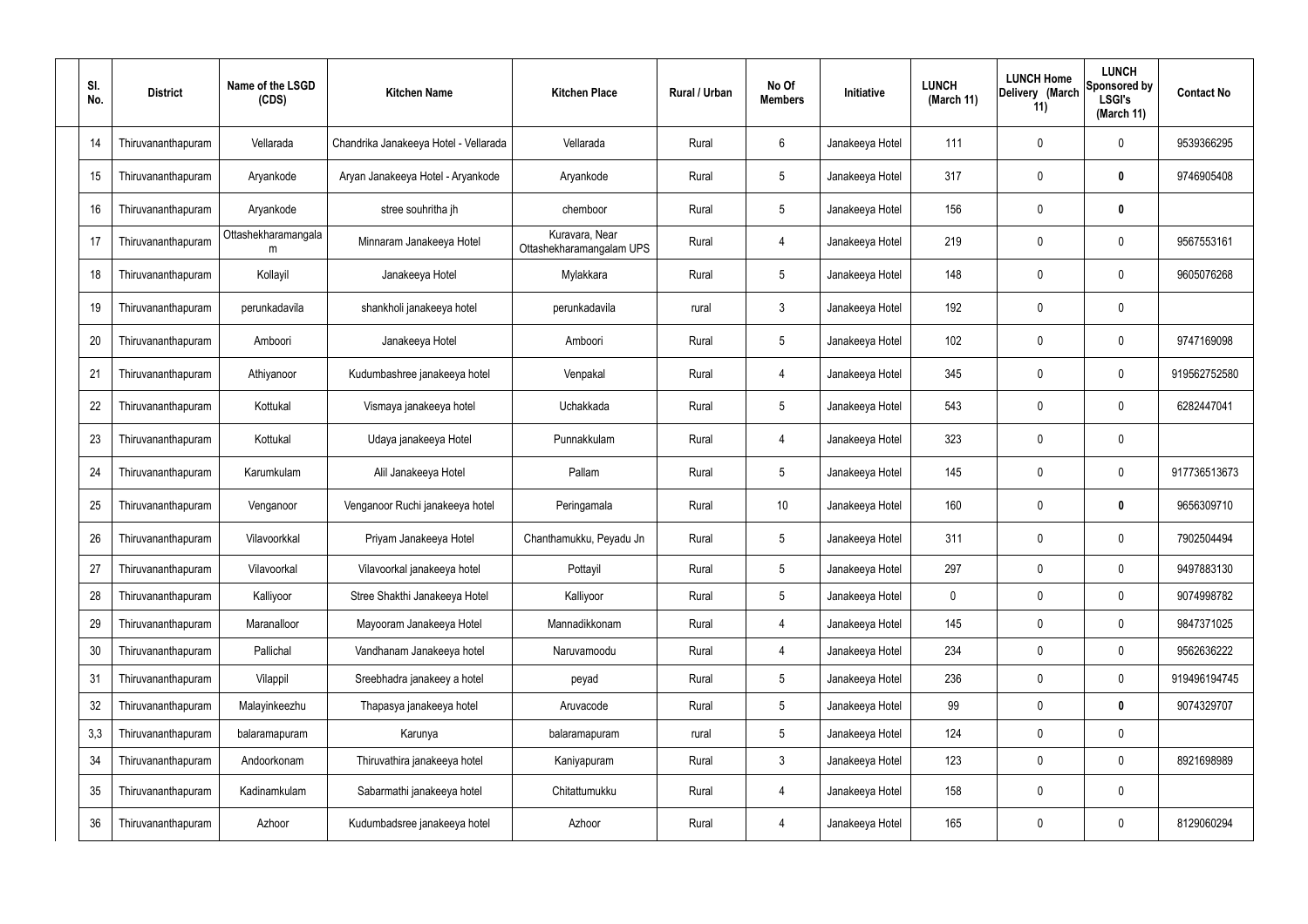| Sl. No. | District | Name of the LSGD (CDS) | Kitchen Name | Kitchen Place | Rural / Urban | No Of Members | Initiative | LUNCH (March 11) | LUNCH Home Delivery (March 11) | LUNCH Sponsored by LSGI's (March 11) | Contact No |
|---|---|---|---|---|---|---|---|---|---|---|---|
| 14 | Thiruvananthapuram | Vellarada | Chandrika Janakeeya Hotel - Vellarada | Vellarada | Rural | 6 | Janakeeya Hotel | 111 | 0 | 0 | 9539366295 |
| 15 | Thiruvananthapuram | Aryankode | Aryan Janakeeya Hotel - Aryankode | Aryankode | Rural | 5 | Janakeeya Hotel | 317 | 0 | **0** | 9746905408 |
| 16 | Thiruvananthapuram | Aryankode | stree souhritha jh | chemboor | Rural | 5 | Janakeeya Hotel | 156 | 0 | **0** | |
| 17 | Thiruvananthapuram | Ottashekharamangalam | Minnaram Janakeeya Hotel | Kuravara, Near Ottashekharamangalam UPS | Rural | 4 | Janakeeya Hotel | 219 | 0 | 0 | 9567553161 |
| 18 | Thiruvananthapuram | Kollayil | Janakeeya Hotel | Mylakkara | Rural | 5 | Janakeeya Hotel | 148 | 0 | 0 | 9605076268 |
| 19 | Thiruvananthapuram | perunkadavila | shankholi janakeeya hotel | perunkadavila | rural | 3 | Janakeeya Hotel | 192 | 0 | 0 | |
| 20 | Thiruvananthapuram | Amboori | Janakeeya Hotel | Amboori | Rural | 5 | Janakeeya Hotel | 102 | 0 | 0 | 9747169098 |
| 21 | Thiruvananthapuram | Athiyanoor | Kudumbashree janakeeya hotel | Venpakal | Rural | 4 | Janakeeya Hotel | 345 | 0 | 0 | 919562752580 |
| 22 | Thiruvananthapuram | Kottukal | Vismaya janakeeya hotel | Uchakkada | Rural | 5 | Janakeeya Hotel | 543 | 0 | 0 | 6282447041 |
| 23 | Thiruvananthapuram | Kottukal | Udaya janakeeya Hotel | Punnakkulam | Rural | 4 | Janakeeya Hotel | 323 | 0 | 0 | |
| 24 | Thiruvananthapuram | Karumkulam | Alil Janakeeya Hotel | Pallam | Rural | 5 | Janakeeya Hotel | 145 | 0 | 0 | 917736513673 |
| 25 | Thiruvananthapuram | Venganoor | Venganoor Ruchi janakeeya hotel | Peringamala | Rural | 10 | Janakeeya Hotel | 160 | 0 | **0** | 9656309710 |
| 26 | Thiruvananthapuram | Vilavoorkkal | Priyam Janakeeya Hotel | Chanthamukku, Peyadu Jn | Rural | 5 | Janakeeya Hotel | 311 | 0 | 0 | 7902504494 |
| 27 | Thiruvananthapuram | Vilavoorkal | Vilavoorkal janakeeya hotel | Pottayil | Rural | 5 | Janakeeya Hotel | 297 | 0 | 0 | 9497883130 |
| 28 | Thiruvananthapuram | Kalliyoor | Stree Shakthi Janakeeya Hotel | Kalliyoor | Rural | 5 | Janakeeya Hotel | 0 | 0 | 0 | 9074998782 |
| 29 | Thiruvananthapuram | Maranalloor | Mayooram Janakeeya Hotel | Mannadikkonam | Rural | 4 | Janakeeya Hotel | 145 | 0 | 0 | 9847371025 |
| 30 | Thiruvananthapuram | Pallichal | Vandhanam Janakeeya hotel | Naruvamoodu | Rural | 4 | Janakeeya Hotel | 234 | 0 | 0 | 9562636222 |
| 31 | Thiruvananthapuram | Vilappil | Sreebhadra janakeey a hotel | peyad | Rural | 5 | Janakeeya Hotel | 236 | 0 | 0 | 919496194745 |
| 32 | Thiruvananthapuram | Malayinkeezhu | Thapasya janakeeya hotel | Aruvacode | Rural | 5 | Janakeeya Hotel | 99 | 0 | **0** | 9074329707 |
| 3,3 | Thiruvananthapuram | balaramapuram | Karunya | balaramapuram | rural | 5 | Janakeeya Hotel | 124 | 0 | 0 | |
| 34 | Thiruvananthapuram | Andoorkonam | Thiruvathira janakeeya hotel | Kaniyapuram | Rural | 3 | Janakeeya Hotel | 123 | 0 | 0 | 8921698989 |
| 35 | Thiruvananthapuram | Kadinamkulam | Sabarmathi janakeeya hotel | Chitattumukku | Rural | 4 | Janakeeya Hotel | 158 | 0 | 0 | |
| 36 | Thiruvananthapuram | Azhoor | Kudumbadsree janakeeya hotel | Azhoor | Rural | 4 | Janakeeya Hotel | 165 | 0 | 0 | 8129060294 |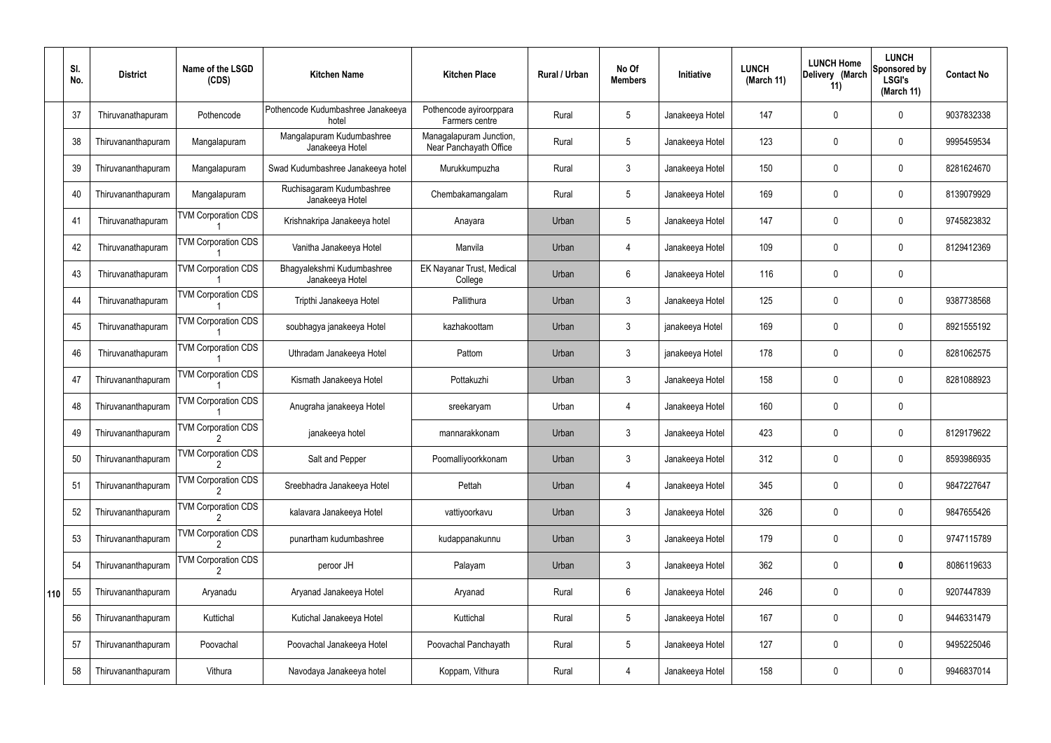| | Sl. No. | District | Name of the LSGD (CDS) | Kitchen Name | Kitchen Place | Rural / Urban | No Of Members | Initiative | LUNCH (March 11) | LUNCH Home Delivery (March 11) | LUNCH Sponsored by LSGI's (March 11) | Contact No |
|---|---|---|---|---|---|---|---|---|---|---|---|---|
| | 37 | Thiruvanathapuram | Pothencode | Pothencode Kudumbashree Janakeeya hotel | Pothencode ayiroorppara Farmers centre | Rural | 5 | Janakeeya Hotel | 147 | 0 | 0 | 9037832338 |
| | 38 | Thiruvananthapuram | Mangalapuram | Mangalapuram Kudumbashree Janakeeya Hotel | Managalapuram Junction, Near Panchayath Office | Rural | 5 | Janakeeya Hotel | 123 | 0 | 0 | 9995459534 |
| | 39 | Thiruvananthapuram | Mangalapuram | Swad Kudumbashree Janakeeya hotel | Murukkumpuzha | Rural | 3 | Janakeeya Hotel | 150 | 0 | 0 | 8281624670 |
| | 40 | Thiruvananthapuram | Mangalapuram | Ruchisagaram Kudumbashree Janakeeya Hotel | Chembakamangalam | Rural | 5 | Janakeeya Hotel | 169 | 0 | 0 | 8139079929 |
| | 41 | Thiruvanathapuram | TVM Corporation CDS 1 | Krishnakripa Janakeeya hotel | Anayara | Urban | 5 | Janakeeya Hotel | 147 | 0 | 0 | 9745823832 |
| | 42 | Thiruvanathapuram | TVM Corporation CDS 1 | Vanitha Janakeeya Hotel | Manvila | Urban | 4 | Janakeeya Hotel | 109 | 0 | 0 | 8129412369 |
| | 43 | Thiruvanathapuram | TVM Corporation CDS 1 | Bhagyalekshmi Kudumbashree Janakeeya Hotel | EK Nayanar Trust, Medical College | Urban | 6 | Janakeeya Hotel | 116 | 0 | 0 | |
| | 44 | Thiruvanathapuram | TVM Corporation CDS 1 | Tripthi Janakeeya Hotel | Pallithura | Urban | 3 | Janakeeya Hotel | 125 | 0 | 0 | 9387738568 |
| | 45 | Thiruvanathapuram | TVM Corporation CDS 1 | soubhagya janakeeya Hotel | kazhakoottam | Urban | 3 | janakeeya Hotel | 169 | 0 | 0 | 8921555192 |
| | 46 | Thiruvanathapuram | TVM Corporation CDS 1 | Uthradam Janakeeya Hotel | Pattom | Urban | 3 | janakeeya Hotel | 178 | 0 | 0 | 8281062575 |
| | 47 | Thiruvananthapuram | TVM Corporation CDS 1 | Kismath Janakeeya Hotel | Pottakuzhi | Urban | 3 | Janakeeya Hotel | 158 | 0 | 0 | 8281088923 |
| | 48 | Thiruvananthapuram | TVM Corporation CDS 1 | Anugraha janakeeya Hotel | sreekaryam | Urban | 4 | Janakeeya Hotel | 160 | 0 | 0 | |
| | 49 | Thiruvananthapuram | TVM Corporation CDS 2 | janakeeya hotel | mannarakkonam | Urban | 3 | Janakeeya Hotel | 423 | 0 | 0 | 8129179622 |
| | 50 | Thiruvananthapuram | TVM Corporation CDS 2 | Salt and Pepper | Poomalliyoorkkonam | Urban | 3 | Janakeeya Hotel | 312 | 0 | 0 | 8593986935 |
| | 51 | Thiruvananthapuram | TVM Corporation CDS 2 | Sreebhadra Janakeeya Hotel | Pettah | Urban | 4 | Janakeeya Hotel | 345 | 0 | 0 | 9847227647 |
| | 52 | Thiruvananthapuram | TVM Corporation CDS 2 | kalavara Janakeeya Hotel | vattiyoorkavu | Urban | 3 | Janakeeya Hotel | 326 | 0 | 0 | 9847655426 |
| | 53 | Thiruvananthapuram | TVM Corporation CDS 2 | punartham kudumbashree | kudappanakunnu | Urban | 3 | Janakeeya Hotel | 179 | 0 | 0 | 9747115789 |
| | 54 | Thiruvananthapuram | TVM Corporation CDS 2 | peroor JH | Palayam | Urban | 3 | Janakeeya Hotel | 362 | 0 | **0** | 8086119633 |
| 110 | 55 | Thiruvananthapuram | Aryanadu | Aryanad Janakeeya Hotel | Aryanad | Rural | 6 | Janakeeya Hotel | 246 | 0 | 0 | 9207447839 |
| | 56 | Thiruvananthapuram | Kuttichal | Kutichal Janakeeya Hotel | Kuttichal | Rural | 5 | Janakeeya Hotel | 167 | 0 | 0 | 9446331479 |
| | 57 | Thiruvananthapuram | Poovachal | Poovachal Janakeeya Hotel | Poovachal Panchayath | Rural | 5 | Janakeeya Hotel | 127 | 0 | 0 | 9495225046 |
| | 58 | Thiruvananthapuram | Vithura | Navodaya Janakeeya hotel | Koppam, Vithura | Rural | 4 | Janakeeya Hotel | 158 | 0 | 0 | 9946837014 |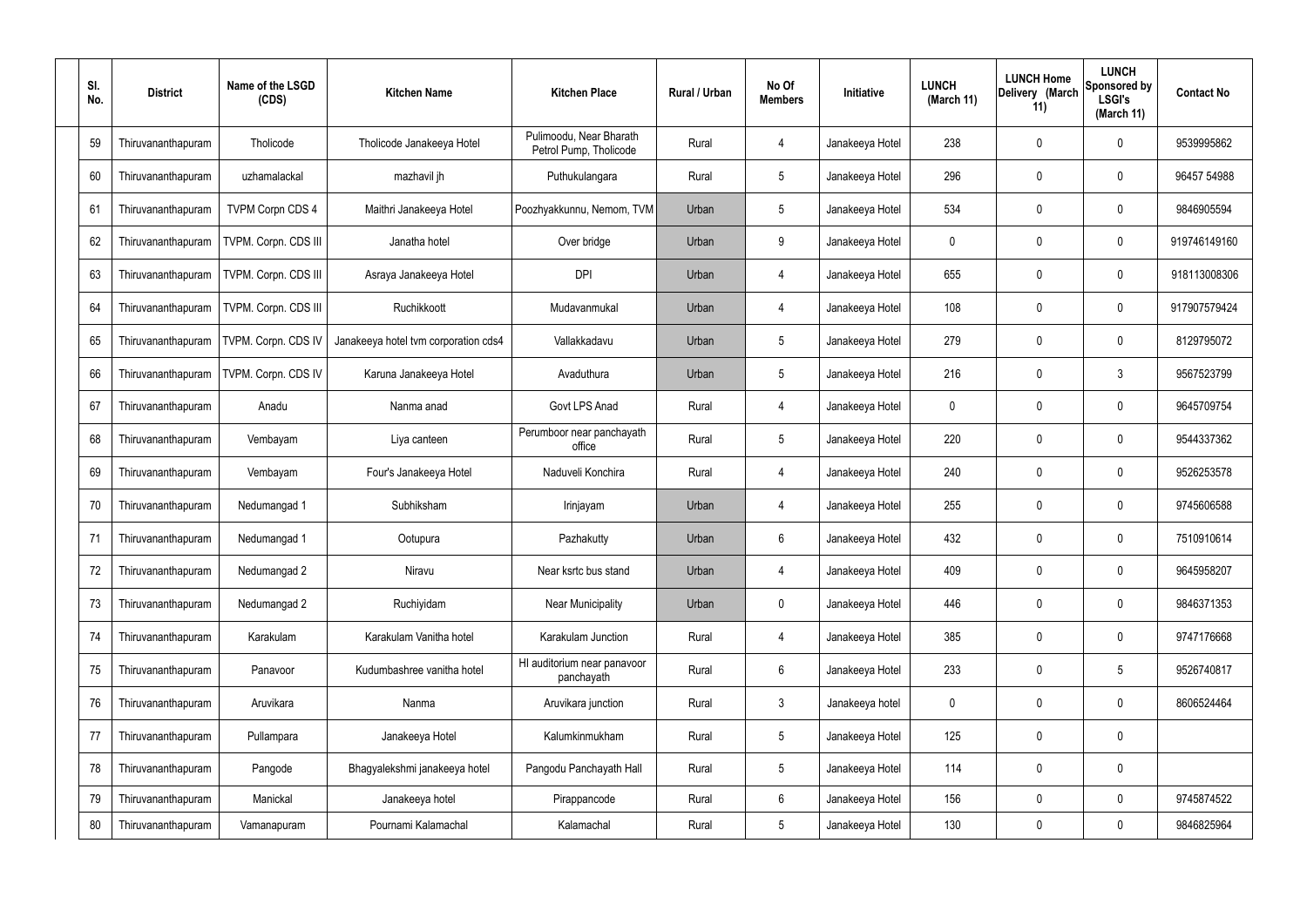| Sl. No. | District | Name of the LSGD (CDS) | Kitchen Name | Kitchen Place | Rural / Urban | No Of Members | Initiative | LUNCH (March 11) | LUNCH Home Delivery (March 11) | LUNCH Sponsored by LSGI's (March 11) | Contact No |
|---|---|---|---|---|---|---|---|---|---|---|---|
| 59 | Thiruvananthapuram | Tholicode | Tholicode Janakeeya Hotel | Pulimoodu, Near Bharath Petrol Pump, Tholicode | Rural | 4 | Janakeeya Hotel | 238 | 0 | 0 | 9539995862 |
| 60 | Thiruvananthapuram | uzhamalackal | mazhavil jh | Puthukulangara | Rural | 5 | Janakeeya Hotel | 296 | 0 | 0 | 96457 54988 |
| 61 | Thiruvananthapuram | TVPM Corpn CDS 4 | Maithri Janakeeya Hotel | Poozhyakkunnu, Nemom, TVM | Urban | 5 | Janakeeya Hotel | 534 | 0 | 0 | 9846905594 |
| 62 | Thiruvananthapuram | TVPM. Corpn. CDS III | Janatha hotel | Over bridge | Urban | 9 | Janakeeya Hotel | 0 | 0 | 0 | 919746149160 |
| 63 | Thiruvananthapuram | TVPM. Corpn. CDS III | Asraya Janakeeya Hotel | DPI | Urban | 4 | Janakeeya Hotel | 655 | 0 | 0 | 918113008306 |
| 64 | Thiruvananthapuram | TVPM. Corpn. CDS III | Ruchikkoott | Mudavanmukal | Urban | 4 | Janakeeya Hotel | 108 | 0 | 0 | 917907579424 |
| 65 | Thiruvananthapuram | TVPM. Corpn. CDS IV | Janakeeya hotel tvm corporation cds4 | Vallakkadavu | Urban | 5 | Janakeeya Hotel | 279 | 0 | 0 | 8129795072 |
| 66 | Thiruvananthapuram | TVPM. Corpn. CDS IV | Karuna Janakeeya Hotel | Avaduthura | Urban | 5 | Janakeeya Hotel | 216 | 0 | 3 | 9567523799 |
| 67 | Thiruvananthapuram | Anadu | Nanma anad | Govt LPS Anad | Rural | 4 | Janakeeya Hotel | 0 | 0 | 0 | 9645709754 |
| 68 | Thiruvananthapuram | Vembayam | Liya canteen | Perumboor near panchayath office | Rural | 5 | Janakeeya Hotel | 220 | 0 | 0 | 9544337362 |
| 69 | Thiruvananthapuram | Vembayam | Four's Janakeeya Hotel | Naduveli Konchira | Rural | 4 | Janakeeya Hotel | 240 | 0 | 0 | 9526253578 |
| 70 | Thiruvananthapuram | Nedumangad 1 | Subhiksham | Irinjayam | Urban | 4 | Janakeeya Hotel | 255 | 0 | 0 | 9745606588 |
| 71 | Thiruvananthapuram | Nedumangad 1 | Ootupura | Pazhakutty | Urban | 6 | Janakeeya Hotel | 432 | 0 | 0 | 7510910614 |
| 72 | Thiruvananthapuram | Nedumangad 2 | Niravu | Near ksrtc bus stand | Urban | 4 | Janakeeya Hotel | 409 | 0 | 0 | 9645958207 |
| 73 | Thiruvananthapuram | Nedumangad 2 | Ruchiyidam | Near Municipality | Urban | 0 | Janakeeya Hotel | 446 | 0 | 0 | 9846371353 |
| 74 | Thiruvananthapuram | Karakulam | Karakulam Vanitha hotel | Karakulam Junction | Rural | 4 | Janakeeya Hotel | 385 | 0 | 0 | 9747176668 |
| 75 | Thiruvananthapuram | Panavoor | Kudumbashree vanitha hotel | HI auditorium near panavoor panchayath | Rural | 6 | Janakeeya Hotel | 233 | 0 | 5 | 9526740817 |
| 76 | Thiruvananthapuram | Aruvikara | Nanma | Aruvikara junction | Rural | 3 | Janakeeya hotel | 0 | 0 | 0 | 8606524464 |
| 77 | Thiruvananthapuram | Pullampara | Janakeeya Hotel | Kalumkinmukham | Rural | 5 | Janakeeya Hotel | 125 | 0 | 0 | |
| 78 | Thiruvananthapuram | Pangode | Bhagyalekshmi janakeeya hotel | Pangodu Panchayath Hall | Rural | 5 | Janakeeya Hotel | 114 | 0 | 0 | |
| 79 | Thiruvananthapuram | Manickal | Janakeeya hotel | Pirappancode | Rural | 6 | Janakeeya Hotel | 156 | 0 | 0 | 9745874522 |
| 80 | Thiruvananthapuram | Vamanapuram | Pournami Kalamachal | Kalamachal | Rural | 5 | Janakeeya Hotel | 130 | 0 | 0 | 9846825964 |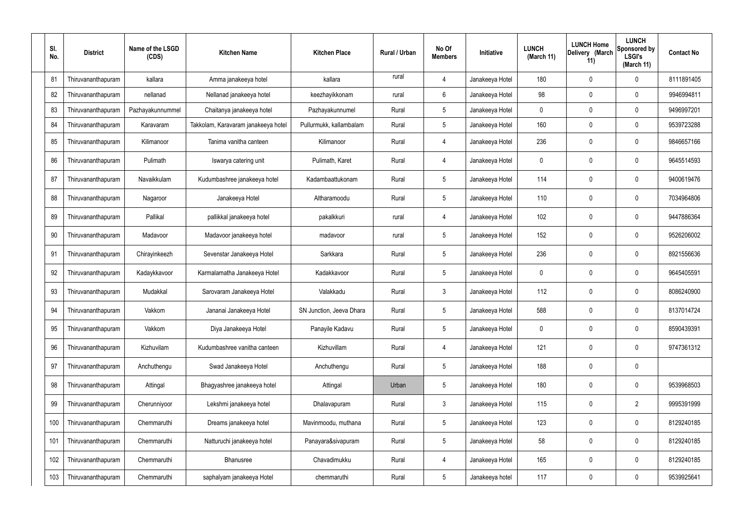| Sl. No. | District | Name of the LSGD (CDS) | Kitchen Name | Kitchen Place | Rural / Urban | No Of Members | Initiative | LUNCH (March 11) | LUNCH Home Delivery (March 11) | LUNCH Sponsored by LSGI's (March 11) | Contact No |
|---|---|---|---|---|---|---|---|---|---|---|---|
| 81 | Thiruvananthapuram | kallara | Amma janakeeya hotel | kallara | rural | 4 | Janakeeya Hotel | 180 | 0 | 0 | 8111891405 |
| 82 | Thiruvananthapuram | nellanad | Nellanad janakeeya hotel | keezhayikkonam | rural | 6 | Janakeeya Hotel | 98 | 0 | 0 | 9946994811 |
| 83 | Thiruvananthapuram | Pazhayakunnummel | Chaitanya janakeeya hotel | Pazhayakunnumel | Rural | 5 | Janakeeya Hotel | 0 | 0 | 0 | 9496997201 |
| 84 | Thiruvananthapuram | Karavaram | Takkolam, Karavaram janakeeya hotel | Pullurmukk, kallambalam | Rural | 5 | Janakeeya Hotel | 160 | 0 | 0 | 9539723288 |
| 85 | Thiruvananthapuram | Kilimanoor | Tanima vanitha canteen | Kilimanoor | Rural | 4 | Janakeeya Hotel | 236 | 0 | 0 | 9846657166 |
| 86 | Thiruvananthapuram | Pulimath | Iswarya catering unit | Pulimath, Karet | Rural | 4 | Janakeeya Hotel | 0 | 0 | 0 | 9645514593 |
| 87 | Thiruvananthapuram | Navaikkulam | Kudumbashree janakeeya hotel | Kadambaattukonam | Rural | 5 | Janakeeya Hotel | 114 | 0 | 0 | 9400619476 |
| 88 | Thiruvananthapuram | Nagaroor | Janakeeya Hotel | Altharamoodu | Rural | 5 | Janakeeya Hotel | 110 | 0 | 0 | 7034964806 |
| 89 | Thiruvananthapuram | Pallikal | pallikkal janakeeya hotel | pakalkkuri | rural | 4 | Janakeeya Hotel | 102 | 0 | 0 | 9447886364 |
| 90 | Thiruvananthapuram | Madavoor | Madavoor janakeeya hotel | madavoor | rural | 5 | Janakeeya Hotel | 152 | 0 | 0 | 9526206002 |
| 91 | Thiruvananthapuram | Chirayinkeezh | Sevenstar Janakeeya Hotel | Sarkkara | Rural | 5 | Janakeeya Hotel | 236 | 0 | 0 | 8921556636 |
| 92 | Thiruvananthapuram | Kadaykkavoor | Karmalamatha Janakeeya Hotel | Kadakkavoor | Rural | 5 | Janakeeya Hotel | 0 | 0 | 0 | 9645405591 |
| 93 | Thiruvananthapuram | Mudakkal | Sarovaram Janakeeya Hotel | Valakkadu | Rural | 3 | Janakeeya Hotel | 112 | 0 | 0 | 8086240900 |
| 94 | Thiruvananthapuram | Vakkom | Jananai Janakeeya Hotel | SN Junction, Jeeva Dhara | Rural | 5 | Janakeeya Hotel | 588 | 0 | 0 | 8137014724 |
| 95 | Thiruvananthapuram | Vakkom | Diya Janakeeya Hotel | Panayile Kadavu | Rural | 5 | Janakeeya Hotel | 0 | 0 | 0 | 8590439391 |
| 96 | Thiruvananthapuram | Kizhuvilam | Kudumbashree vanitha canteen | Kizhuvillam | Rural | 4 | Janakeeya Hotel | 121 | 0 | 0 | 9747361312 |
| 97 | Thiruvananthapuram | Anchuthengu | Swad Janakeeya Hotel | Anchuthengu | Rural | 5 | Janakeeya Hotel | 188 | 0 | 0 | |
| 98 | Thiruvananthapuram | Attingal | Bhagyashree janakeeya hotel | Attingal | Urban | 5 | Janakeeya Hotel | 180 | 0 | 0 | 9539968503 |
| 99 | Thiruvananthapuram | Cherunniyoor | Lekshmi janakeeya hotel | Dhalavapuram | Rural | 3 | Janakeeya Hotel | 115 | 0 | 2 | 9995391999 |
| 100 | Thiruvananthapuram | Chemmaruthi | Dreams janakeeya hotel | Mavinmoodu, muthana | Rural | 5 | Janakeeya Hotel | 123 | 0 | 0 | 8129240185 |
| 101 | Thiruvananthapuram | Chemmaruthi | Natturuchi janakeeya hotel | Panayara&sivapuram | Rural | 5 | Janakeeya Hotel | 58 | 0 | 0 | 8129240185 |
| 102 | Thiruvananthapuram | Chemmaruthi | Bhanusree | Chavadimukku | Rural | 4 | Janakeeya Hotel | 165 | 0 | 0 | 8129240185 |
| 103 | Thiruvananthapuram | Chemmaruthi | saphalyam janakeeya Hotel | chemmaruthi | Rural | 5 | Janakeeya hotel | 117 | 0 | 0 | 9539925641 |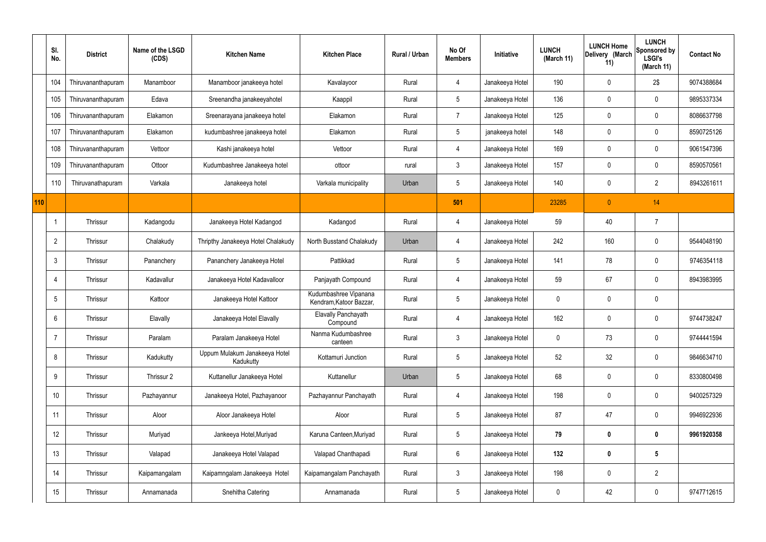| | Sl. No. | District | Name of the LSGD (CDS) | Kitchen Name | Kitchen Place | Rural / Urban | No Of Members | Initiative | LUNCH (March 11) | LUNCH Home Delivery (March 11) | LUNCH Sponsored by LSGI's (March 11) | Contact No |
|---|---|---|---|---|---|---|---|---|---|---|---|---|
| | 104 | Thiruvananthapuram | Manamboor | Manamboor janakeeya hotel | Kavalayoor | Rural | 4 | Janakeeya Hotel | 190 | 0 | 2$ | 9074388684 |
| | 105 | Thiruvananthapuram | Edava | Sreenandha janakeeyahotel | Kaappil | Rural | 5 | Janakeeya Hotel | 136 | 0 | 0 | 9895337334 |
| | 106 | Thiruvananthapuram | Elakamon | Sreenarayana janakeeya hotel | Elakamon | Rural | 7 | Janakeeya Hotel | 125 | 0 | 0 | 8086637798 |
| | 107 | Thiruvananthapuram | Elakamon | kudumbashree janakeeya hotel | Elakamon | Rural | 5 | janakeeya hotel | 148 | 0 | 0 | 8590725126 |
| | 108 | Thiruvananthapuram | Vettoor | Kashi janakeeya hotel | Vettoor | Rural | 4 | Janakeeya Hotel | 169 | 0 | 0 | 9061547396 |
| | 109 | Thiruvananthapuram | Ottoor | Kudumbashree Janakeeya hotel | ottoor | rural | 3 | Janakeeya Hotel | 157 | 0 | 0 | 8590570561 |
| | 110 | Thiruvanathapuram | Varkala | Janakeeya hotel | Varkala municipality | Urban | 5 | Janakeeya Hotel | 140 | 0 | 2 | 8943261611 |
| 110 | | | | | | | 501 | | 23285 | 0 | 14 | |
| | 1 | Thrissur | Kadangodu | Janakeeya Hotel Kadangod | Kadangod | Rural | 4 | Janakeeya Hotel | 59 | 40 | 7 | |
| | 2 | Thrissur | Chalakudy | Thripthy Janakeeya Hotel Chalakudy | North Busstand Chalakudy | Urban | 4 | Janakeeya Hotel | 242 | 160 | 0 | 9544048190 |
| | 3 | Thrissur | Pananchery | Pananchery Janakeeya Hotel | Pattikkad | Rural | 5 | Janakeeya Hotel | 141 | 78 | 0 | 9746354118 |
| | 4 | Thrissur | Kadavallur | Janakeeya Hotel Kadavalloor | Panjayath Compound | Rural | 4 | Janakeeya Hotel | 59 | 67 | 0 | 8943983995 |
| | 5 | Thrissur | Kattoor | Janakeeya Hotel Kattoor | Kudumbashree Vipanana Kendram,Katoor Bazzar, | Rural | 5 | Janakeeya Hotel | 0 | 0 | 0 | |
| | 6 | Thrissur | Elavally | Janakeeya Hotel Elavally | Elavally Panchayath Compound | Rural | 4 | Janakeeya Hotel | 162 | 0 | 0 | 9744738247 |
| | 7 | Thrissur | Paralam | Paralam Janakeeya Hotel | Nanma Kudumbashree canteen | Rural | 3 | Janakeeya Hotel | 0 | 73 | 0 | 9744441594 |
| | 8 | Thrissur | Kadukutty | Uppum Mulakum Janakeeya Hotel Kadukutty | Kottamuri Junction | Rural | 5 | Janakeeya Hotel | 52 | 32 | 0 | 9846634710 |
| | 9 | Thrissur | Thrissur 2 | Kuttanellur Janakeeya Hotel | Kuttanellur | Urban | 5 | Janakeeya Hotel | 68 | 0 | 0 | 8330800498 |
| | 10 | Thrissur | Pazhayannur | Janakeeya Hotel, Pazhayanoor | Pazhayannur Panchayath | Rural | 4 | Janakeeya Hotel | 198 | 0 | 0 | 9400257329 |
| | 11 | Thrissur | Aloor | Aloor Janakeeya Hotel | Aloor | Rural | 5 | Janakeeya Hotel | 87 | 47 | 0 | 9946922936 |
| | 12 | Thrissur | Muriyad | Jankeeya Hotel,Muriyad | Karuna Canteen,Muriyad | Rural | 5 | Janakeeya Hotel | **79** | **0** | **0** | **9961920358** |
| | 13 | Thrissur | Valapad | Janakeeya Hotel Valapad | Valapad Chanthapadi | Rural | 6 | Janakeeya Hotel | **132** | **0** | **5** | |
| | 14 | Thrissur | Kaipamangalam | Kaipamngalam Janakeeya Hotel | Kaipamangalam Panchayath | Rural | 3 | Janakeeya Hotel | 198 | 0 | 2 | |
| | 15 | Thrissur | Annamanada | Snehitha Catering | Annamanada | Rural | 5 | Janakeeya Hotel | 0 | 42 | 0 | 9747712615 |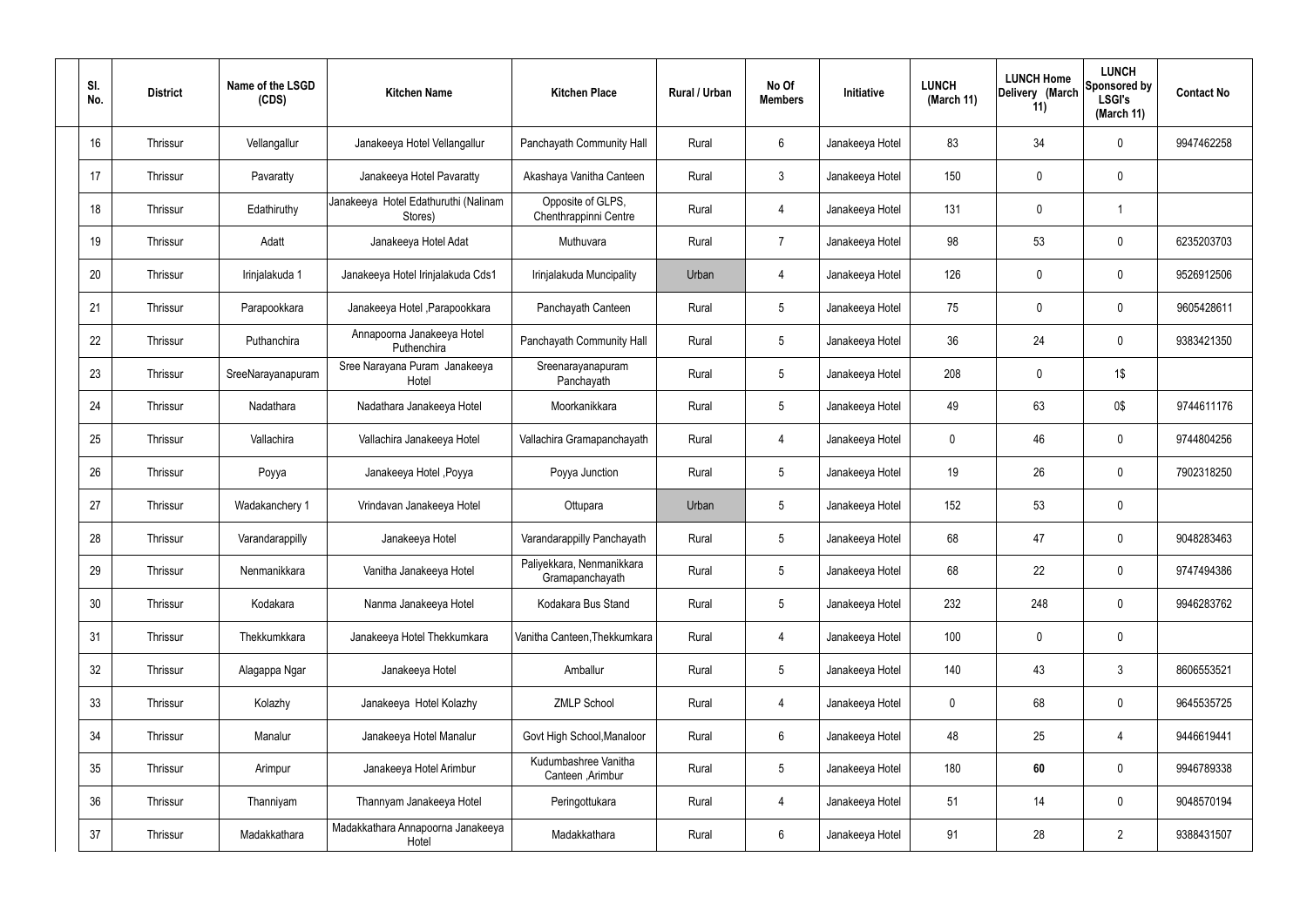| Sl. No. | District | Name of the LSGD (CDS) | Kitchen Name | Kitchen Place | Rural / Urban | No Of Members | Initiative | LUNCH (March 11) | LUNCH Home Delivery (March 11) | LUNCH Sponsored by LSGI's (March 11) | Contact No |
|---|---|---|---|---|---|---|---|---|---|---|---|
| 16 | Thrissur | Vellangallur | Janakeeya Hotel Vellangallur | Panchayath Community Hall | Rural | 6 | Janakeeya Hotel | 83 | 34 | 0 | 9947462258 |
| 17 | Thrissur | Pavaratty | Janakeeya Hotel Pavaratty | Akashaya Vanitha Canteen | Rural | 3 | Janakeeya Hotel | 150 | 0 | 0 | |
| 18 | Thrissur | Edathiruthy | Janakeeya Hotel Edathuruthi (Nalinam Stores) | Opposite of GLPS, Chenthrappinni Centre | Rural | 4 | Janakeeya Hotel | 131 | 0 | 1 | |
| 19 | Thrissur | Adatt | Janakeeya Hotel Adat | Muthuvara | Rural | 7 | Janakeeya Hotel | 98 | 53 | 0 | 6235203703 |
| 20 | Thrissur | Irinjalakuda 1 | Janakeeya Hotel Irinjalakuda Cds1 | Irinjalakuda Muncipality | Urban | 4 | Janakeeya Hotel | 126 | 0 | 0 | 9526912506 |
| 21 | Thrissur | Parapookkara | Janakeeya Hotel ,Parapookkara | Panchayath Canteen | Rural | 5 | Janakeeya Hotel | 75 | 0 | 0 | 9605428611 |
| 22 | Thrissur | Puthanchira | Annapoorna Janakeeya Hotel Puthenchira | Panchayath Community Hall | Rural | 5 | Janakeeya Hotel | 36 | 24 | 0 | 9383421350 |
| 23 | Thrissur | SreeNarayanapuram | Sree Narayana Puram Janakeeya Hotel | Sreenarayanapuram Panchayath | Rural | 5 | Janakeeya Hotel | 208 | 0 | 1$ | |
| 24 | Thrissur | Nadathara | Nadathara Janakeeya Hotel | Moorkanikkara | Rural | 5 | Janakeeya Hotel | 49 | 63 | 0$ | 9744611176 |
| 25 | Thrissur | Vallachira | Vallachira Janakeeya Hotel | Vallachira Gramapanchayath | Rural | 4 | Janakeeya Hotel | 0 | 46 | 0 | 9744804256 |
| 26 | Thrissur | Poyya | Janakeeya Hotel ,Poyya | Poyya Junction | Rural | 5 | Janakeeya Hotel | 19 | 26 | 0 | 7902318250 |
| 27 | Thrissur | Wadakanchery 1 | Vrindavan Janakeeya Hotel | Ottupara | Urban | 5 | Janakeeya Hotel | 152 | 53 | 0 | |
| 28 | Thrissur | Varandarappilly | Janakeeya Hotel | Varandarappilly Panchayath | Rural | 5 | Janakeeya Hotel | 68 | 47 | 0 | 9048283463 |
| 29 | Thrissur | Nenmanikkara | Vanitha Janakeeya Hotel | Paliyekkara, Nenmanikkara Gramapanchayath | Rural | 5 | Janakeeya Hotel | 68 | 22 | 0 | 9747494386 |
| 30 | Thrissur | Kodakara | Nanma Janakeeya Hotel | Kodakara Bus Stand | Rural | 5 | Janakeeya Hotel | 232 | 248 | 0 | 9946283762 |
| 31 | Thrissur | Thekkumkkara | Janakeeya Hotel Thekkumkara | Vanitha Canteen,Thekkumkara | Rural | 4 | Janakeeya Hotel | 100 | 0 | 0 | |
| 32 | Thrissur | Alagappa Ngar | Janakeeya Hotel | Amballur | Rural | 5 | Janakeeya Hotel | 140 | 43 | 3 | 8606553521 |
| 33 | Thrissur | Kolazhy | Janakeeya Hotel Kolazhy | ZMLP School | Rural | 4 | Janakeeya Hotel | 0 | 68 | 0 | 9645535725 |
| 34 | Thrissur | Manalur | Janakeeya Hotel Manalur | Govt High School,Manaloor | Rural | 6 | Janakeeya Hotel | 48 | 25 | 4 | 9446619441 |
| 35 | Thrissur | Arimpur | Janakeeya Hotel Arimbur | Kudumbashree Vanitha Canteen ,Arimbur | Rural | 5 | Janakeeya Hotel | 180 | **60** | 0 | 9946789338 |
| 36 | Thrissur | Thanniyam | Thannyam Janakeeya Hotel | Peringottukara | Rural | 4 | Janakeeya Hotel | 51 | 14 | 0 | 9048570194 |
| 37 | Thrissur | Madakkathara | Madakkathara Annapoorna Janakeeya Hotel | Madakkathara | Rural | 6 | Janakeeya Hotel | 91 | 28 | 2 | 9388431507 |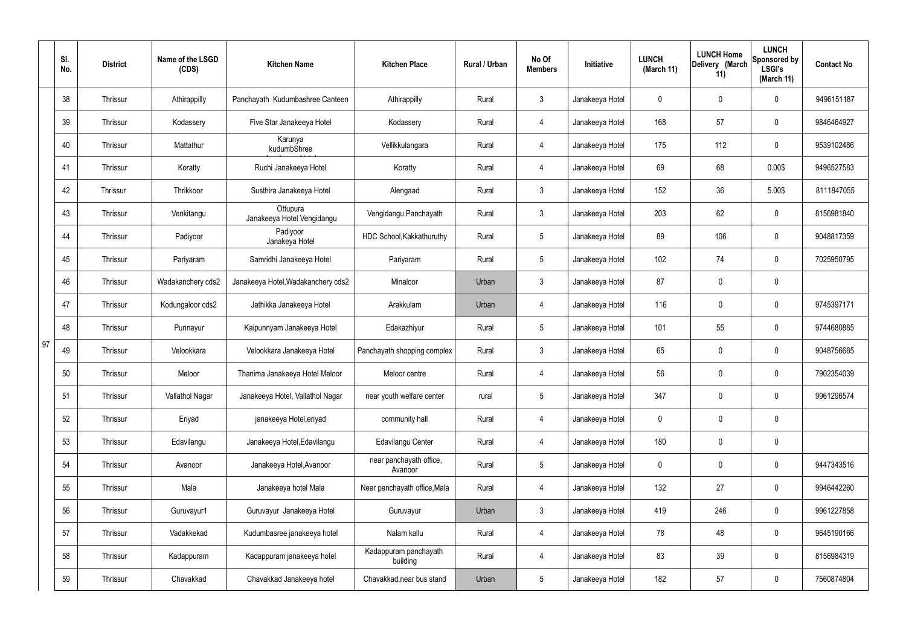|  | Sl. No. | District | Name of the LSGD (CDS) | Kitchen Name | Kitchen Place | Rural / Urban | No Of Members | Initiative | LUNCH (March 11) | LUNCH Home Delivery (March 11) | LUNCH Sponsored by LSGI's (March 11) | Contact No |
|---|---|---|---|---|---|---|---|---|---|---|---|---|
| 97 | 38 | Thrissur | Athirappilly | Panchayath Kudumbashree Canteen | Athirappilly | Rural | 3 | Janakeeya Hotel | 0 | 0 | 0 | 9496151187 |
|  | 39 | Thrissur | Kodassery | Five Star Janakeeya Hotel | Kodassery | Rural | 4 | Janakeeya Hotel | 168 | 57 | 0 | 9846464927 |
|  | 40 | Thrissur | Mattathur | Karunya kudumbShree | Vellikkulangara | Rural | 4 | Janakeeya Hotel | 175 | 112 | 0 | 9539102486 |
|  | 41 | Thrissur | Koratty | Ruchi Janakeeya Hotel | Koratty | Rural | 4 | Janakeeya Hotel | 69 | 68 | 0.00$ | 9496527583 |
|  | 42 | Thrissur | Thrikkoor | Susthira Janakeeya Hotel | Alengaad | Rural | 3 | Janakeeya Hotel | 152 | 36 | 5.00$ | 8111847055 |
|  | 43 | Thrissur | Venkitangu | Ottupura Janakeeya Hotel Vengidangu | Vengidangu Panchayath | Rural | 3 | Janakeeya Hotel | 203 | 62 | 0 | 8156981840 |
|  | 44 | Thrissur | Padiyoor | Padiyoor Janakeya Hotel | HDC School,Kakkathuruthy | Rural | 5 | Janakeeya Hotel | 89 | 106 | 0 | 9048817359 |
|  | 45 | Thrissur | Pariyaram | Samridhi Janakeeya Hotel | Pariyaram | Rural | 5 | Janakeeya Hotel | 102 | 74 | 0 | 7025950795 |
|  | 46 | Thrissur | Wadakanchery cds2 | Janakeeya Hotel,Wadakanchery cds2 | Minaloor | Urban | 3 | Janakeeya Hotel | 87 | 0 | 0 |  |
|  | 47 | Thrissur | Kodungaloor cds2 | Jathikka Janakeeya Hotel | Arakkulam | Urban | 4 | Janakeeya Hotel | 116 | 0 | 0 | 9745397171 |
|  | 48 | Thrissur | Punnayur | Kaipunnyam Janakeeya Hotel | Edakazhiyur | Rural | 5 | Janakeeya Hotel | 101 | 55 | 0 | 9744680885 |
|  | 49 | Thrissur | Velookkara | Velookkara Janakeeya Hotel | Panchayath shopping complex | Rural | 3 | Janakeeya Hotel | 65 | 0 | 0 | 9048756685 |
|  | 50 | Thrissur | Meloor | Thanima Janakeeya Hotel Meloor | Meloor centre | Rural | 4 | Janakeeya Hotel | 56 | 0 | 0 | 7902354039 |
|  | 51 | Thrissur | Vallathol Nagar | Janakeeya Hotel, Vallathol Nagar | near youth welfare center | rural | 5 | Janakeeya Hotel | 347 | 0 | 0 | 9961296574 |
|  | 52 | Thrissur | Eriyad | janakeeya Hotel,eriyad | community hall | Rural | 4 | Janakeeya Hotel | 0 | 0 | 0 |  |
|  | 53 | Thrissur | Edavilangu | Janakeeya Hotel,Edavilangu | Edavilangu Center | Rural | 4 | Janakeeya Hotel | 180 | 0 | 0 |  |
|  | 54 | Thrissur | Avanoor | Janakeeya Hotel,Avanoor | near panchayath office, Avanoor | Rural | 5 | Janakeeya Hotel | 0 | 0 | 0 | 9447343516 |
|  | 55 | Thrissur | Mala | Janakeeya hotel Mala | Near panchayath office,Mala | Rural | 4 | Janakeeya Hotel | 132 | 27 | 0 | 9946442260 |
|  | 56 | Thrissur | Guruvayur1 | Guruvayur Janakeeya Hotel | Guruvayur | Urban | 3 | Janakeeya Hotel | 419 | 246 | 0 | 9961227858 |
|  | 57 | Thrissur | Vadakkekad | Kudumbasree janakeeya hotel | Nalam kallu | Rural | 4 | Janakeeya Hotel | 78 | 48 | 0 | 9645190166 |
|  | 58 | Thrissur | Kadappuram | Kadappuram janakeeya hotel | Kadappuram panchayath building | Rural | 4 | Janakeeya Hotel | 83 | 39 | 0 | 8156984319 |
|  | 59 | Thrissur | Chavakkad | Chavakkad Janakeeya hotel | Chavakkad,near bus stand | Urban | 5 | Janakeeya Hotel | 182 | 57 | 0 | 7560874804 |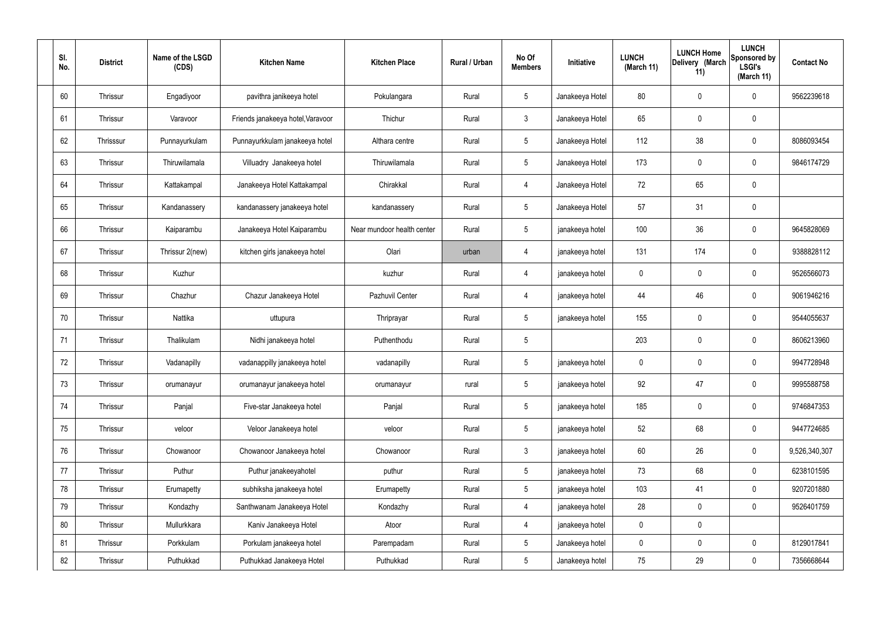| Sl. No. | District | Name of the LSGD (CDS) | Kitchen Name | Kitchen Place | Rural / Urban | No Of Members | Initiative | LUNCH (March 11) | LUNCH Home Delivery (March 11) | LUNCH Sponsored by LSGI's (March 11) | Contact No |
|---|---|---|---|---|---|---|---|---|---|---|---|
| 60 | Thrissur | Engadiyoor | pavithra janikeeya hotel | Pokulangara | Rural | 5 | Janakeeya Hotel | 80 | 0 | 0 | 9562239618 |
| 61 | Thrissur | Varavoor | Friends janakeeya hotel,Varavoor | Thichur | Rural | 3 | Janakeeya Hotel | 65 | 0 | 0 | |
| 62 | Thrisssur | Punnayurkulam | Punnayurkkulam janakeeya hotel | Althara centre | Rural | 5 | Janakeeya Hotel | 112 | 38 | 0 | 8086093454 |
| 63 | Thrissur | Thiruwilamala | Villuadry Janakeeya hotel | Thiruwilamala | Rural | 5 | Janakeeya Hotel | 173 | 0 | 0 | 9846174729 |
| 64 | Thrissur | Kattakampal | Janakeeya Hotel Kattakampal | Chirakkal | Rural | 4 | Janakeeya Hotel | 72 | 65 | 0 | |
| 65 | Thrissur | Kandanassery | kandanassery janakeeya hotel | kandanassery | Rural | 5 | Janakeeya Hotel | 57 | 31 | 0 | |
| 66 | Thrissur | Kaiparambu | Janakeeya Hotel Kaiparambu | Near mundoor health center | Rural | 5 | janakeeya hotel | 100 | 36 | 0 | 9645828069 |
| 67 | Thrissur | Thrissur 2(new) | kitchen girls janakeeya hotel | Olari | urban | 4 | janakeeya hotel | 131 | 174 | 0 | 9388828112 |
| 68 | Thrissur | Kuzhur | | kuzhur | Rural | 4 | janakeeya hotel | 0 | 0 | 0 | 9526566073 |
| 69 | Thrissur | Chazhur | Chazur Janakeeya Hotel | Pazhuvil Center | Rural | 4 | janakeeya hotel | 44 | 46 | 0 | 9061946216 |
| 70 | Thrissur | Nattika | uttupura | Thriprayar | Rural | 5 | janakeeya hotel | 155 | 0 | 0 | 9544055637 |
| 71 | Thrissur | Thalikulam | Nidhi janakeeya hotel | Puthenthodu | Rural | 5 | | 203 | 0 | 0 | 8606213960 |
| 72 | Thrissur | Vadanapilly | vadanappilly janakeeya hotel | vadanapilly | Rural | 5 | janakeeya hotel | 0 | 0 | 0 | 9947728948 |
| 73 | Thrissur | orumanayur | orumanayur janakeeya hotel | orumanayur | rural | 5 | janakeeya hotel | 92 | 47 | 0 | 9995588758 |
| 74 | Thrissur | Panjal | Five-star Janakeeya hotel | Panjal | Rural | 5 | janakeeya hotel | 185 | 0 | 0 | 9746847353 |
| 75 | Thrissur | veloor | Veloor Janakeeya hotel | veloor | Rural | 5 | janakeeya hotel | 52 | 68 | 0 | 9447724685 |
| 76 | Thrissur | Chowanoor | Chowanoor Janakeeya hotel | Chowanoor | Rural | 3 | janakeeya hotel | 60 | 26 | 0 | 9,526,340,307 |
| 77 | Thrissur | Puthur | Puthur janakeeyahotel | puthur | Rural | 5 | janakeeya hotel | 73 | 68 | 0 | 6238101595 |
| 78 | Thrissur | Erumapetty | subhiksha janakeeya hotel | Erumapetty | Rural | 5 | janakeeya hotel | 103 | 41 | 0 | 9207201880 |
| 79 | Thrissur | Kondazhy | Santhwanam Janakeeya Hotel | Kondazhy | Rural | 4 | janakeeya hotel | 28 | 0 | 0 | 9526401759 |
| 80 | Thrissur | Mullurkkara | Kaniv Janakeeya Hotel | Atoor | Rural | 4 | janakeeya hotel | 0 | 0 | | |
| 81 | Thrissur | Porkkulam | Porkulam janakeeya hotel | Parempadam | Rural | 5 | Janakeeya hotel | 0 | 0 | 0 | 8129017841 |
| 82 | Thrissur | Puthukkad | Puthukkad Janakeeya Hotel | Puthukkad | Rural | 5 | Janakeeya hotel | 75 | 29 | 0 | 7356668644 |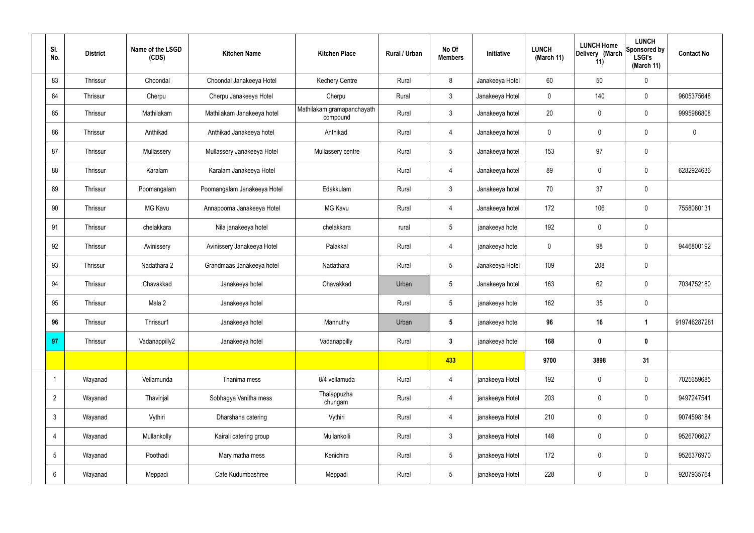| Sl. No. | District | Name of the LSGD (CDS) | Kitchen Name | Kitchen Place | Rural / Urban | No Of Members | Initiative | LUNCH (March 11) | LUNCH Home Delivery (March 11) | LUNCH Sponsored by LSGI's (March 11) | Contact No |
|---|---|---|---|---|---|---|---|---|---|---|---|
| 83 | Thrissur | Choondal | Choondal Janakeeya Hotel | Kechery Centre | Rural | 8 | Janakeeya Hotel | 60 | 50 | 0 | |
| 84 | Thrissur | Cherpu | Cherpu Janakeeya Hotel | Cherpu | Rural | 3 | Janakeeya Hotel | 0 | 140 | 0 | 9605375648 |
| 85 | Thrissur | Mathilakam | Mathilakam Janakeeya hotel | Mathilakam gramapanchayath compound | Rural | 3 | Janakeeya hotel | 20 | 0 | 0 | 9995986808 |
| 86 | Thrissur | Anthikad | Anthikad Janakeeya hotel | Anthikad | Rural | 4 | Janakeeya hotel | 0 | 0 | 0 | 0 |
| 87 | Thrissur | Mullassery | Mullassery Janakeeya Hotel | Mullassery centre | Rural | 5 | Janakeeya hotel | 153 | 97 | 0 | |
| 88 | Thrissur | Karalam | Karalam Janakeeya Hotel | | Rural | 4 | Janakeeya hotel | 89 | 0 | 0 | 6282924636 |
| 89 | Thrissur | Poomangalam | Poomangalam Janakeeya Hotel | Edakkulam | Rural | 3 | Janakeeya hotel | 70 | 37 | 0 | |
| 90 | Thrissur | MG Kavu | Annapoorna Janakeeya Hotel | MG Kavu | Rural | 4 | Janakeeya hotel | 172 | 106 | 0 | 7558080131 |
| 91 | Thrissur | chelakkara | Nila janakeeya hotel | chelakkara | rural | 5 | janakeeya hotel | 192 | 0 | 0 | |
| 92 | Thrissur | Avinissery | Avinissery Janakeeya Hotel | Palakkal | Rural | 4 | janakeeya hotel | 0 | 98 | 0 | 9446800192 |
| 93 | Thrissur | Nadathara 2 | Grandmaas Janakeeya hotel | Nadathara | Rural | 5 | Janakeeya Hotel | 109 | 208 | 0 | |
| 94 | Thrissur | Chavakkad | Janakeeya hotel | Chavakkad | Urban | 5 | Janakeeya hotel | 163 | 62 | 0 | 7034752180 |
| 95 | Thrissur | Mala 2 | Janakeeya hotel | | Rural | 5 | janakeeya hotel | 162 | 35 | 0 | |
| **96** | Thrissur | Thrissur1 | Janakeeya hotel | Mannuthy | Urban | **5** | janakeeya hotel | **96** | **16** | **1** | 919746287281 |
| **97** | Thrissur | Vadanappilly2 | Janakeeya hotel | Vadanappilly | Rural | **3** | janakeeya hotel | **168** | **0** | **0** | |
| | | | | | | **433** | | **9700** | **3898** | **31** | |
| 1 | Wayanad | Vellamunda | Thanima mess | 8/4 vellamuda | Rural | 4 | janakeeya Hotel | 192 | 0 | 0 | 7025659685 |
| 2 | Wayanad | Thavinjal | Sobhagya Vanitha mess | Thalappuzha chungam | Rural | 4 | janakeeya Hotel | 203 | 0 | 0 | 9497247541 |
| 3 | Wayanad | Vythiri | Dharshana catering | Vythiri | Rural | 4 | janakeeya Hotel | 210 | 0 | 0 | 9074598184 |
| 4 | Wayanad | Mullankolly | Kairali catering group | Mullankolli | Rural | 3 | janakeeya Hotel | 148 | 0 | 0 | 9526706627 |
| 5 | Wayanad | Poothadi | Mary matha mess | Kenichira | Rural | 5 | janakeeya Hotel | 172 | 0 | 0 | 9526376970 |
| 6 | Wayanad | Meppadi | Cafe Kudumbashree | Meppadi | Rural | 5 | janakeeya Hotel | 228 | 0 | 0 | 9207935764 |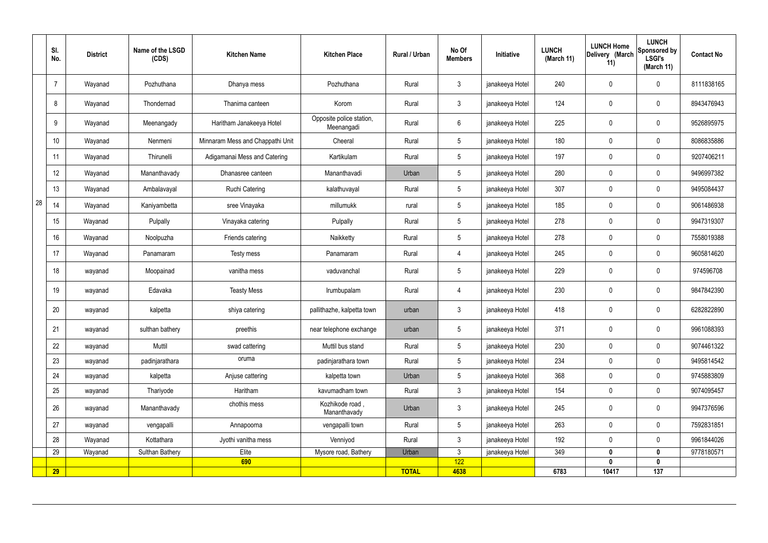|  | Sl. No. | District | Name of the LSGD (CDS) | Kitchen Name | Kitchen Place | Rural / Urban | No Of Members | Initiative | LUNCH (March 11) | LUNCH Home Delivery (March 11) | LUNCH Sponsored by LSGI's (March 11) | Contact No |
|---|---|---|---|---|---|---|---|---|---|---|---|---|
| 28 | 7 | Wayanad | Pozhuthana | Dhanya mess | Pozhuthana | Rural | 3 | janakeeya Hotel | 240 | 0 | 0 | 8111838165 |
|  | 8 | Wayanad | Thondernad | Thanima canteen | Korom | Rural | 3 | janakeeya Hotel | 124 | 0 | 0 | 8943476943 |
|  | 9 | Wayanad | Meenangady | Haritham Janakeeya Hotel | Opposite police station, Meenangadi | Rural | 6 | janakeeya Hotel | 225 | 0 | 0 | 9526895975 |
|  | 10 | Wayanad | Nenmeni | Minnaram Mess and Chappathi Unit | Cheeral | Rural | 5 | janakeeya Hotel | 180 | 0 | 0 | 8086835886 |
|  | 11 | Wayanad | Thirunelli | Adigamanai Mess and Catering | Kartikulam | Rural | 5 | janakeeya Hotel | 197 | 0 | 0 | 9207406211 |
|  | 12 | Wayanad | Mananthavady | Dhanasree canteen | Mananthavadi | Urban | 5 | janakeeya Hotel | 280 | 0 | 0 | 9496997382 |
|  | 13 | Wayanad | Ambalavayal | Ruchi Catering | kalathuvayal | Rural | 5 | janakeeya Hotel | 307 | 0 | 0 | 9495084437 |
|  | 14 | Wayanad | Kaniyambetta | sree Vinayaka | millumukk | rural | 5 | janakeeya Hotel | 185 | 0 | 0 | 9061486938 |
|  | 15 | Wayanad | Pulpally | Vinayaka catering | Pulpally | Rural | 5 | janakeeya Hotel | 278 | 0 | 0 | 9947319307 |
|  | 16 | Wayanad | Noolpuzha | Friends catering | Naikketty | Rural | 5 | janakeeya Hotel | 278 | 0 | 0 | 7558019388 |
|  | 17 | Wayanad | Panamaram | Testy mess | Panamaram | Rural | 4 | janakeeya Hotel | 245 | 0 | 0 | 9605814620 |
|  | 18 | wayanad | Moopainad | vanitha mess | vaduvanchal | Rural | 5 | janakeeya Hotel | 229 | 0 | 0 | 974596708 |
|  | 19 | wayanad | Edavaka | Teasty Mess | Irumbupalam | Rural | 4 | janakeeya Hotel | 230 | 0 | 0 | 9847842390 |
|  | 20 | wayanad | kalpetta | shiya catering | pallithazhe, kalpetta town | urban | 3 | janakeeya Hotel | 418 | 0 | 0 | 6282822890 |
|  | 21 | wayanad | sulthan bathery | preethis | near telephone exchange | urban | 5 | janakeeya Hotel | 371 | 0 | 0 | 9961088393 |
|  | 22 | wayanad | Muttil | swad cattering | Muttil bus stand | Rural | 5 | janakeeya Hotel | 230 | 0 | 0 | 9074461322 |
|  | 23 | wayanad | padinjarathara | oruma | padinjarathara town | Rural | 5 | janakeeya Hotel | 234 | 0 | 0 | 9495814542 |
|  | 24 | wayanad | kalpetta | Anjuse cattering | kalpetta town | Urban | 5 | janakeeya Hotel | 368 | 0 | 0 | 9745883809 |
|  | 25 | wayanad | Thariyode | Haritham | kavumadham town | Rural | 3 | janakeeya Hotel | 154 | 0 | 0 | 9074095457 |
|  | 26 | wayanad | Mananthavady | chothis mess | Kozhikode road , Mananthavady | Urban | 3 | janakeeya Hotel | 245 | 0 | 0 | 9947376596 |
|  | 27 | wayanad | vengapalli | Annapoorna | vengapalli town | Rural | 5 | janakeeya Hotel | 263 | 0 | 0 | 7592831851 |
|  | 28 | Wayanad | Kottathara | Jyothi vanitha mess | Venniyod | Rural | 3 | janakeeya Hotel | 192 | 0 | 0 | 9961844026 |
|  | 29 | Wayanad | Sulthan Bathery | Elite | Mysore road, Bathery | Urban | 3 | janakeeya Hotel | 349 | **0** | **0** | 9778180571 |
|  |  |  |  | **690** |  |  | 122 |  |  | **0** | **0** |  |
|  | **29** |  |  |  |  | **TOTAL** | **4638** |  | **6783** | **10417** | **137** |  |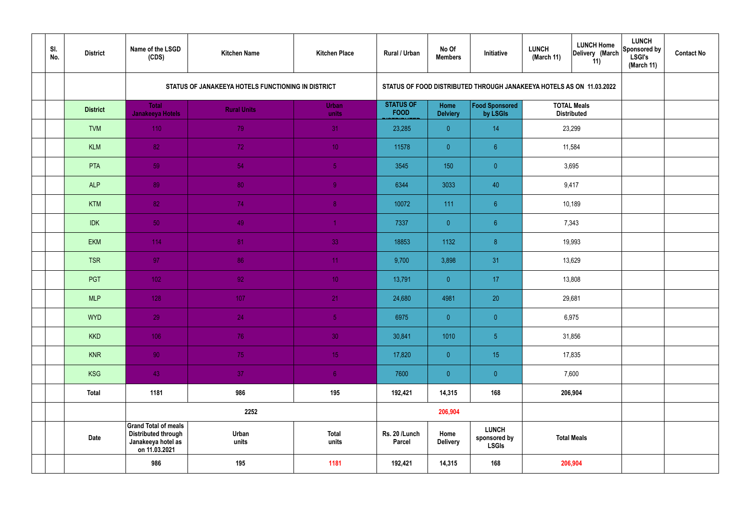| | Sl. No. | District | Name of the LSGD (CDS) | Kitchen Name | Kitchen Place | Rural / Urban | No Of Members | Initiative | LUNCH (March 11) | LUNCH Home Delivery (March 11) | LUNCH Sponsored by LSGI's (March 11) | Contact No |
|---|---|---|---|---|---|---|---|---|---|---|---|---|
| | | | STATUS OF JANAKEEYA HOTELS FUNCTIONING IN DISTRICT | | | STATUS OF FOOD DISTRIBUTED THROUGH JANAKEEYA HOTELS AS ON 11.03.2022 | | | | | | |
| | | District | Total Janakeeya Hotels | Rural Units | Urban units | STATUS OF FOOD DISTRIBUTED | Home Delviery | Food Sponsored by LSGIs | TOTAL Meals Distributed | | | |
| | | TVM | 110 | 79 | 31 | 23,285 | 0 | 14 | 23,299 | | | |
| | | KLM | 82 | 72 | 10 | 11578 | 0 | 6 | 11,584 | | | |
| | | PTA | 59 | 54 | 5 | 3545 | 150 | 0 | 3,695 | | | |
| | | ALP | 89 | 80 | 9 | 6344 | 3033 | 40 | 9,417 | | | |
| | | KTM | 82 | 74 | 8 | 10072 | 111 | 6 | 10,189 | | | |
| | | IDK | 50 | 49 | 1 | 7337 | 0 | 6 | 7,343 | | | |
| | | EKM | 114 | 81 | 33 | 18853 | 1132 | 8 | 19,993 | | | |
| | | TSR | 97 | 86 | 11 | 9,700 | 3,898 | 31 | 13,629 | | | |
| | | PGT | 102 | 92 | 10 | 13,791 | 0 | 17 | 13,808 | | | |
| | | MLP | 128 | 107 | 21 | 24,680 | 4981 | 20 | 29,681 | | | |
| | | WYD | 29 | 24 | 5 | 6975 | 0 | 0 | 6,975 | | | |
| | | KKD | 106 | 76 | 30 | 30,841 | 1010 | 5 | 31,856 | | | |
| | | KNR | 90 | 75 | 15 | 17,820 | 0 | 15 | 17,835 | | | |
| | | KSG | 43 | 37 | 6 | 7600 | 0 | 0 | 7,600 | | | |
| | | Total | 1181 | 986 | 195 | 192,421 | 14,315 | 168 | 206,904 | | | |
| | | | | 2252 | | | 206,904 | | | | | |
| | | Date | Grand Total of meals Distributed through Janakeeya hotel as on 11.03.2021 | Urban units | Total units | Rs. 20 /Lunch Parcel | Home Delivery | LUNCH sponsored by LSGIs | Total Meals | | | |
| | | | 986 | 195 | 1181 | 192,421 | 14,315 | 168 | 206,904 | | | |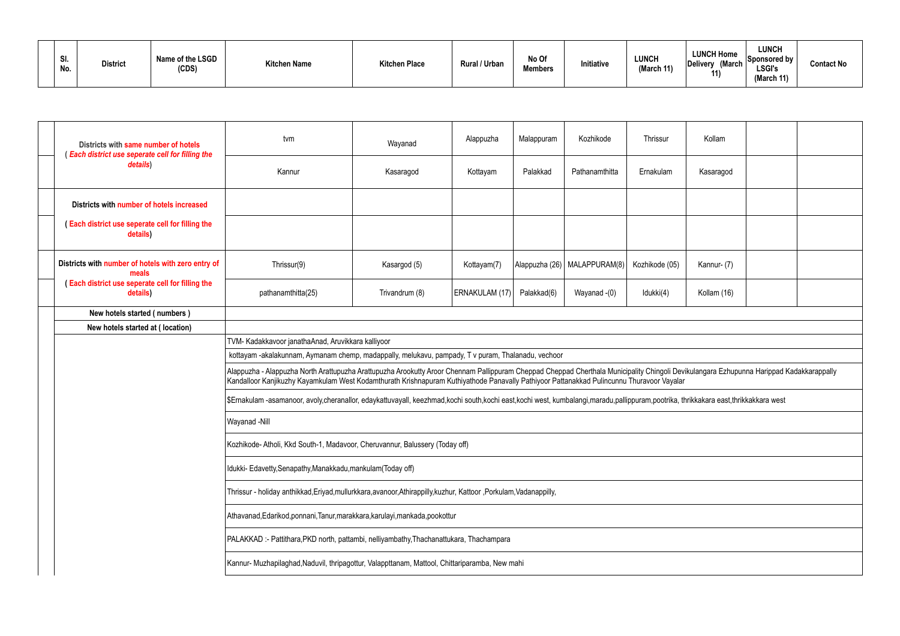| Sl. No. | District | Name of the LSGD (CDS) | Kitchen Name | Kitchen Place | Rural / Urban | No Of Members | Initiative | LUNCH (March 11) | LUNCH Home Delivery (March 11) | LUNCH Sponsored by LSGI's (March 11) | Contact No |
|---|---|---|---|---|---|---|---|---|---|---|---|

| | | | | | | | | | | |
|---|---|---|---|---|---|---|---|---|---|---|
| | Districts with same number of hotels ( *Each district use seperate cell for filling the details*) | tvm | Wayanad | Alappuzha | Malappuram | Kozhikode | Thrissur | Kollam | | |
| | | Kannur | Kasaragod | Kottayam | Palakkad | Pathanamthitta | Ernakulam | Kasaragod | | |
| | Districts with number of hotels increased | | | | | | | | | |
| | ( Each district use seperate cell for filling the details) | | | | | | | | | |
| | Districts with number of hotels with zero entry of meals ( Each district use seperate cell for filling the details) | Thrissur(9) | Kasargod (5) | Kottayam(7) | Alappuzha (26) | MALAPPURAM(8) | Kozhikode (05) | Kannur- (7) | | |
| | | pathanamthitta(25) | Trivandrum (8) | ERNAKULAM (17) | Palakkad(6) | Wayanad -(0) | Idukki(4) | Kollam (16) | | |
| | New hotels started ( numbers ) | | | | | | | | | |
| | New hotels started at ( location) | | | | | | | | | |
| | | TVM- Kadakkavoor janathaAnad, Aruvikkara kalliyoor | | | | | | | | |
| | | kottayam -akalakunnam, Aymanam chemp, madappally, melukavu, pampady, T v puram, Thalanadu, vechoor | | | | | | | | |
| | | Alappuzha - Alappuzha North Arattupuzha Arattupuzha Arookutty Aroor Chennam Pallippuram Cheppad Cheppad Cherthala Municipality Chingoli Devikulangara Ezhupunna Harippad Kadakkarappally Kandalloor Kanjikuzhy Kayamkulam West Kodamthurath Krishnapuram Kuthiyathode Panavally Pathiyoor Pattanakkad Pulincunnu Thuravoor Vayalar | | | | | | | | |
| | | $Ernakulam -asamanoor, avoly,cheranallor, edaykattuvayall, keezhmad,kochi south,kochi east,kochi west, kumbalangi,maradu,pallippuram,pootrika, thrikkakara east,thrikkakkara west | | | | | | | | |
| | | Wayanad -Nill | | | | | | | | |
| | | Kozhikode- Atholi, Kkd South-1, Madavoor, Cheruvannur, Balussery (Today off) | | | | | | | | |
| | | Idukki- Edavetty,Senapathy,Manakkadu,mankulam(Today off) | | | | | | | | |
| | | Thrissur - holiday anthikkad,Eriyad,mullurkkara,avanoor,Athirappilly,kuzhur, Kattoor ,Porkulam,Vadanappilly, | | | | | | | | |
| | | Athavanad,Edarikod,ponnani,Tanur,marakkara,karulayi,mankada,pookottur | | | | | | | | |
| | | PALAKKAD :- Pattithara,PKD north, pattambi, nelliyambathy,Thachanattukara, Thachampara | | | | | | | | |
| | | Kannur- Muzhapilaghad,Naduvil, thripagottur, Valappttanam, Mattool, Chittariparamba, New mahi | | | | | | | | |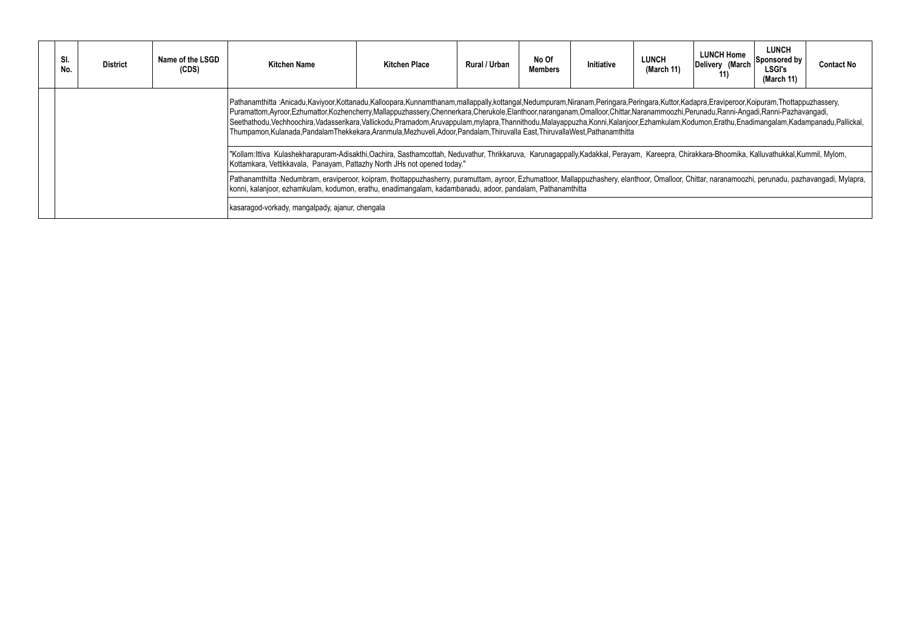| | Sl. No. | District | Name of the LSGD (CDS) | Kitchen Name | Kitchen Place | Rural / Urban | No Of Members | Initiative | LUNCH (March 11) | LUNCH Home Delivery (March 11) | LUNCH Sponsored by LSGI's (March 11) | Contact No |
|---|---|---|---|---|---|---|---|---|---|---|---|---|
| | | | | Pathanamthitta :Anicadu,Kaviyoor,Kottanadu,Kalloopara,Kunnamthanam,mallappally,kottangal,Nedumpuram,Niranam,Peringara,Peringara,Kuttor,Kadapra,Eraviperoor,Koipuram,Thottappuzhassery, Puramattom,Ayroor,Ezhumattor,Kozhencherry,Mallappuzhassery,Chennerkara,Cherukole,Elanthoor,naranganam,Omalloor,Chittar,Naranammoozhi,Perunadu,Ranni-Angadi,Ranni-Pazhavangadi, Seethathodu,Vechhoochira,Vadasserikara,Vallickodu,Pramadom,Aruvappulam,mylapra,Thannithodu,Malayappuzha,Konni,Kalanjoor,Ezhamkulam,Kodumon,Erathu,Enadimangalam,Kadampanadu,Pallickal, Thumpamon,Kulanada,PandalamThekkekara,Aranmula,Mezhuveli,Adoor,Pandalam,Thiruvalla East,ThiruvallaWest,Pathanamthitta | | | | | | | | |
| | | | | "Kollam:Ittiva Kulashekharapuram-Adisakthi,Oachira, Sasthamcottah, Neduvathur, Thrikkaruva, Karunagappally,Kadakkal, Perayam, Kareepra, Chirakkara-Bhoomika, Kalluvathukkal,Kummil, Mylom, Kottamkara, Vettikkavala, Panayam, Pattazhy North JHs not opened today." | | | | | | | | |
| | | | | Pathanamthitta :Nedumbram, eraviperoor, koipram, thottappuzhasherry, puramuttam, ayroor, Ezhumattoor, Mallappuzhashery, elanthoor, Omalloor, Chittar, naranamoozhi, perunadu, pazhavangadi, Mylapra, konni, kalanjoor, ezhamkulam, kodumon, erathu, enadimangalam, kadambanadu, adoor, pandalam, Pathanamthitta | | | | | | | | |
| | | | | kasaragod-vorkady, mangalpady, ajanur, chengala | | | | | | | | |